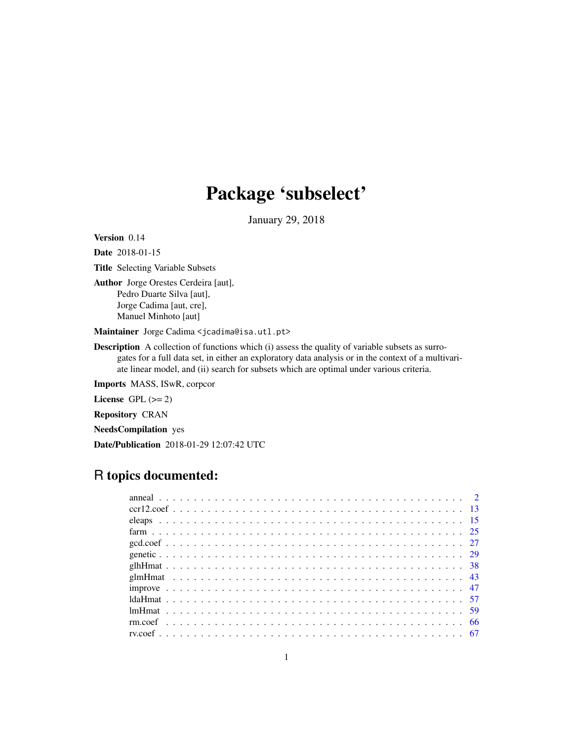# Package 'subselect'

January 29, 2018

**Version** 0.14

**Date** 2018-01-15

**Title** Selecting Variable Subsets

**Author** Jorge Orestes Cerdeira [aut],
Pedro Duarte Silva [aut],
Jorge Cadima [aut, cre],
Manuel Minhoto [aut]

**Maintainer** Jorge Cadima <jcadima@isa.utl.pt>

**Description** A collection of functions which (i) assess the quality of variable subsets as surrogates for a full data set, in either an exploratory data analysis or in the context of a multivariate linear model, and (ii) search for subsets which are optimal under various criteria.

**Imports** MASS, ISwR, corpcor

**License** GPL (>= 2)

**Repository** CRAN

**NeedsCompilation** yes

**Date/Publication** 2018-01-29 12:07:42 UTC

## R topics documented:

| | |
|---|---|
| anneal | 2 |
| ccr12.coef | 13 |
| eleaps | 15 |
| farm | 25 |
| gcd.coef | 27 |
| genetic | 29 |
| glhHmat | 38 |
| glmHmat | 43 |
| improve | 47 |
| ldaHmat | 57 |
| lmHmat | 59 |
| rm.coef | 66 |
| rv.coef | 67 |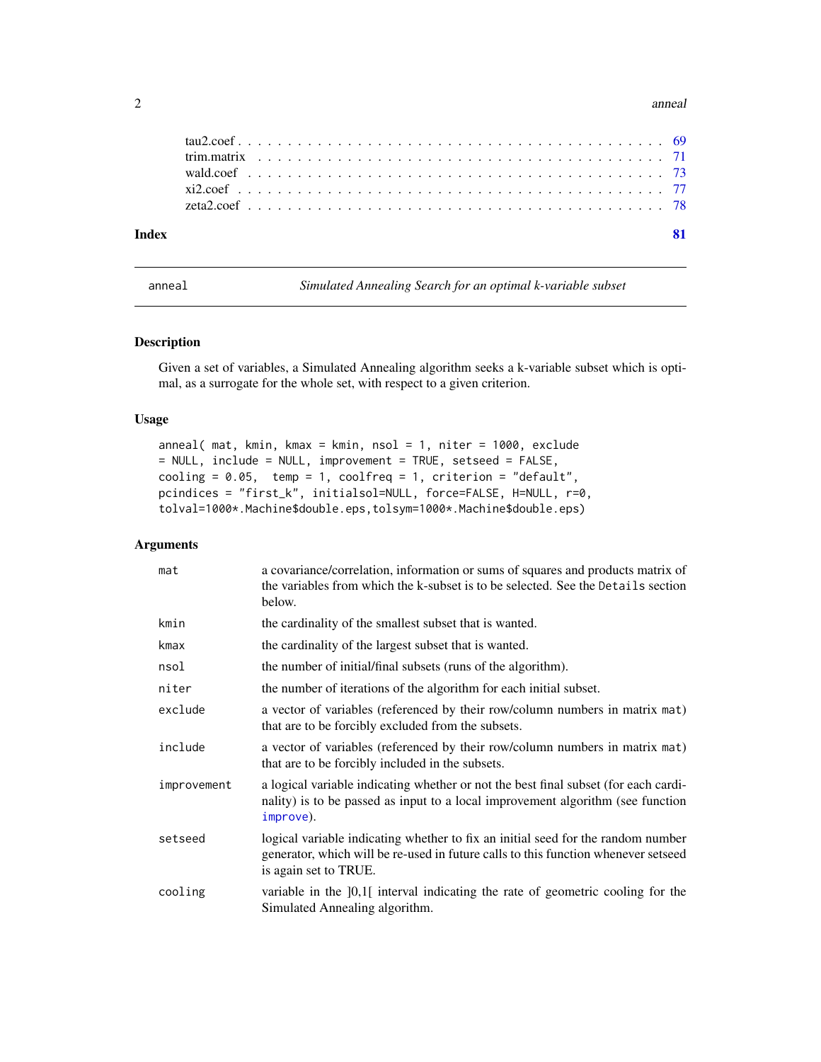| | |
|---|---|
| tau2.coef | 69 |
| trim.matrix | 71 |
| wald.coef | 73 |
| xi2.coef | 77 |
| zeta2.coef | 78 |

**Index** **81**

---

anneal — *Simulated Annealing Search for an optimal k-variable subset*

---

## Description

Given a set of variables, a Simulated Annealing algorithm seeks a k-variable subset which is optimal, as a surrogate for the whole set, with respect to a given criterion.

## Usage

```
anneal( mat, kmin, kmax = kmin, nsol = 1, niter = 1000, exclude
= NULL, include = NULL, improvement = TRUE, setseed = FALSE,
cooling = 0.05,  temp = 1, coolfreq = 1, criterion = "default",
pcindices = "first_k", initialsol=NULL, force=FALSE, H=NULL, r=0,
tolval=1000*.Machine$double.eps,tolsym=1000*.Machine$double.eps)
```

## Arguments

| | |
|---|---|
| `mat` | a covariance/correlation, information or sums of squares and products matrix of the variables from which the k-subset is to be selected. See the `Details` section below. |
| `kmin` | the cardinality of the smallest subset that is wanted. |
| `kmax` | the cardinality of the largest subset that is wanted. |
| `nsol` | the number of initial/final subsets (runs of the algorithm). |
| `niter` | the number of iterations of the algorithm for each initial subset. |
| `exclude` | a vector of variables (referenced by their row/column numbers in matrix `mat`) that are to be forcibly excluded from the subsets. |
| `include` | a vector of variables (referenced by their row/column numbers in matrix `mat`) that are to be forcibly included in the subsets. |
| `improvement` | a logical variable indicating whether or not the best final subset (for each cardinality) is to be passed as input to a local improvement algorithm (see function `improve`). |
| `setseed` | logical variable indicating whether to fix an initial seed for the random number generator, which will be re-used in future calls to this function whenever setseed is again set to TRUE. |
| `cooling` | variable in the ]0,1[ interval indicating the rate of geometric cooling for the Simulated Annealing algorithm. |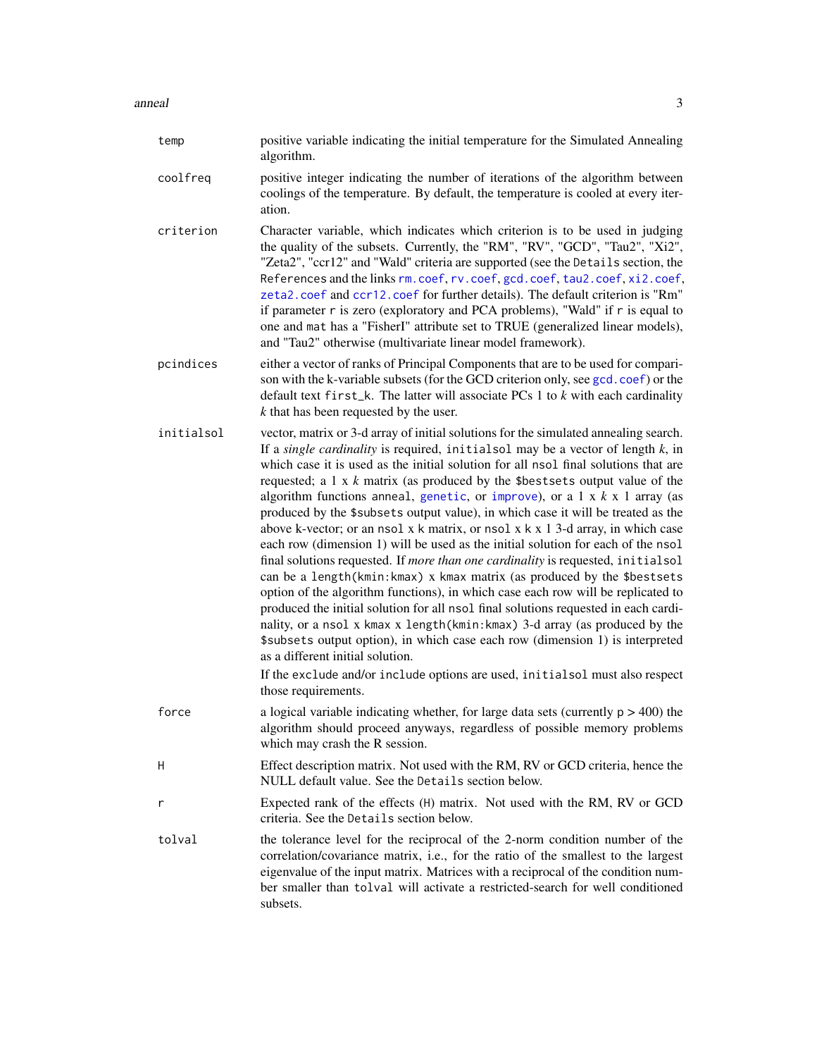| | |
|---|---|
| `temp` | positive variable indicating the initial temperature for the Simulated Annealing algorithm. |
| `coolfreq` | positive integer indicating the number of iterations of the algorithm between coolings of the temperature. By default, the temperature is cooled at every iteration. |
| `criterion` | Character variable, which indicates which criterion is to be used in judging the quality of the subsets. Currently, the "RM", "RV", "GCD", "Tau2", "Xi2", "Zeta2", "ccr12" and "Wald" criteria are supported (see the `Details` section, the `References` and the links `rm.coef`, `rv.coef`, `gcd.coef`, `tau2.coef`, `xi2.coef`, `zeta2.coef` and `ccr12.coef` for further details). The default criterion is "Rm" if parameter `r` is zero (exploratory and PCA problems), "Wald" if `r` is equal to one and `mat` has a "FisherI" attribute set to TRUE (generalized linear models), and "Tau2" otherwise (multivariate linear model framework). |
| `pcindices` | either a vector of ranks of Principal Components that are to be used for comparison with the k-variable subsets (for the GCD criterion only, see `gcd.coef`) or the default text `first_k`. The latter will associate PCs 1 to *k* with each cardinality *k* that has been requested by the user. |
| `initialsol` | vector, matrix or 3-d array of initial solutions for the simulated annealing search. If a *single cardinality* is required, `initialsol` may be a vector of length *k*, in which case it is used as the initial solution for all `nsol` final solutions that are requested; a 1 x *k* matrix (as produced by the `$bestsets` output value of the algorithm functions `anneal`, `genetic`, or `improve`), or a 1 x *k* x 1 array (as produced by the `$subsets` output value), in which case it will be treated as the above k-vector; or an `nsol` x k matrix, or `nsol` x k x 1 3-d array, in which case each row (dimension 1) will be used as the initial solution for each of the `nsol` final solutions requested. If *more than one cardinality* is requested, `initialsol` can be a `length(kmin:kmax)` x `kmax` matrix (as produced by the `$bestsets` option of the algorithm functions), in which case each row will be replicated to produced the initial solution for all `nsol` final solutions requested in each cardinality, or a `nsol` x `kmax` x `length(kmin:kmax)` 3-d array (as produced by the `$subsets` output option), in which case each row (dimension 1) is interpreted as a different initial solution. <br><br> If the `exclude` and/or `include` options are used, `initialsol` must also respect those requirements. |
| `force` | a logical variable indicating whether, for large data sets (currently `p` > 400) the algorithm should proceed anyways, regardless of possible memory problems which may crash the R session. |
| `H` | Effect description matrix. Not used with the RM, RV or GCD criteria, hence the NULL default value. See the `Details` section below. |
| `r` | Expected rank of the effects (`H`) matrix. Not used with the RM, RV or GCD criteria. See the `Details` section below. |
| `tolval` | the tolerance level for the reciprocal of the 2-norm condition number of the correlation/covariance matrix, i.e., for the ratio of the smallest to the largest eigenvalue of the input matrix. Matrices with a reciprocal of the condition number smaller than `tolval` will activate a restricted-search for well conditioned subsets. |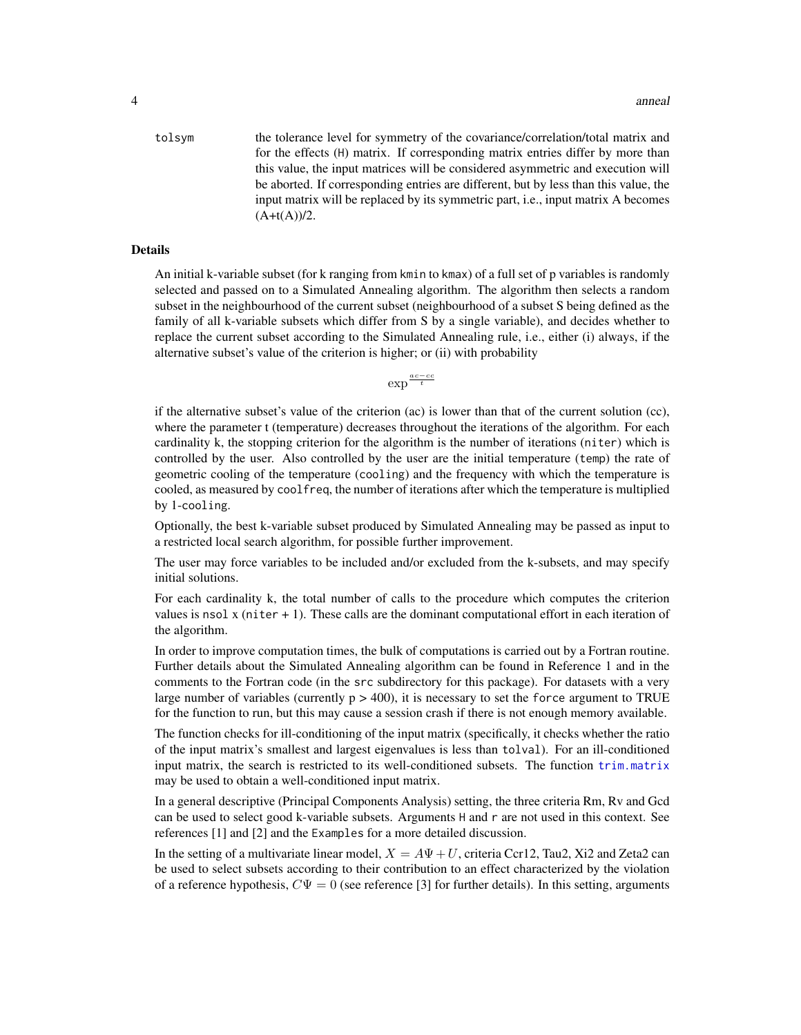tolsym
: the tolerance level for symmetry of the covariance/correlation/total matrix and for the effects (H) matrix. If corresponding matrix entries differ by more than this value, the input matrices will be considered asymmetric and execution will be aborted. If corresponding entries are different, but by less than this value, the input matrix will be replaced by its symmetric part, i.e., input matrix A becomes (A+t(A))/2.

## Details

An initial k-variable subset (for k ranging from `kmin` to `kmax`) of a full set of p variables is randomly selected and passed on to a Simulated Annealing algorithm. The algorithm then selects a random subset in the neighbourhood of the current subset (neighbourhood of a subset S being defined as the family of all k-variable subsets which differ from S by a single variable), and decides whether to replace the current subset according to the Simulated Annealing rule, i.e., either (i) always, if the alternative subset's value of the criterion is higher; or (ii) with probability

$$\exp^{\frac{ac-cc}{t}}$$

if the alternative subset's value of the criterion (ac) is lower than that of the current solution (cc), where the parameter t (temperature) decreases throughout the iterations of the algorithm. For each cardinality k, the stopping criterion for the algorithm is the number of iterations (`niter`) which is controlled by the user. Also controlled by the user are the initial temperature (`temp`) the rate of geometric cooling of the temperature (`cooling`) and the frequency with which the temperature is cooled, as measured by `coolfreq`, the number of iterations after which the temperature is multiplied by 1-`cooling`.

Optionally, the best k-variable subset produced by Simulated Annealing may be passed as input to a restricted local search algorithm, for possible further improvement.

The user may force variables to be included and/or excluded from the k-subsets, and may specify initial solutions.

For each cardinality k, the total number of calls to the procedure which computes the criterion values is `nsol` x (`niter` + 1). These calls are the dominant computational effort in each iteration of the algorithm.

In order to improve computation times, the bulk of computations is carried out by a Fortran routine. Further details about the Simulated Annealing algorithm can be found in Reference 1 and in the comments to the Fortran code (in the `src` subdirectory for this package). For datasets with a very large number of variables (currently p > 400), it is necessary to set the `force` argument to TRUE for the function to run, but this may cause a session crash if there is not enough memory available.

The function checks for ill-conditioning of the input matrix (specifically, it checks whether the ratio of the input matrix's smallest and largest eigenvalues is less than `tolval`). For an ill-conditioned input matrix, the search is restricted to its well-conditioned subsets. The function `trim.matrix` may be used to obtain a well-conditioned input matrix.

In a general descriptive (Principal Components Analysis) setting, the three criteria Rm, Rv and Gcd can be used to select good k-variable subsets. Arguments `H` and `r` are not used in this context. See references [1] and [2] and the `Examples` for a more detailed discussion.

In the setting of a multivariate linear model, $X = A\Psi + U$, criteria Ccr12, Tau2, Xi2 and Zeta2 can be used to select subsets according to their contribution to an effect characterized by the violation of a reference hypothesis, $C\Psi = 0$ (see reference [3] for further details). In this setting, arguments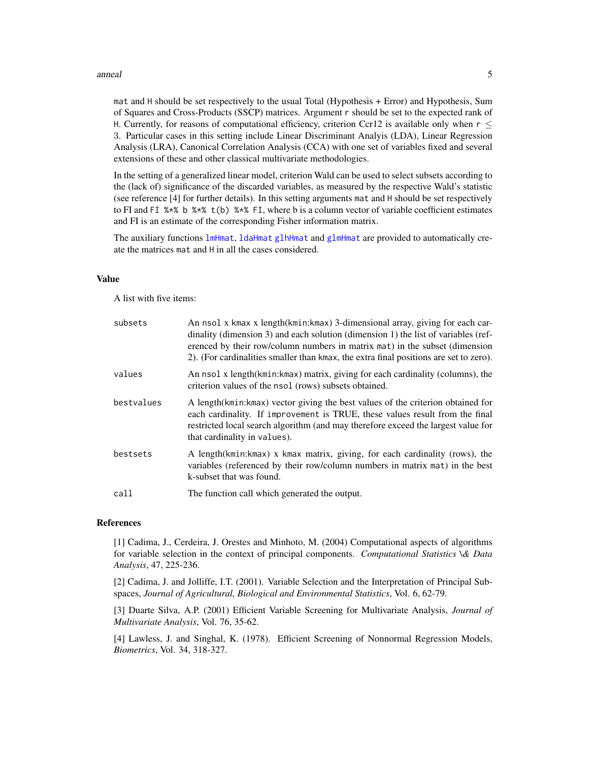mat and H should be set respectively to the usual Total (Hypothesis + Error) and Hypothesis, Sum of Squares and Cross-Products (SSCP) matrices. Argument r should be set to the expected rank of H. Currently, for reasons of computational efficiency, criterion Ccr12 is available only when r $\leq$ 3. Particular cases in this setting include Linear Discriminant Analyis (LDA), Linear Regression Analysis (LRA), Canonical Correlation Analysis (CCA) with one set of variables fixed and several extensions of these and other classical multivariate methodologies.

In the setting of a generalized linear model, criterion Wald can be used to select subsets according to the (lack of) significance of the discarded variables, as measured by the respective Wald's statistic (see reference [4] for further details). In this setting arguments mat and H should be set respectively to FI and `FI %*% b %*% t(b) %*% FI`, where b is a column vector of variable coefficient estimates and FI is an estimate of the corresponding Fisher information matrix.

The auxiliary functions lmHmat, ldaHmat glhHmat and glmHmat are provided to automatically create the matrices mat and H in all the cases considered.

## Value

A list with five items:

| | |
|---|---|
| subsets | An nsol x kmax x length(kmin:kmax) 3-dimensional array, giving for each cardinality (dimension 3) and each solution (dimension 1) the list of variables (referenced by their row/column numbers in matrix mat) in the subset (dimension 2). (For cardinalities smaller than kmax, the extra final positions are set to zero). |
| values | An nsol x length(kmin:kmax) matrix, giving for each cardinality (columns), the criterion values of the nsol (rows) subsets obtained. |
| bestvalues | A length(kmin:kmax) vector giving the best values of the criterion obtained for each cardinality. If improvement is TRUE, these values result from the final restricted local search algorithm (and may therefore exceed the largest value for that cardinality in values). |
| bestsets | A length(kmin:kmax) x kmax matrix, giving, for each cardinality (rows), the variables (referenced by their row/column numbers in matrix mat) in the best k-subset that was found. |
| call | The function call which generated the output. |

## References

[1] Cadima, J., Cerdeira, J. Orestes and Minhoto, M. (2004) Computational aspects of algorithms for variable selection in the context of principal components. *Computational Statistics \& Data Analysis*, 47, 225-236.

[2] Cadima, J. and Jolliffe, I.T. (2001). Variable Selection and the Interpretation of Principal Subspaces, *Journal of Agricultural, Biological and Environmental Statistics*, Vol. 6, 62-79.

[3] Duarte Silva, A.P. (2001) Efficient Variable Screening for Multivariate Analysis, *Journal of Multivariate Analysis*, Vol. 76, 35-62.

[4] Lawless, J. and Singhal, K. (1978). Efficient Screening of Nonnormal Regression Models, *Biometrics*, Vol. 34, 318-327.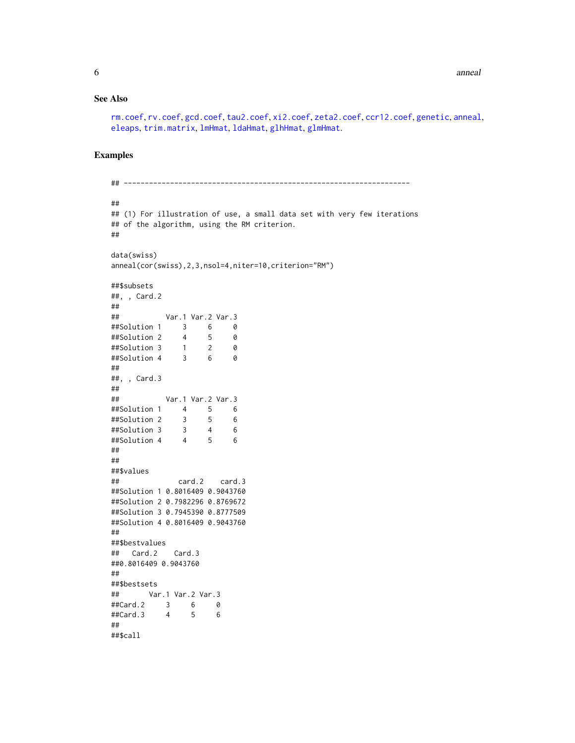### See Also

rm.coef, rv.coef, gcd.coef, tau2.coef, xi2.coef, zeta2.coef, ccr12.coef, genetic, anneal, eleaps, trim.matrix, lmHmat, ldaHmat, glhHmat, glmHmat.

### Examples

```
## --------------------------------------------------------------------

##
## (1) For illustration of use, a small data set with very few iterations
## of the algorithm, using the RM criterion.
##

data(swiss)
anneal(cor(swiss),2,3,nsol=4,niter=10,criterion="RM")

##$subsets
##, , Card.2
##
##           Var.1 Var.2 Var.3
##Solution 1     3     6     0
##Solution 2     4     5     0
##Solution 3     1     2     0
##Solution 4     3     6     0
##
##, , Card.3
##
##           Var.1 Var.2 Var.3
##Solution 1     4     5     6
##Solution 2     3     5     6
##Solution 3     3     4     6
##Solution 4     4     5     6
##
##
##$values
##              card.2    card.3
##Solution 1 0.8016409 0.9043760
##Solution 2 0.7982296 0.8769672
##Solution 3 0.7945390 0.8777509
##Solution 4 0.8016409 0.9043760
##
##$bestvalues
##   Card.2    Card.3
##0.8016409 0.9043760
##
##$bestsets
##       Var.1 Var.2 Var.3
##Card.2     3     6     0
##Card.3     4     5     6
##
##$call
```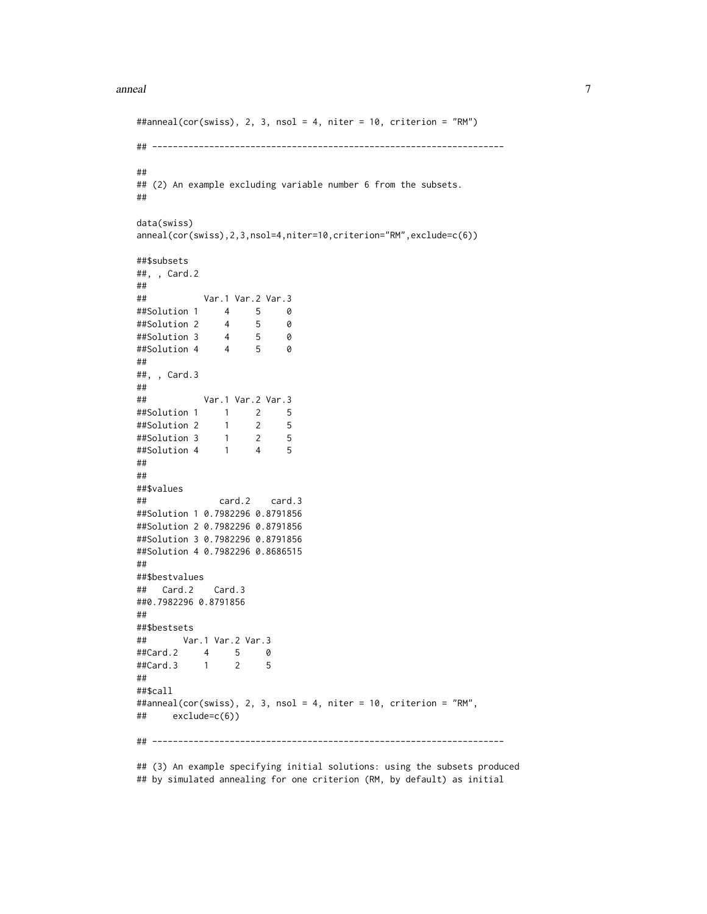```
##anneal(cor(swiss), 2, 3, nsol = 4, niter = 10, criterion = "RM")

## --------------------------------------------------------------------

##
## (2) An example excluding variable number 6 from the subsets.
##

data(swiss)
anneal(cor(swiss),2,3,nsol=4,niter=10,criterion="RM",exclude=c(6))

##$subsets
##, , Card.2
##
##           Var.1 Var.2 Var.3
##Solution 1     4     5     0
##Solution 2     4     5     0
##Solution 3     4     5     0
##Solution 4     4     5     0
##
##, , Card.3
##
##           Var.1 Var.2 Var.3
##Solution 1     1     2     5
##Solution 2     1     2     5
##Solution 3     1     2     5
##Solution 4     1     4     5
##
##
##$values
##              card.2    card.3
##Solution 1 0.7982296 0.8791856
##Solution 2 0.7982296 0.8791856
##Solution 3 0.7982296 0.8791856
##Solution 4 0.7982296 0.8686515
##
##$bestvalues
##   Card.2    Card.3
##0.7982296 0.8791856
##
##$bestsets
##       Var.1 Var.2 Var.3
##Card.2     4     5     0
##Card.3     1     2     5
##
##$call
##anneal(cor(swiss), 2, 3, nsol = 4, niter = 10, criterion = "RM",
##     exclude=c(6))

## --------------------------------------------------------------------

## (3) An example specifying initial solutions: using the subsets produced
## by simulated annealing for one criterion (RM, by default) as initial
```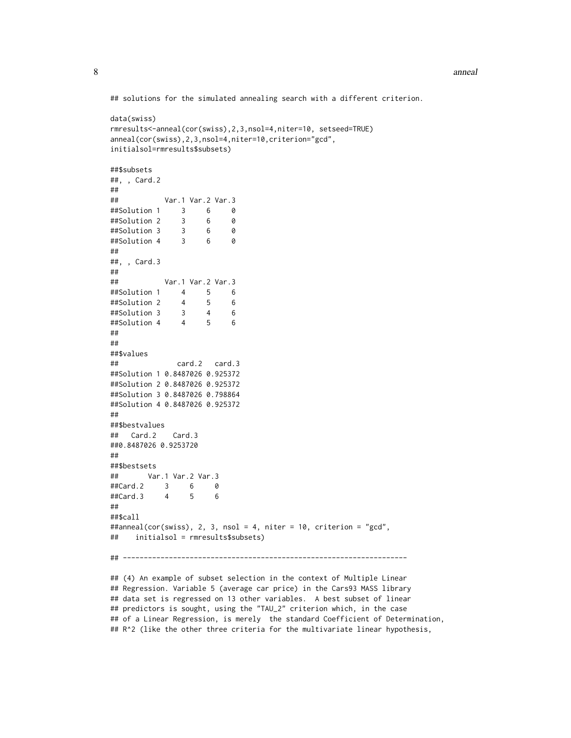```
## solutions for the simulated annealing search with a different criterion.

data(swiss)
rmresults<-anneal(cor(swiss),2,3,nsol=4,niter=10, setseed=TRUE)
anneal(cor(swiss),2,3,nsol=4,niter=10,criterion="gcd",
initialsol=rmresults$subsets)

##$subsets
##, , Card.2
##
##           Var.1 Var.2 Var.3
##Solution 1     3     6     0
##Solution 2     3     6     0
##Solution 3     3     6     0
##Solution 4     3     6     0
##
##, , Card.3
##
##           Var.1 Var.2 Var.3
##Solution 1     4     5     6
##Solution 2     4     5     6
##Solution 3     3     4     6
##Solution 4     4     5     6
##
##
##$values
##              card.2   card.3
##Solution 1 0.8487026 0.925372
##Solution 2 0.8487026 0.925372
##Solution 3 0.8487026 0.798864
##Solution 4 0.8487026 0.925372
##
##$bestvalues
##   Card.2    Card.3
##0.8487026 0.9253720
##
##$bestsets
##       Var.1 Var.2 Var.3
##Card.2     3     6     0
##Card.3     4     5     6
##
##$call
##anneal(cor(swiss), 2, 3, nsol = 4, niter = 10, criterion = "gcd",
##    initialsol = rmresults$subsets)

## --------------------------------------------------------------------

## (4) An example of subset selection in the context of Multiple Linear
## Regression. Variable 5 (average car price) in the Cars93 MASS library
## data set is regressed on 13 other variables.  A best subset of linear
## predictors is sought, using the "TAU_2" criterion which, in the case
## of a Linear Regression, is merely  the standard Coefficient of Determination,
## R^2 (like the other three criteria for the multivariate linear hypothesis,
```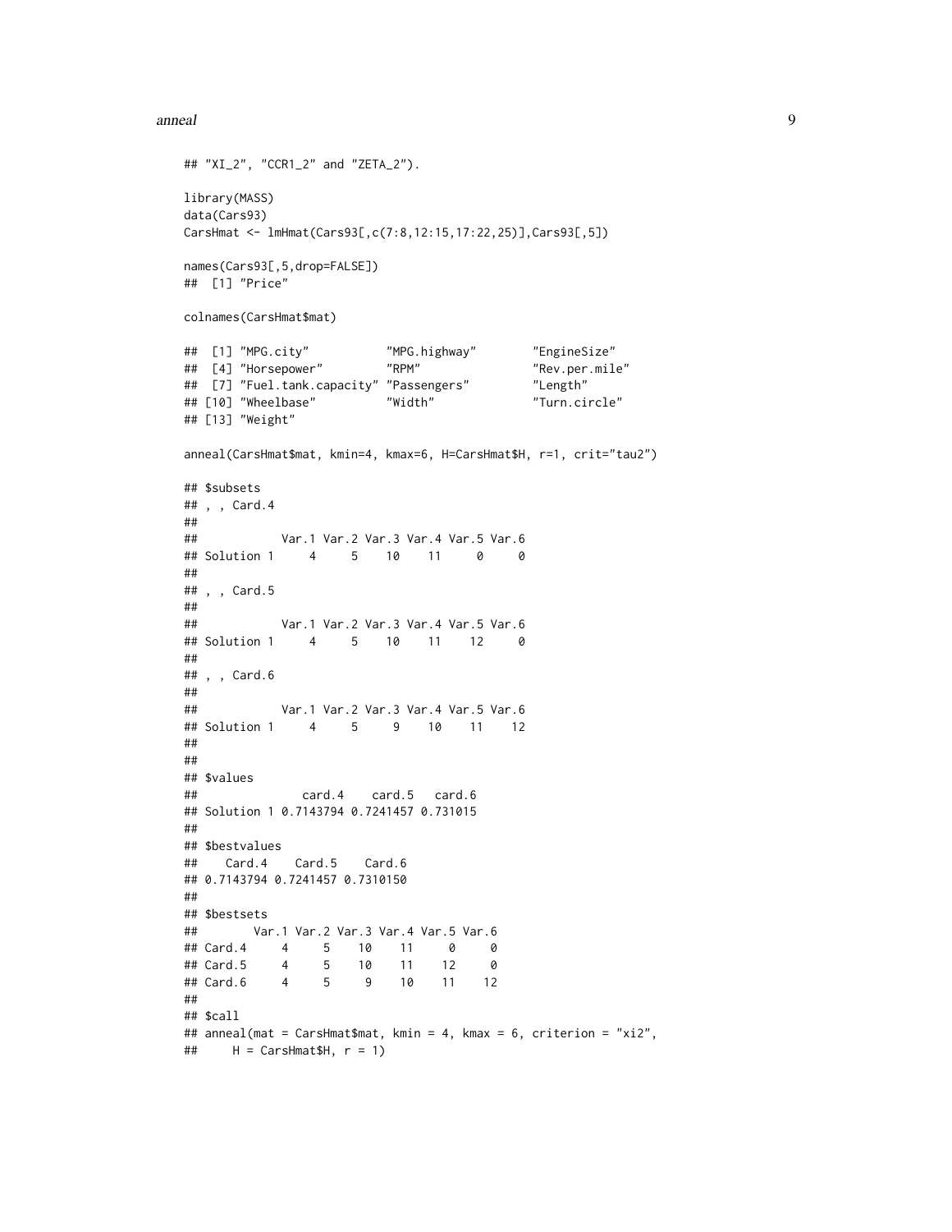```
## "XI_2", "CCR1_2" and "ZETA_2").

library(MASS)
data(Cars93)
CarsHmat <- lmHmat(Cars93[,c(7:8,12:15,17:22,25)],Cars93[,5])

names(Cars93[,5,drop=FALSE])
##  [1] "Price"

colnames(CarsHmat$mat)

##  [1] "MPG.city"          "MPG.highway"       "EngineSize"
##  [4] "Horsepower"        "RPM"               "Rev.per.mile"
##  [7] "Fuel.tank.capacity" "Passengers"       "Length"
## [10] "Wheelbase"         "Width"             "Turn.circle"
## [13] "Weight"

anneal(CarsHmat$mat, kmin=4, kmax=6, H=CarsHmat$H, r=1, crit="tau2")

## $subsets
## , , Card.4
##
##            Var.1 Var.2 Var.3 Var.4 Var.5 Var.6
## Solution 1     4     5    10    11     0     0
##
## , , Card.5
##
##            Var.1 Var.2 Var.3 Var.4 Var.5 Var.6
## Solution 1     4     5    10    11    12     0
##
## , , Card.6
##
##            Var.1 Var.2 Var.3 Var.4 Var.5 Var.6
## Solution 1     4     5     9    10    11    12
##
##
## $values
##               card.4    card.5   card.6
## Solution 1 0.7143794 0.7241457 0.731015
##
## $bestvalues
##    Card.4    Card.5    Card.6
## 0.7143794 0.7241457 0.7310150
##
## $bestsets
##        Var.1 Var.2 Var.3 Var.4 Var.5 Var.6
## Card.4     4     5    10    11     0     0
## Card.5     4     5    10    11    12     0
## Card.6     4     5     9    10    11    12
##
## $call
## anneal(mat = CarsHmat$mat, kmin = 4, kmax = 6, criterion = "xi2",
##     H = CarsHmat$H, r = 1)
```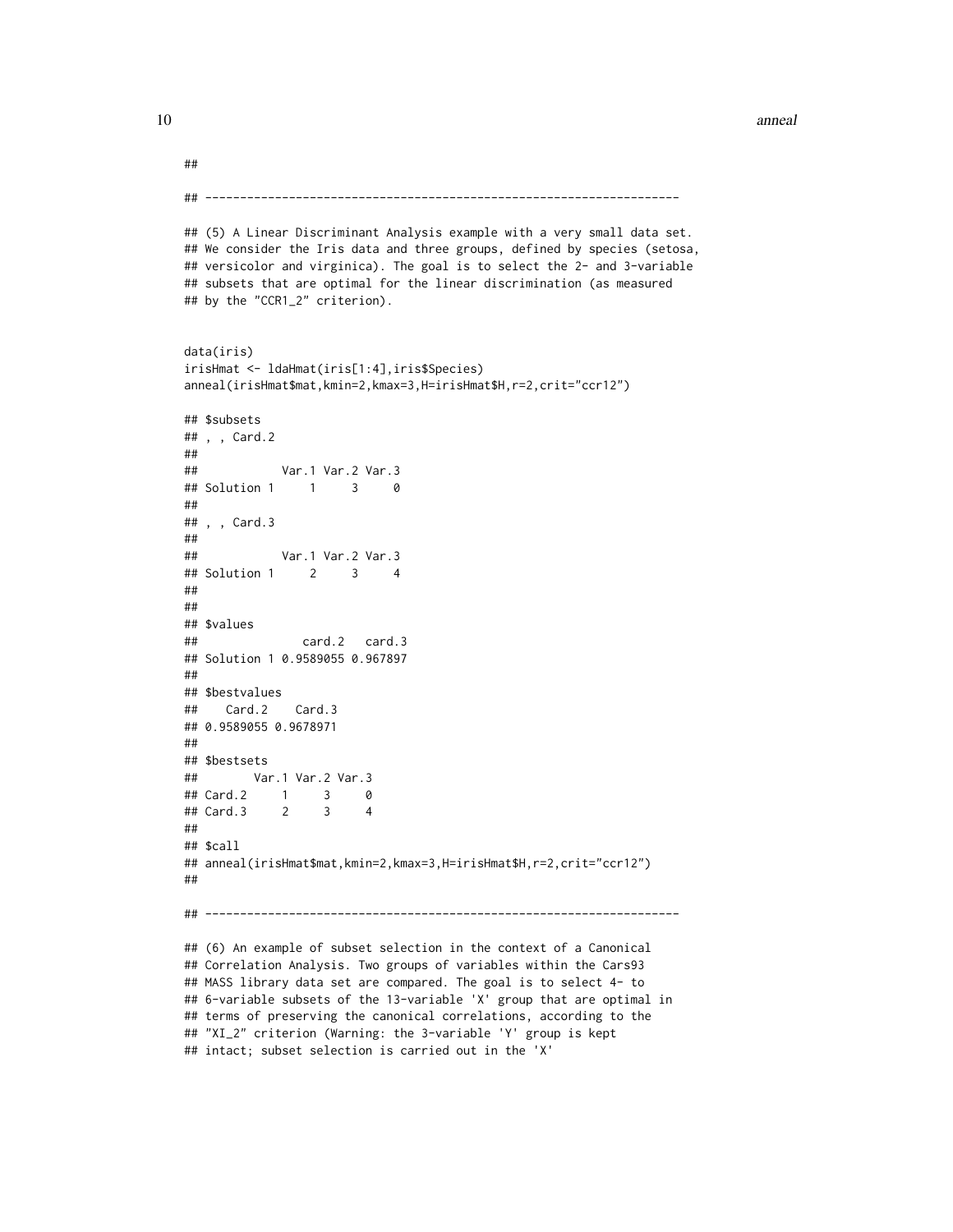```
##

## -------------------------------------------------------------------

## (5) A Linear Discriminant Analysis example with a very small data set.
## We consider the Iris data and three groups, defined by species (setosa,
## versicolor and virginica). The goal is to select the 2- and 3-variable
## subsets that are optimal for the linear discrimination (as measured
## by the "CCR1_2" criterion).


data(iris)
irisHmat <- ldaHmat(iris[1:4],iris$Species)
anneal(irisHmat$mat,kmin=2,kmax=3,H=irisHmat$H,r=2,crit="ccr12")

## $subsets
## , , Card.2
##
##            Var.1 Var.2 Var.3
## Solution 1     1     3     0
##
## , , Card.3
##
##            Var.1 Var.2 Var.3
## Solution 1     2     3     4
##
##
## $values
##               card.2   card.3
## Solution 1 0.9589055 0.967897
##
## $bestvalues
##    Card.2    Card.3
## 0.9589055 0.9678971
##
## $bestsets
##        Var.1 Var.2 Var.3
## Card.2     1     3     0
## Card.3     2     3     4
##
## $call
## anneal(irisHmat$mat,kmin=2,kmax=3,H=irisHmat$H,r=2,crit="ccr12")
##

## -------------------------------------------------------------------

## (6) An example of subset selection in the context of a Canonical
## Correlation Analysis. Two groups of variables within the Cars93
## MASS library data set are compared. The goal is to select 4- to
## 6-variable subsets of the 13-variable 'X' group that are optimal in
## terms of preserving the canonical correlations, according to the
## "XI_2" criterion (Warning: the 3-variable 'Y' group is kept
## intact; subset selection is carried out in the 'X'
```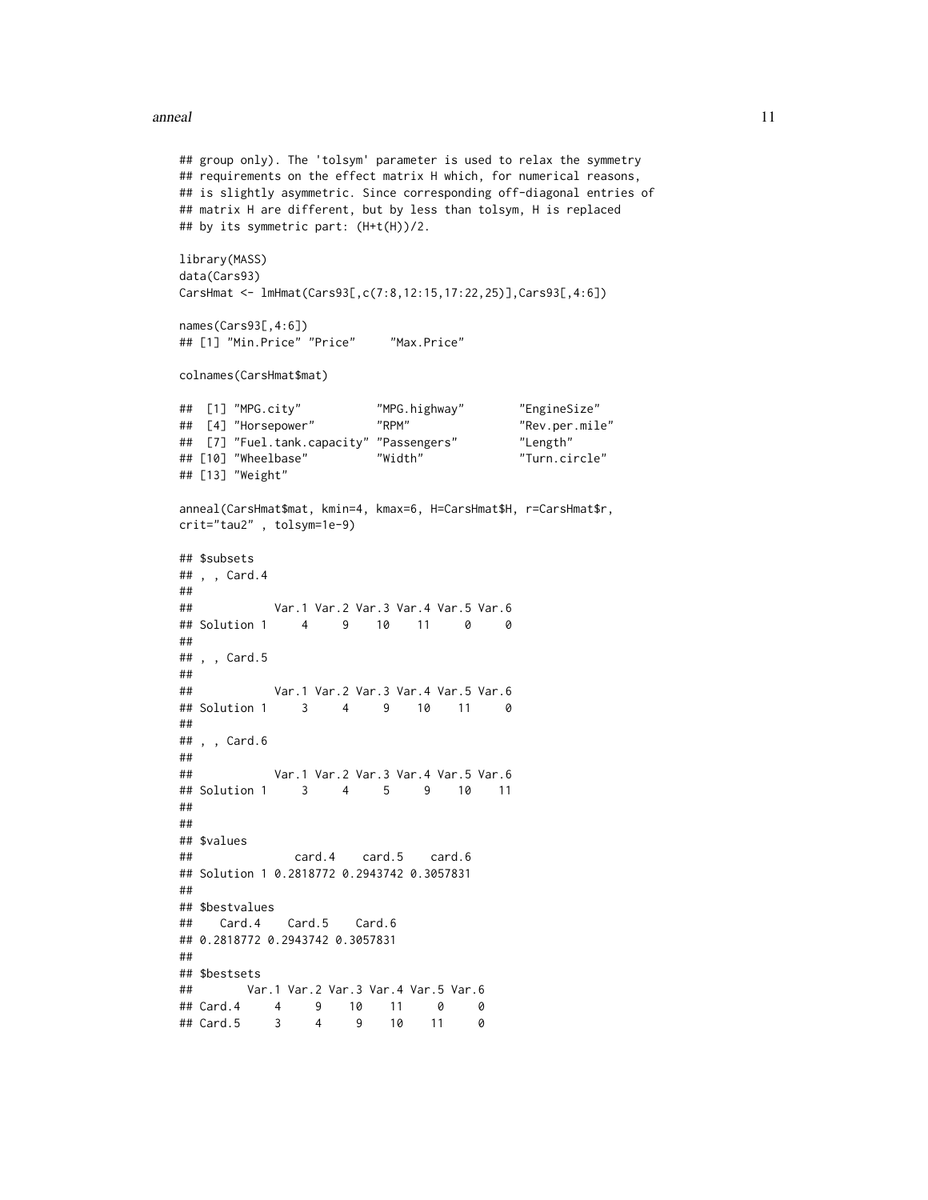```
## group only). The 'tolsym' parameter is used to relax the symmetry
## requirements on the effect matrix H which, for numerical reasons,
## is slightly asymmetric. Since corresponding off-diagonal entries of
## matrix H are different, but by less than tolsym, H is replaced
## by its symmetric part: (H+t(H))/2.

library(MASS)
data(Cars93)
CarsHmat <- lmHmat(Cars93[,c(7:8,12:15,17:22,25)],Cars93[,4:6])

names(Cars93[,4:6])
## [1] "Min.Price" "Price"     "Max.Price"

colnames(CarsHmat$mat)

##  [1] "MPG.city"           "MPG.highway"        "EngineSize"
##  [4] "Horsepower"         "RPM"                "Rev.per.mile"
##  [7] "Fuel.tank.capacity" "Passengers"         "Length"
## [10] "Wheelbase"          "Width"              "Turn.circle"
## [13] "Weight"

anneal(CarsHmat$mat, kmin=4, kmax=6, H=CarsHmat$H, r=CarsHmat$r,
crit="tau2" , tolsym=1e-9)

## $subsets
## , , Card.4
##
##            Var.1 Var.2 Var.3 Var.4 Var.5 Var.6
## Solution 1     4     9    10    11     0     0
##
## , , Card.5
##
##            Var.1 Var.2 Var.3 Var.4 Var.5 Var.6
## Solution 1     3     4     9    10    11     0
##
## , , Card.6
##
##            Var.1 Var.2 Var.3 Var.4 Var.5 Var.6
## Solution 1     3     4     5     9    10    11
##
##
## $values
##               card.4    card.5    card.6
## Solution 1 0.2818772 0.2943742 0.3057831
##
## $bestvalues
##    Card.4    Card.5    Card.6
## 0.2818772 0.2943742 0.3057831
##
## $bestsets
##        Var.1 Var.2 Var.3 Var.4 Var.5 Var.6
## Card.4     4     9    10    11     0     0
## Card.5     3     4     9    10    11     0
```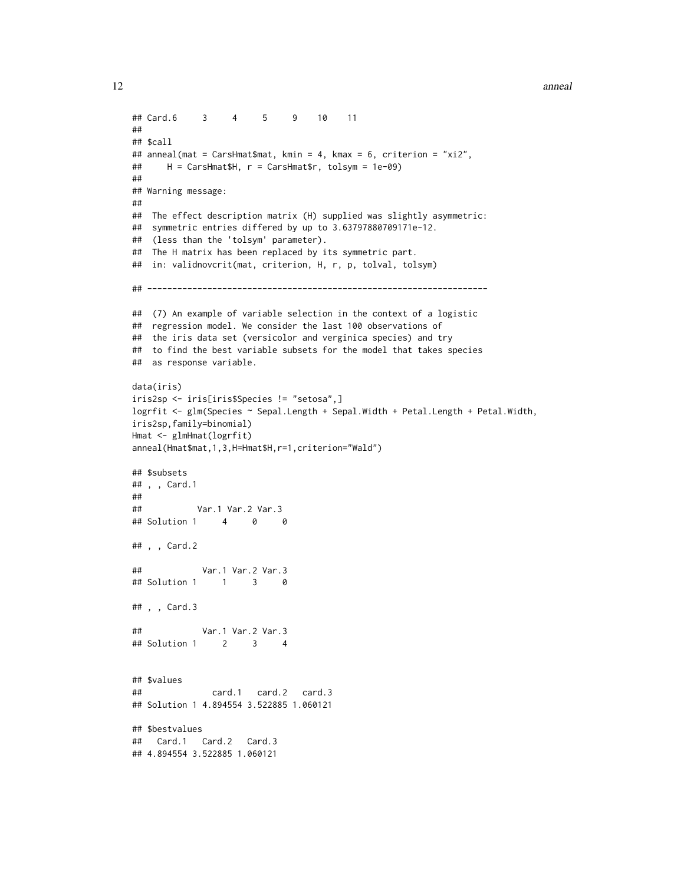```
## Card.6     3     4     5     9    10    11
##
## $call
## anneal(mat = CarsHmat$mat, kmin = 4, kmax = 6, criterion = "xi2",
##     H = CarsHmat$H, r = CarsHmat$r, tolsym = 1e-09)
##
## Warning message:
##
##  The effect description matrix (H) supplied was slightly asymmetric:
##  symmetric entries differed by up to 3.63797880709171e-12.
##  (less than the 'tolsym' parameter).
##  The H matrix has been replaced by its symmetric part.
##  in: validnovcrit(mat, criterion, H, r, p, tolval, tolsym)

## --------------------------------------------------------------------

##  (7) An example of variable selection in the context of a logistic
##  regression model. We consider the last 100 observations of
##  the iris data set (versicolor and verginica species) and try
##  to find the best variable subsets for the model that takes species
##  as response variable.

data(iris)
iris2sp <- iris[iris$Species != "setosa",]
logrfit <- glm(Species ~ Sepal.Length + Sepal.Width + Petal.Length + Petal.Width,
iris2sp,family=binomial)
Hmat <- glmHmat(logrfit)
anneal(Hmat$mat,1,3,H=Hmat$H,r=1,criterion="Wald")

## $subsets
## , , Card.1
##
##            Var.1 Var.2 Var.3
## Solution 1     4     0     0

## , , Card.2

##            Var.1 Var.2 Var.3
## Solution 1     1     3     0

## , , Card.3

##            Var.1 Var.2 Var.3
## Solution 1     2     3     4


## $values
##              card.1   card.2   card.3
## Solution 1 4.894554 3.522885 1.060121

## $bestvalues
##   Card.1   Card.2   Card.3
## 4.894554 3.522885 1.060121
```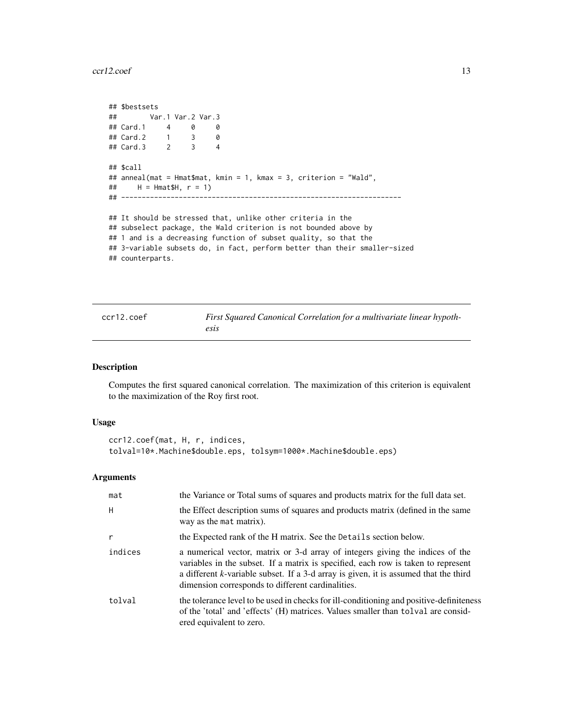```
## $bestsets
##        Var.1 Var.2 Var.3
## Card.1     4     0     0
## Card.2     1     3     0
## Card.3     2     3     4

## $call
## anneal(mat = Hmat$mat, kmin = 1, kmax = 3, criterion = "Wald",
##     H = Hmat$H, r = 1)
## --------------------------------------------------------------------

## It should be stressed that, unlike other criteria in the
## subselect package, the Wald criterion is not bounded above by
## 1 and is a decreasing function of subset quality, so that the
## 3-variable subsets do, in fact, perform better than their smaller-sized
## counterparts.
```

# ccr12.coef — *First Squared Canonical Correlation for a multivariate linear hypothesis*

## Description

Computes the first squared canonical correlation. The maximization of this criterion is equivalent to the maximization of the Roy first root.

## Usage

```
ccr12.coef(mat, H, r, indices,
tolval=10*.Machine$double.eps, tolsym=1000*.Machine$double.eps)
```

## Arguments

| | |
|---|---|
| mat | the Variance or Total sums of squares and products matrix for the full data set. |
| H | the Effect description sums of squares and products matrix (defined in the same way as the mat matrix). |
| r | the Expected rank of the H matrix. See the Details section below. |
| indices | a numerical vector, matrix or 3-d array of integers giving the indices of the variables in the subset. If a matrix is specified, each row is taken to represent a different *k*-variable subset. If a 3-d array is given, it is assumed that the third dimension corresponds to different cardinalities. |
| tolval | the tolerance level to be used in checks for ill-conditioning and positive-definiteness of the 'total' and 'effects' (H) matrices. Values smaller than tolval are considered equivalent to zero. |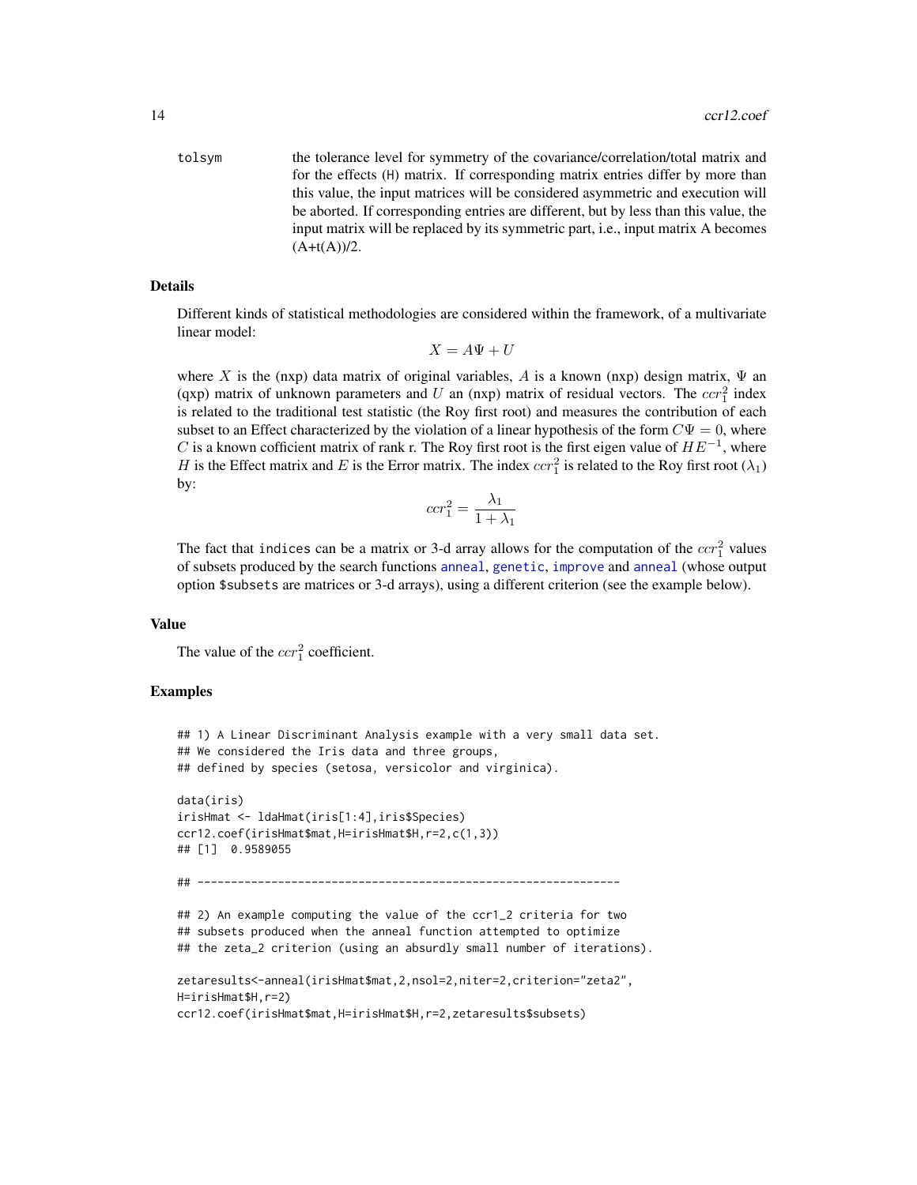tolsym    the tolerance level for symmetry of the covariance/correlation/total matrix and for the effects (H) matrix. If corresponding matrix entries differ by more than this value, the input matrices will be considered asymmetric and execution will be aborted. If corresponding entries are different, but by less than this value, the input matrix will be replaced by its symmetric part, i.e., input matrix A becomes (A+t(A))/2.

### Details

Different kinds of statistical methodologies are considered within the framework, of a multivariate linear model:

$$X = A\Psi + U$$

where $X$ is the (nxp) data matrix of original variables, $A$ is a known (nxp) design matrix, $\Psi$ an (qxp) matrix of unknown parameters and $U$ an (nxp) matrix of residual vectors. The $ccr_1^2$ index is related to the traditional test statistic (the Roy first root) and measures the contribution of each subset to an Effect characterized by the violation of a linear hypothesis of the form $C\Psi = 0$, where $C$ is a known cofficient matrix of rank r. The Roy first root is the first eigen value of $HE^{-1}$, where $H$ is the Effect matrix and $E$ is the Error matrix. The index $ccr_1^2$ is related to the Roy first root ($\lambda_1$) by:

$$ccr_1^2 = \frac{\lambda_1}{1 + \lambda_1}$$

The fact that indices can be a matrix or 3-d array allows for the computation of the $ccr_1^2$ values of subsets produced by the search functions anneal, genetic, improve and anneal (whose output option $subsets are matrices or 3-d arrays), using a different criterion (see the example below).

### Value

The value of the $ccr_1^2$ coefficient.

### Examples

```
## 1) A Linear Discriminant Analysis example with a very small data set.
## We considered the Iris data and three groups,
## defined by species (setosa, versicolor and virginica).

data(iris)
irisHmat <- ldaHmat(iris[1:4],iris$Species)
ccr12.coef(irisHmat$mat,H=irisHmat$H,r=2,c(1,3))
## [1]  0.9589055

## ---------------------------------------------------------------

## 2) An example computing the value of the ccr1_2 criteria for two
## subsets produced when the anneal function attempted to optimize
## the zeta_2 criterion (using an absurdly small number of iterations).

zetaresults<-anneal(irisHmat$mat,2,nsol=2,niter=2,criterion="zeta2",
H=irisHmat$H,r=2)
ccr12.coef(irisHmat$mat,H=irisHmat$H,r=2,zetaresults$subsets)
```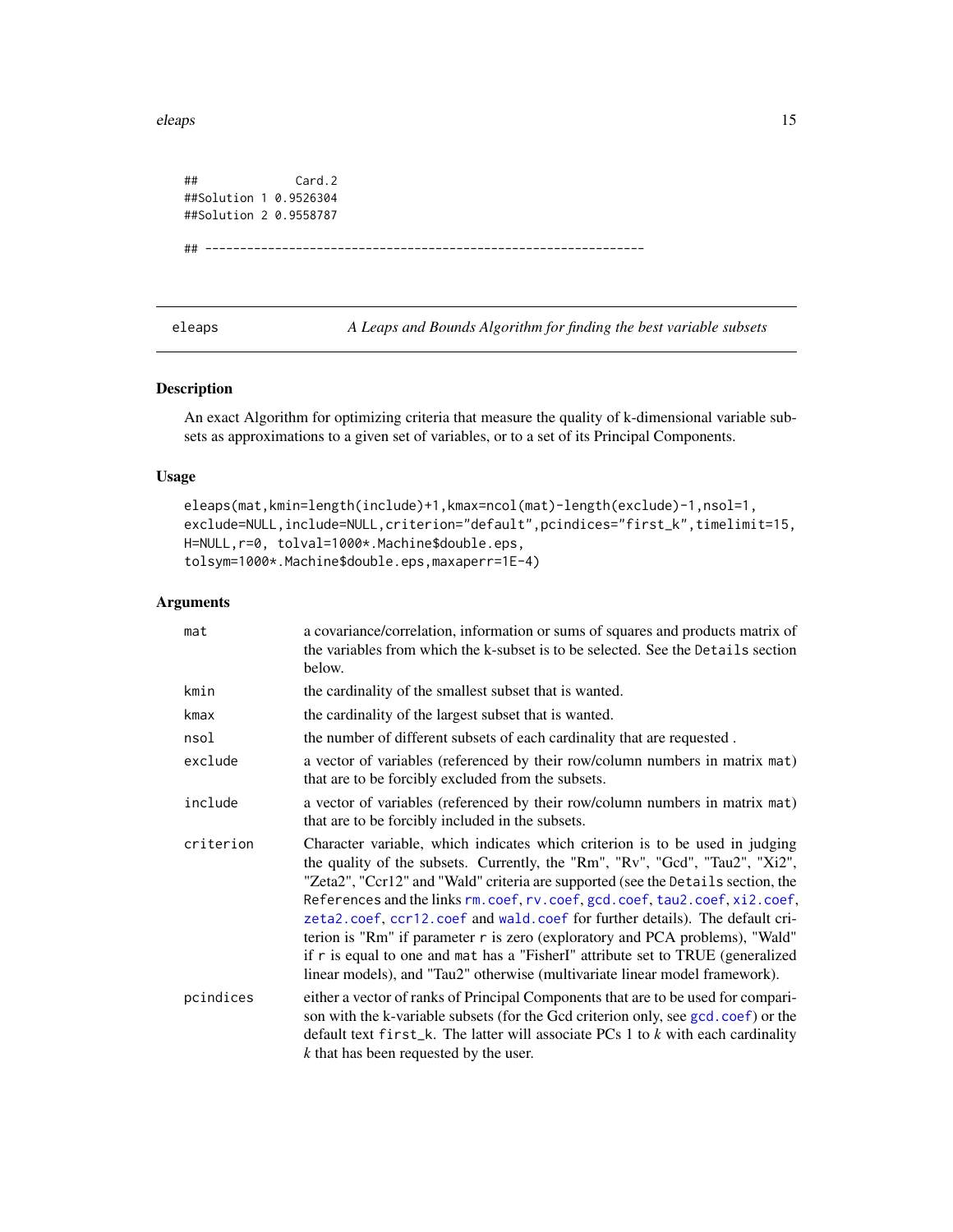```
##              Card.2
##Solution 1 0.9526304
##Solution 2 0.9558787

## ---------------------------------------------------------------
```

## eleaps — *A Leaps and Bounds Algorithm for finding the best variable subsets*

### Description

An exact Algorithm for optimizing criteria that measure the quality of k-dimensional variable subsets as approximations to a given set of variables, or to a set of its Principal Components.

### Usage

```
eleaps(mat,kmin=length(include)+1,kmax=ncol(mat)-length(exclude)-1,nsol=1,
exclude=NULL,include=NULL,criterion="default",pcindices="first_k",timelimit=15,
H=NULL,r=0, tolval=1000*.Machine$double.eps,
tolsym=1000*.Machine$double.eps,maxaperr=1E-4)
```

### Arguments

| | |
|---|---|
| `mat` | a covariance/correlation, information or sums of squares and products matrix of the variables from which the k-subset is to be selected. See the `Details` section below. |
| `kmin` | the cardinality of the smallest subset that is wanted. |
| `kmax` | the cardinality of the largest subset that is wanted. |
| `nsol` | the number of different subsets of each cardinality that are requested . |
| `exclude` | a vector of variables (referenced by their row/column numbers in matrix `mat`) that are to be forcibly excluded from the subsets. |
| `include` | a vector of variables (referenced by their row/column numbers in matrix `mat`) that are to be forcibly included in the subsets. |
| `criterion` | Character variable, which indicates which criterion is to be used in judging the quality of the subsets. Currently, the "Rm", "Rv", "Gcd", "Tau2", "Xi2", "Zeta2", "Ccr12" and "Wald" criteria are supported (see the `Details` section, the `References` and the links `rm.coef`, `rv.coef`, `gcd.coef`, `tau2.coef`, `xi2.coef`, `zeta2.coef`, `ccr12.coef` and `wald.coef` for further details). The default criterion is "Rm" if parameter `r` is zero (exploratory and PCA problems), "Wald" if `r` is equal to one and `mat` has a "FisherI" attribute set to TRUE (generalized linear models), and "Tau2" otherwise (multivariate linear model framework). |
| `pcindices` | either a vector of ranks of Principal Components that are to be used for comparison with the k-variable subsets (for the Gcd criterion only, see `gcd.coef`) or the default text `first_k`. The latter will associate PCs 1 to *k* with each cardinality *k* that has been requested by the user. |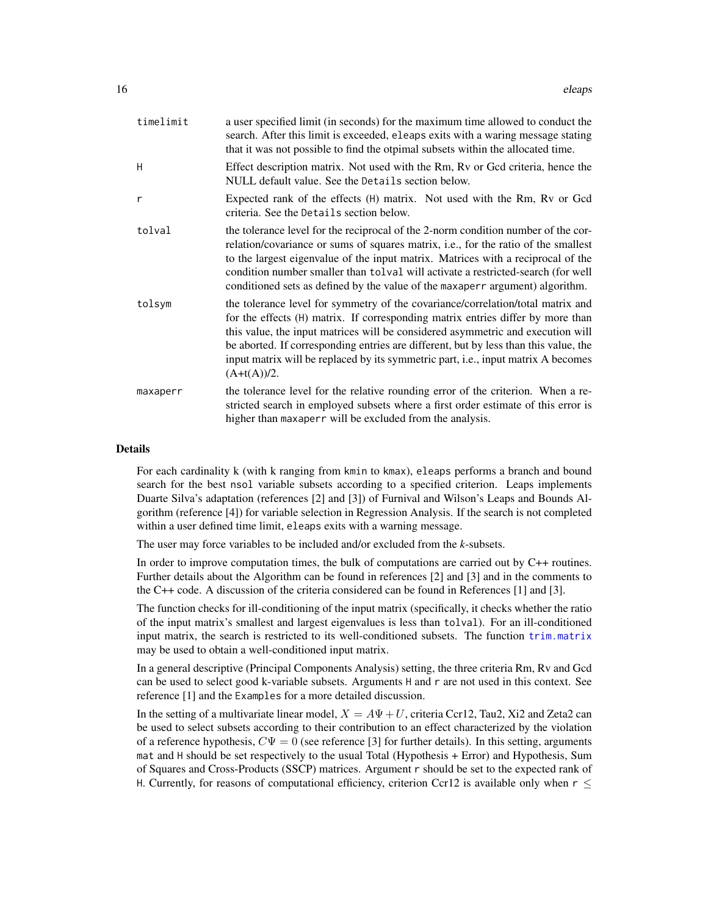| | |
|---|---|
| timelimit | a user specified limit (in seconds) for the maximum time allowed to conduct the search. After this limit is exceeded, eleaps exits with a waring message stating that it was not possible to find the otpimal subsets within the allocated time. |
| H | Effect description matrix. Not used with the Rm, Rv or Gcd criteria, hence the NULL default value. See the Details section below. |
| r | Expected rank of the effects (H) matrix. Not used with the Rm, Rv or Gcd criteria. See the Details section below. |
| tolval | the tolerance level for the reciprocal of the 2-norm condition number of the correlation/covariance or sums of squares matrix, i.e., for the ratio of the smallest to the largest eigenvalue of the input matrix. Matrices with a reciprocal of the condition number smaller than tolval will activate a restricted-search (for well conditioned sets as defined by the value of the maxaperr argument) algorithm. |
| tolsym | the tolerance level for symmetry of the covariance/correlation/total matrix and for the effects (H) matrix. If corresponding matrix entries differ by more than this value, the input matrices will be considered asymmetric and execution will be aborted. If corresponding entries are different, but by less than this value, the input matrix will be replaced by its symmetric part, i.e., input matrix A becomes (A+t(A))/2. |
| maxaperr | the tolerance level for the relative rounding error of the criterion. When a restricted search in employed subsets where a first order estimate of this error is higher than maxaperr will be excluded from the analysis. |

## Details

For each cardinality k (with k ranging from kmin to kmax), eleaps performs a branch and bound search for the best nsol variable subsets according to a specified criterion. Leaps implements Duarte Silva's adaptation (references [2] and [3]) of Furnival and Wilson's Leaps and Bounds Algorithm (reference [4]) for variable selection in Regression Analysis. If the search is not completed within a user defined time limit, eleaps exits with a warning message.

The user may force variables to be included and/or excluded from the *k*-subsets.

In order to improve computation times, the bulk of computations are carried out by C++ routines. Further details about the Algorithm can be found in references [2] and [3] and in the comments to the C++ code. A discussion of the criteria considered can be found in References [1] and [3].

The function checks for ill-conditioning of the input matrix (specifically, it checks whether the ratio of the input matrix's smallest and largest eigenvalues is less than tolval). For an ill-conditioned input matrix, the search is restricted to its well-conditioned subsets. The function trim.matrix may be used to obtain a well-conditioned input matrix.

In a general descriptive (Principal Components Analysis) setting, the three criteria Rm, Rv and Gcd can be used to select good k-variable subsets. Arguments H and r are not used in this context. See reference [1] and the Examples for a more detailed discussion.

In the setting of a multivariate linear model, $X = A\Psi + U$, criteria Ccr12, Tau2, Xi2 and Zeta2 can be used to select subsets according to their contribution to an effect characterized by the violation of a reference hypothesis, $C\Psi = 0$ (see reference [3] for further details). In this setting, arguments mat and H should be set respectively to the usual Total (Hypothesis + Error) and Hypothesis, Sum of Squares and Cross-Products (SSCP) matrices. Argument r should be set to the expected rank of H. Currently, for reasons of computational efficiency, criterion Ccr12 is available only when r $\leq$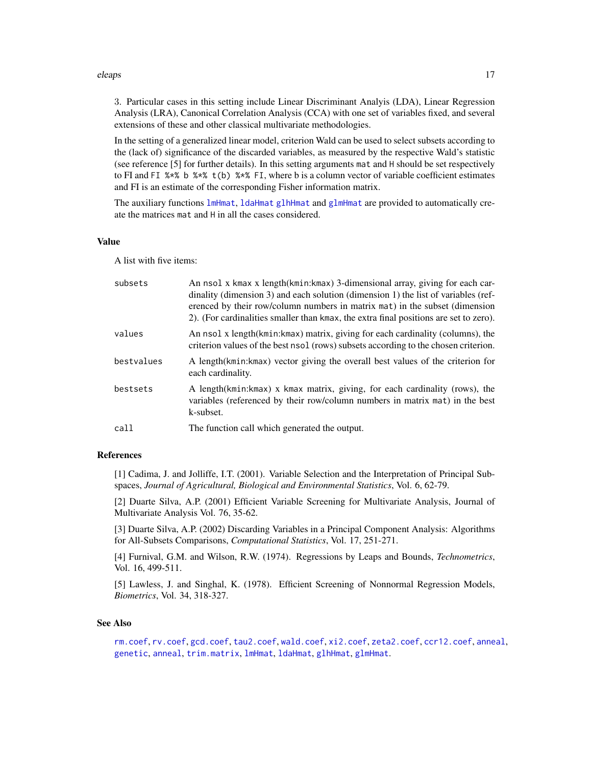3. Particular cases in this setting include Linear Discriminant Analyis (LDA), Linear Regression Analysis (LRA), Canonical Correlation Analysis (CCA) with one set of variables fixed, and several extensions of these and other classical multivariate methodologies.

In the setting of a generalized linear model, criterion Wald can be used to select subsets according to the (lack of) significance of the discarded variables, as measured by the respective Wald's statistic (see reference [5] for further details). In this setting arguments `mat` and `H` should be set respectively to FI and `FI %*% b %*% t(b) %*% FI`, where b is a column vector of variable coefficient estimates and FI is an estimate of the corresponding Fisher information matrix.

The auxiliary functions `lmHmat`, `ldaHmat` `glhHmat` and `glmHmat` are provided to automatically create the matrices `mat` and `H` in all the cases considered.

## Value

A list with five items:

| | |
|---|---|
| `subsets` | An `nsol` x `kmax` x length(`kmin`:`kmax`) 3-dimensional array, giving for each cardinality (dimension 3) and each solution (dimension 1) the list of variables (referenced by their row/column numbers in matrix `mat`) in the subset (dimension 2). (For cardinalities smaller than `kmax`, the extra final positions are set to zero). |
| `values` | An `nsol` x length(`kmin`:`kmax`) matrix, giving for each cardinality (columns), the criterion values of the best `nsol` (rows) subsets according to the chosen criterion. |
| `bestvalues` | A length(`kmin`:`kmax`) vector giving the overall best values of the criterion for each cardinality. |
| `bestsets` | A length(`kmin`:`kmax`) x `kmax` matrix, giving, for each cardinality (rows), the variables (referenced by their row/column numbers in matrix `mat`) in the best k-subset. |
| `call` | The function call which generated the output. |

## References

[1] Cadima, J. and Jolliffe, I.T. (2001). Variable Selection and the Interpretation of Principal Subspaces, *Journal of Agricultural, Biological and Environmental Statistics*, Vol. 6, 62-79.

[2] Duarte Silva, A.P. (2001) Efficient Variable Screening for Multivariate Analysis, Journal of Multivariate Analysis Vol. 76, 35-62.

[3] Duarte Silva, A.P. (2002) Discarding Variables in a Principal Component Analysis: Algorithms for All-Subsets Comparisons, *Computational Statistics*, Vol. 17, 251-271.

[4] Furnival, G.M. and Wilson, R.W. (1974). Regressions by Leaps and Bounds, *Technometrics*, Vol. 16, 499-511.

[5] Lawless, J. and Singhal, K. (1978). Efficient Screening of Nonnormal Regression Models, *Biometrics*, Vol. 34, 318-327.

## See Also

`rm.coef`, `rv.coef`, `gcd.coef`, `tau2.coef`, `wald.coef`, `xi2.coef`, `zeta2.coef`, `ccr12.coef`, `anneal`, `genetic`, `anneal`, `trim.matrix`, `lmHmat`, `ldaHmat`, `glhHmat`, `glmHmat`.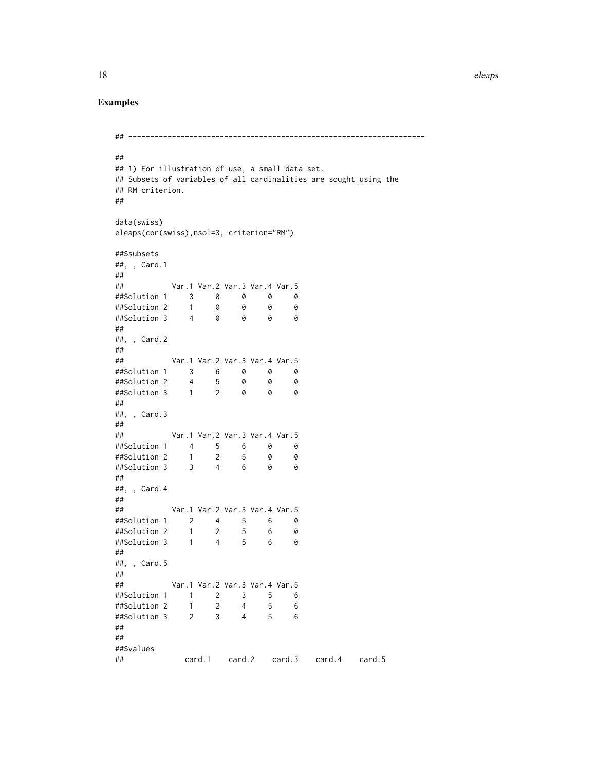## Examples

```
## --------------------------------------------------------------------

##
## 1) For illustration of use, a small data set.
## Subsets of variables of all cardinalities are sought using the
## RM criterion.
##

data(swiss)
eleaps(cor(swiss),nsol=3, criterion="RM")

##$subsets
##, , Card.1
##
##           Var.1 Var.2 Var.3 Var.4 Var.5
##Solution 1     3     0     0     0     0
##Solution 2     1     0     0     0     0
##Solution 3     4     0     0     0     0
##
##, , Card.2
##
##           Var.1 Var.2 Var.3 Var.4 Var.5
##Solution 1     3     6     0     0     0
##Solution 2     4     5     0     0     0
##Solution 3     1     2     0     0     0
##
##, , Card.3
##
##           Var.1 Var.2 Var.3 Var.4 Var.5
##Solution 1     4     5     6     0     0
##Solution 2     1     2     5     0     0
##Solution 3     3     4     6     0     0
##
##, , Card.4
##
##           Var.1 Var.2 Var.3 Var.4 Var.5
##Solution 1     2     4     5     6     0
##Solution 2     1     2     5     6     0
##Solution 3     1     4     5     6     0
##
##, , Card.5
##
##           Var.1 Var.2 Var.3 Var.4 Var.5
##Solution 1     1     2     3     5     6
##Solution 2     1     2     4     5     6
##Solution 3     2     3     4     5     6
##
##
##$values
##              card.1    card.2    card.3    card.4    card.5
```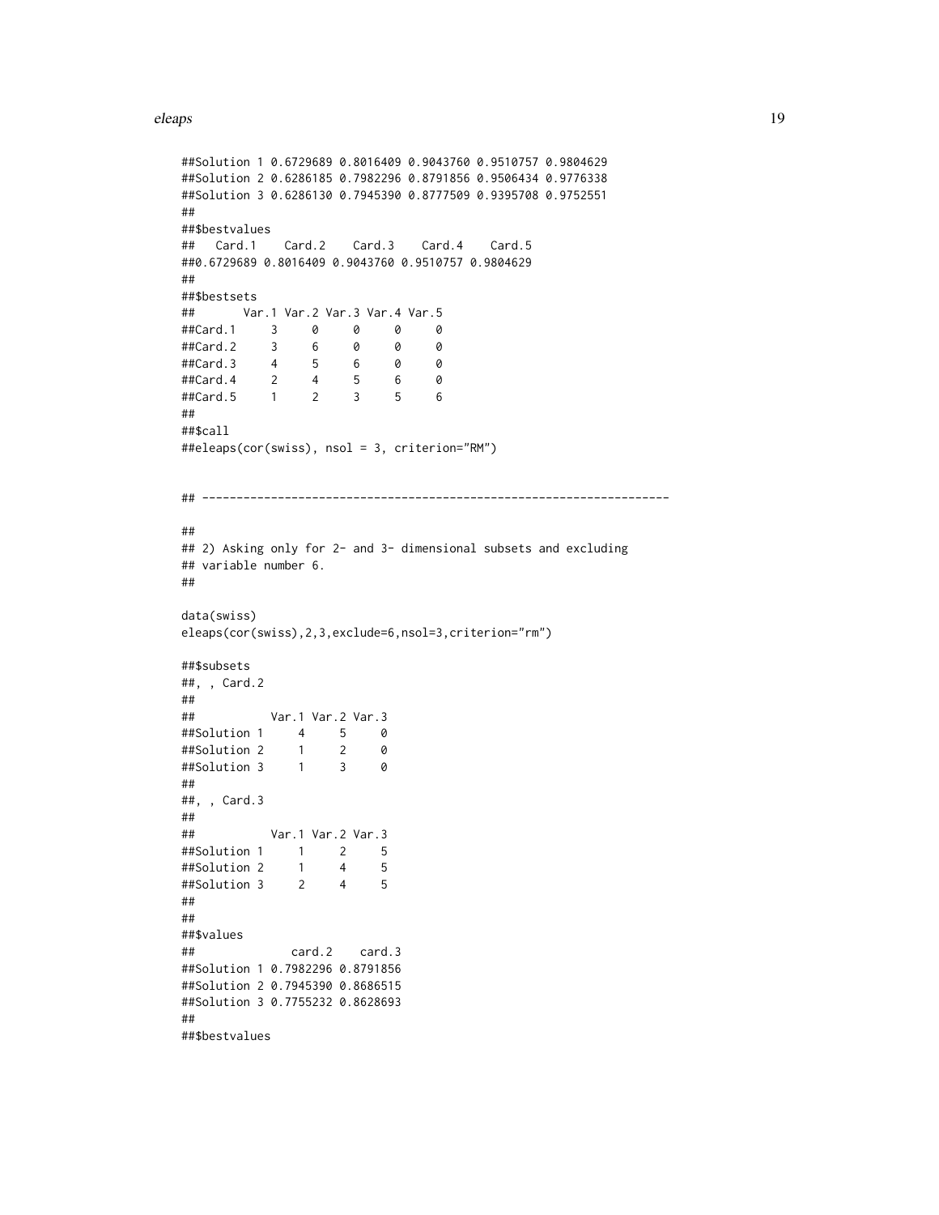```
##Solution 1 0.6729689 0.8016409 0.9043760 0.9510757 0.9804629
##Solution 2 0.6286185 0.7982296 0.8791856 0.9506434 0.9776338
##Solution 3 0.6286130 0.7945390 0.8777509 0.9395708 0.9752551
##
##$bestvalues
##   Card.1    Card.2    Card.3    Card.4    Card.5
##0.6729689 0.8016409 0.9043760 0.9510757 0.9804629
##
##$bestsets
##       Var.1 Var.2 Var.3 Var.4 Var.5
##Card.1     3     0     0     0     0
##Card.2     3     6     0     0     0
##Card.3     4     5     6     0     0
##Card.4     2     4     5     6     0
##Card.5     1     2     3     5     6
##
##$call
##eleaps(cor(swiss), nsol = 3, criterion="RM")


## --------------------------------------------------------------------

##
## 2) Asking only for 2- and 3- dimensional subsets and excluding
## variable number 6.
##

data(swiss)
eleaps(cor(swiss),2,3,exclude=6,nsol=3,criterion="rm")

##$subsets
##, , Card.2
##
##           Var.1 Var.2 Var.3
##Solution 1     4     5     0
##Solution 2     1     2     0
##Solution 3     1     3     0
##
##, , Card.3
##
##           Var.1 Var.2 Var.3
##Solution 1     1     2     5
##Solution 2     1     4     5
##Solution 3     2     4     5
##
##
##$values
##             card.2    card.3
##Solution 1 0.7982296 0.8791856
##Solution 2 0.7945390 0.8686515
##Solution 3 0.7755232 0.8628693
##
##$bestvalues
```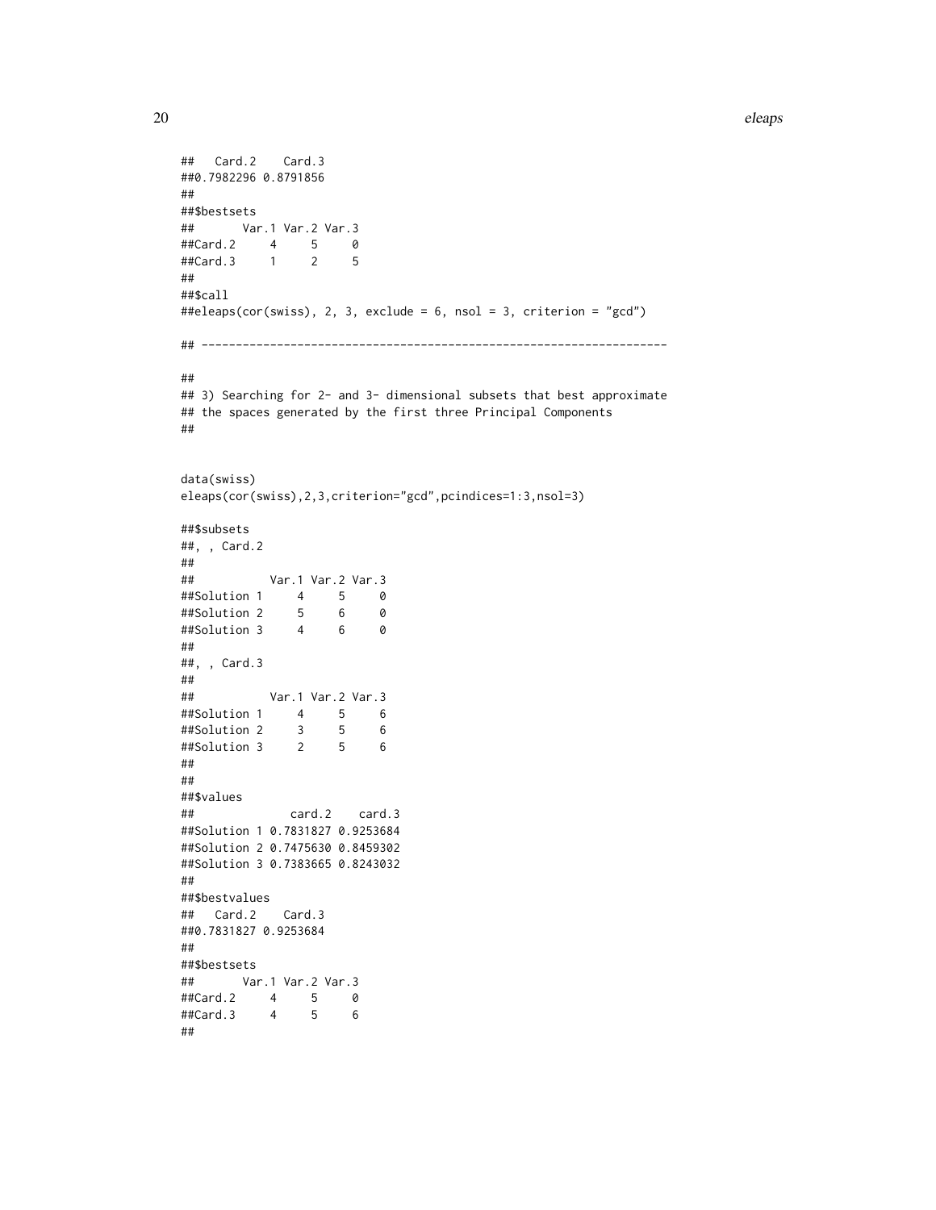```
##   Card.2    Card.3
##0.7982296 0.8791856
##
##$bestsets
##       Var.1 Var.2 Var.3
##Card.2     4     5     0
##Card.3     1     2     5
##
##$call
##eleaps(cor(swiss), 2, 3, exclude = 6, nsol = 3, criterion = "gcd")

## --------------------------------------------------------------------

##
## 3) Searching for 2- and 3- dimensional subsets that best approximate
## the spaces generated by the first three Principal Components
##


data(swiss)
eleaps(cor(swiss),2,3,criterion="gcd",pcindices=1:3,nsol=3)

##$subsets
##, , Card.2
##
##           Var.1 Var.2 Var.3
##Solution 1     4     5     0
##Solution 2     5     6     0
##Solution 3     4     6     0
##
##, , Card.3
##
##           Var.1 Var.2 Var.3
##Solution 1     4     5     6
##Solution 2     3     5     6
##Solution 3     2     5     6
##
##
##$values
##              card.2    card.3
##Solution 1 0.7831827 0.9253684
##Solution 2 0.7475630 0.8459302
##Solution 3 0.7383665 0.8243032
##
##$bestvalues
##   Card.2    Card.3
##0.7831827 0.9253684
##
##$bestsets
##       Var.1 Var.2 Var.3
##Card.2     4     5     0
##Card.3     4     5     6
##
```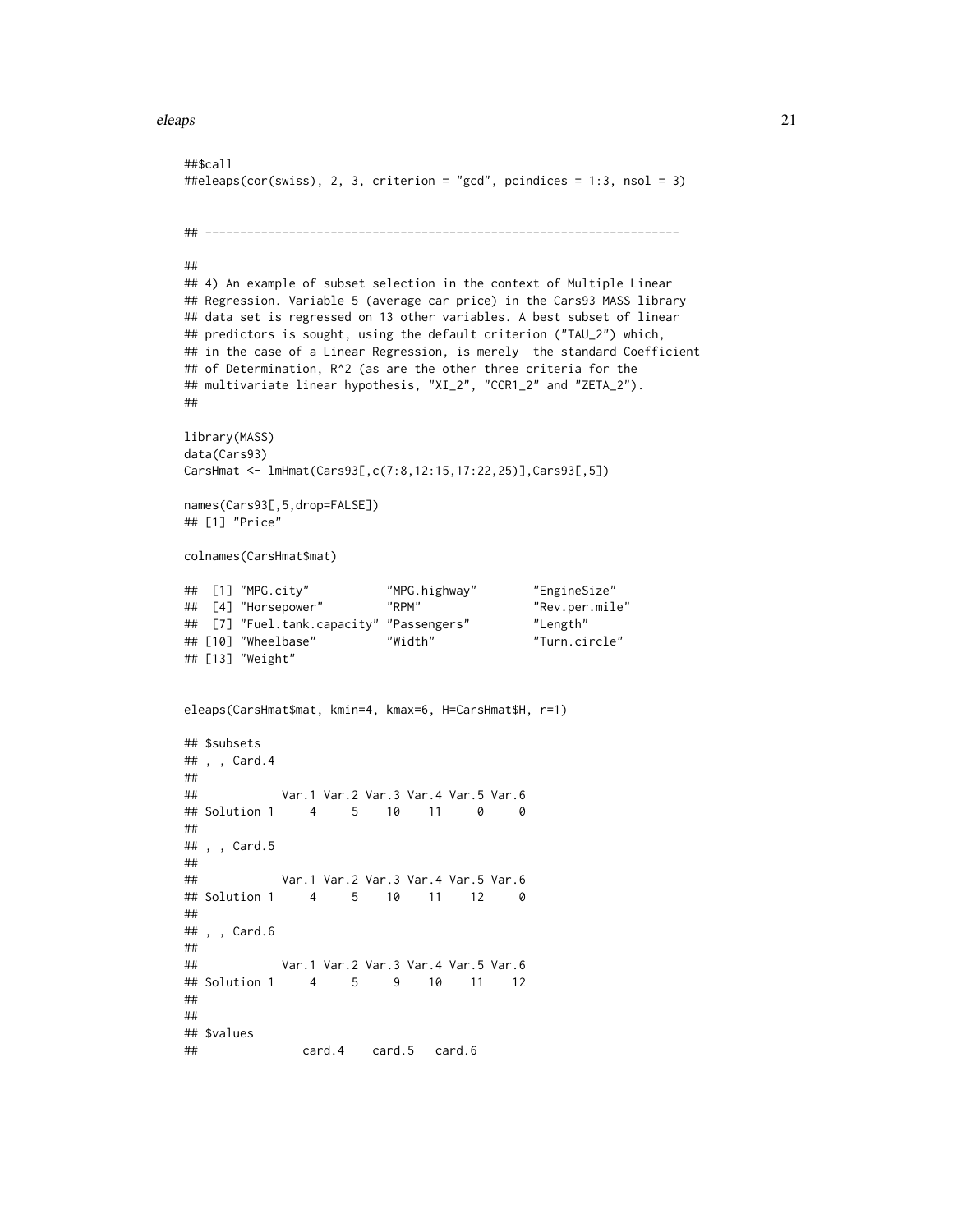```
##$call
##eleaps(cor(swiss), 2, 3, criterion = "gcd", pcindices = 1:3, nsol = 3)


## --------------------------------------------------------------------

##
## 4) An example of subset selection in the context of Multiple Linear
## Regression. Variable 5 (average car price) in the Cars93 MASS library
## data set is regressed on 13 other variables. A best subset of linear
## predictors is sought, using the default criterion ("TAU_2") which,
## in the case of a Linear Regression, is merely  the standard Coefficient
## of Determination, R^2 (as are the other three criteria for the
## multivariate linear hypothesis, "XI_2", "CCR1_2" and "ZETA_2").
##

library(MASS)
data(Cars93)
CarsHmat <- lmHmat(Cars93[,c(7:8,12:15,17:22,25)],Cars93[,5])

names(Cars93[,5,drop=FALSE])
## [1] "Price"

colnames(CarsHmat$mat)

##  [1] "MPG.city"           "MPG.highway"        "EngineSize"
##  [4] "Horsepower"         "RPM"                "Rev.per.mile"
##  [7] "Fuel.tank.capacity" "Passengers"         "Length"
## [10] "Wheelbase"          "Width"              "Turn.circle"
## [13] "Weight"


eleaps(CarsHmat$mat, kmin=4, kmax=6, H=CarsHmat$H, r=1)

## $subsets
## , , Card.4
##
##            Var.1 Var.2 Var.3 Var.4 Var.5 Var.6
## Solution 1     4     5    10    11     0     0
##
## , , Card.5
##
##            Var.1 Var.2 Var.3 Var.4 Var.5 Var.6
## Solution 1     4     5    10    11    12     0
##
## , , Card.6
##
##            Var.1 Var.2 Var.3 Var.4 Var.5 Var.6
## Solution 1     4     5     9    10    11    12
##
##
## $values
##               card.4    card.5   card.6
```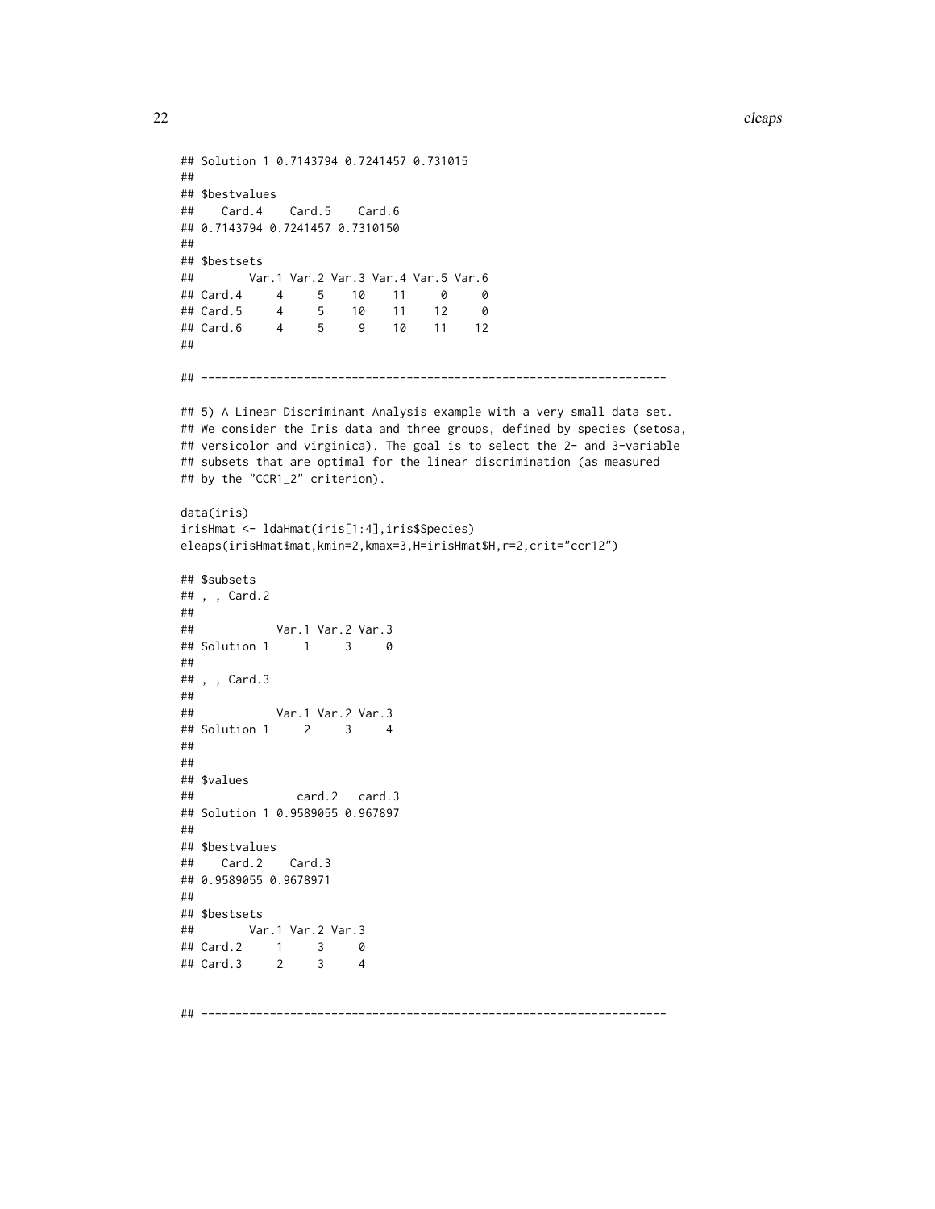```
## Solution 1 0.7143794 0.7241457 0.731015
##
## $bestvalues
##    Card.4    Card.5    Card.6
## 0.7143794 0.7241457 0.7310150
##
## $bestsets
##        Var.1 Var.2 Var.3 Var.4 Var.5 Var.6
## Card.4     4     5    10    11     0     0
## Card.5     4     5    10    11    12     0
## Card.6     4     5     9    10    11    12
##

## -------------------------------------------------------------------

## 5) A Linear Discriminant Analysis example with a very small data set.
## We consider the Iris data and three groups, defined by species (setosa,
## versicolor and virginica). The goal is to select the 2- and 3-variable
## subsets that are optimal for the linear discrimination (as measured
## by the "CCR1_2" criterion).

data(iris)
irisHmat <- ldaHmat(iris[1:4],iris$Species)
eleaps(irisHmat$mat,kmin=2,kmax=3,H=irisHmat$H,r=2,crit="ccr12")

## $subsets
## , , Card.2
##
##            Var.1 Var.2 Var.3
## Solution 1     1     3     0
##
## , , Card.3
##
##            Var.1 Var.2 Var.3
## Solution 1     2     3     4
##
##
## $values
##               card.2   card.3
## Solution 1 0.9589055 0.967897
##
## $bestvalues
##    Card.2    Card.3
## 0.9589055 0.9678971
##
## $bestsets
##        Var.1 Var.2 Var.3
## Card.2     1     3     0
## Card.3     2     3     4


## -------------------------------------------------------------------
```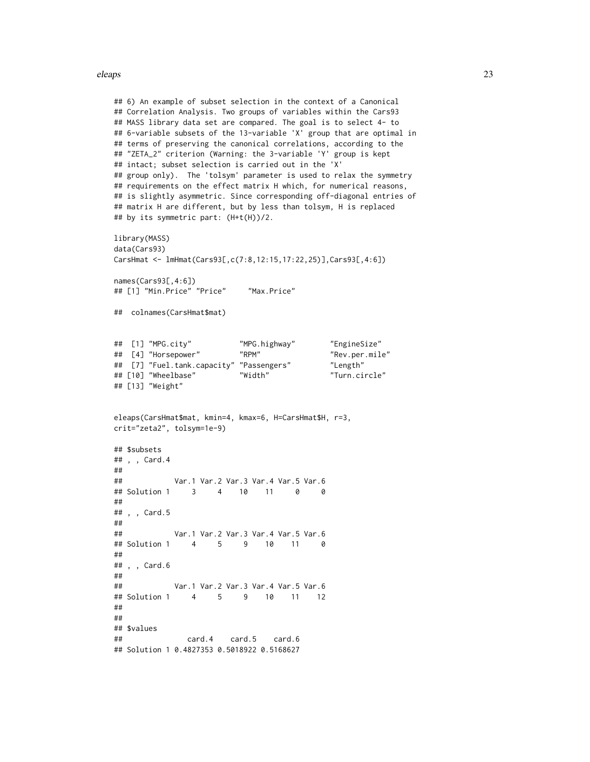```
## 6) An example of subset selection in the context of a Canonical
## Correlation Analysis. Two groups of variables within the Cars93
## MASS library data set are compared. The goal is to select 4- to
## 6-variable subsets of the 13-variable 'X' group that are optimal in
## terms of preserving the canonical correlations, according to the
## "ZETA_2" criterion (Warning: the 3-variable 'Y' group is kept
## intact; subset selection is carried out in the 'X'
## group only).  The 'tolsym' parameter is used to relax the symmetry
## requirements on the effect matrix H which, for numerical reasons,
## is slightly asymmetric. Since corresponding off-diagonal entries of
## matrix H are different, but by less than tolsym, H is replaced
## by its symmetric part: (H+t(H))/2.

library(MASS)
data(Cars93)
CarsHmat <- lmHmat(Cars93[,c(7:8,12:15,17:22,25)],Cars93[,4:6])

names(Cars93[,4:6])
## [1] "Min.Price" "Price"     "Max.Price"

##  colnames(CarsHmat$mat)


##  [1] "MPG.city"           "MPG.highway"        "EngineSize"
##  [4] "Horsepower"         "RPM"                "Rev.per.mile"
##  [7] "Fuel.tank.capacity" "Passengers"         "Length"
## [10] "Wheelbase"          "Width"              "Turn.circle"
## [13] "Weight"


eleaps(CarsHmat$mat, kmin=4, kmax=6, H=CarsHmat$H, r=3,
crit="zeta2", tolsym=1e-9)

## $subsets
## , , Card.4
##
##            Var.1 Var.2 Var.3 Var.4 Var.5 Var.6
## Solution 1     3     4    10    11     0     0
##
## , , Card.5
##
##            Var.1 Var.2 Var.3 Var.4 Var.5 Var.6
## Solution 1     4     5     9    10    11     0
##
## , , Card.6
##
##            Var.1 Var.2 Var.3 Var.4 Var.5 Var.6
## Solution 1     4     5     9    10    11    12
##
##
## $values
##               card.4    card.5    card.6
## Solution 1 0.4827353 0.5018922 0.5168627
```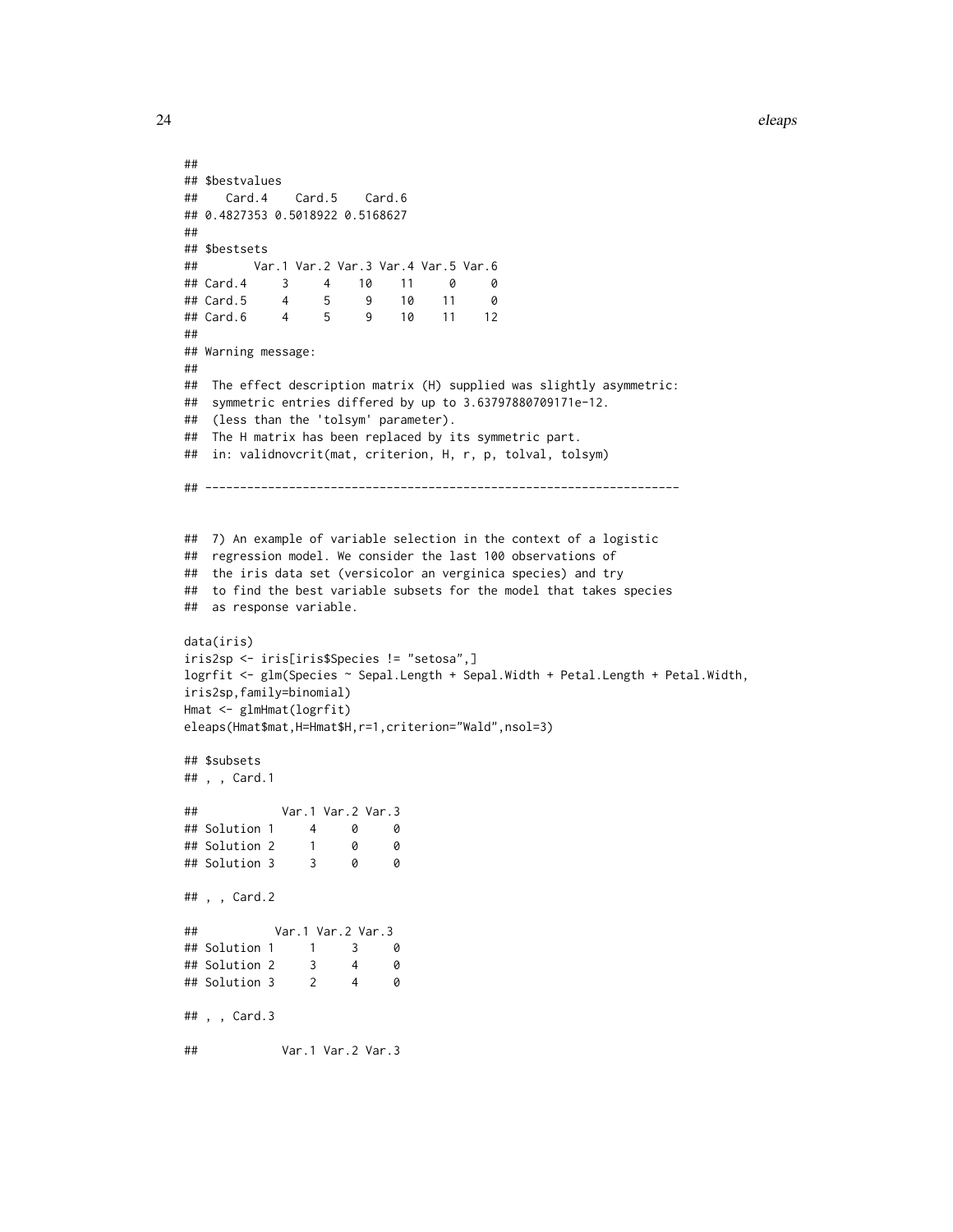```
##
## $bestvalues
##    Card.4    Card.5    Card.6
## 0.4827353 0.5018922 0.5168627
##
## $bestsets
##        Var.1 Var.2 Var.3 Var.4 Var.5 Var.6
## Card.4     3     4    10    11     0     0
## Card.5     4     5     9    10    11     0
## Card.6     4     5     9    10    11    12
##
## Warning message:
##
##  The effect description matrix (H) supplied was slightly asymmetric:
##  symmetric entries differed by up to 3.63797880709171e-12.
##  (less than the 'tolsym' parameter).
##  The H matrix has been replaced by its symmetric part.
##  in: validnovcrit(mat, criterion, H, r, p, tolval, tolsym)

## -------------------------------------------------------------------


##  7) An example of variable selection in the context of a logistic
##  regression model. We consider the last 100 observations of
##  the iris data set (versicolor an verginica species) and try
##  to find the best variable subsets for the model that takes species
##  as response variable.

data(iris)
iris2sp <- iris[iris$Species != "setosa",]
logrfit <- glm(Species ~ Sepal.Length + Sepal.Width + Petal.Length + Petal.Width,
iris2sp,family=binomial)
Hmat <- glmHmat(logrfit)
eleaps(Hmat$mat,H=Hmat$H,r=1,criterion="Wald",nsol=3)

## $subsets
## , , Card.1

##            Var.1 Var.2 Var.3
## Solution 1     4     0     0
## Solution 2     1     0     0
## Solution 3     3     0     0

## , , Card.2

##           Var.1 Var.2 Var.3
## Solution 1     1     3     0
## Solution 2     3     4     0
## Solution 3     2     4     0

## , , Card.3

##            Var.1 Var.2 Var.3
```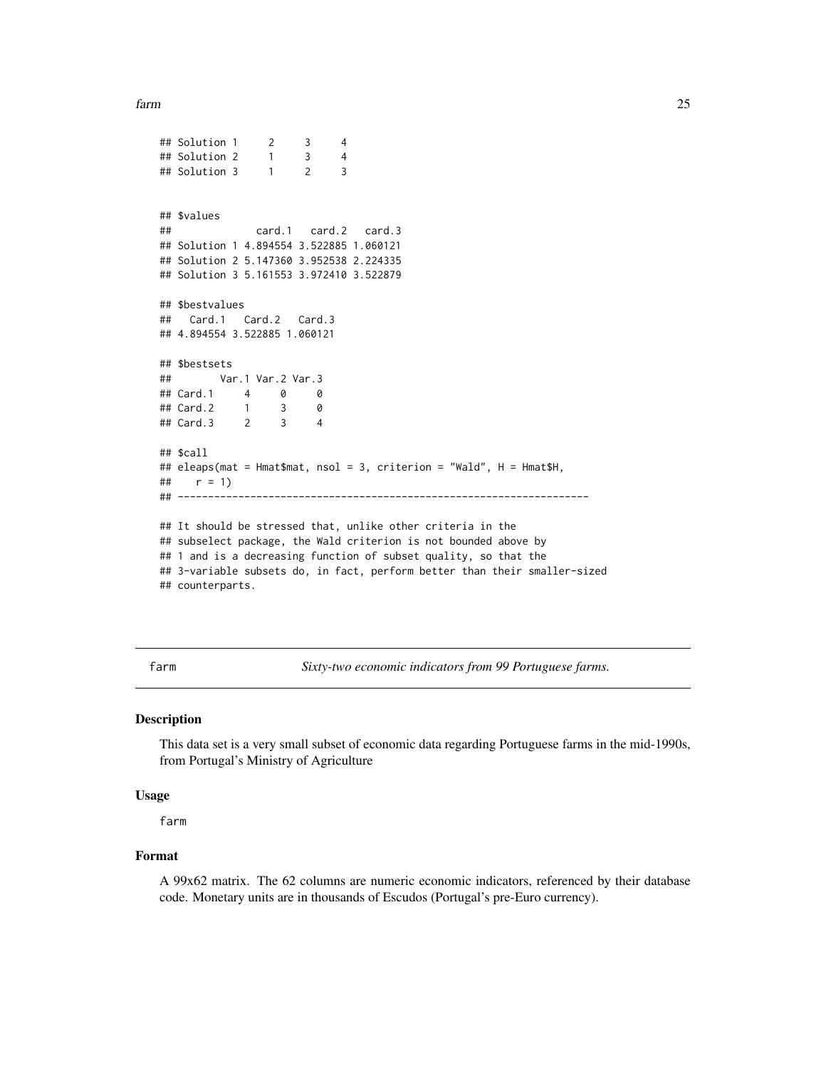```
## Solution 1     2     3     4
## Solution 2     1     3     4
## Solution 3     1     2     3


## $values
##              card.1   card.2   card.3
## Solution 1 4.894554 3.522885 1.060121
## Solution 2 5.147360 3.952538 2.224335
## Solution 3 5.161553 3.972410 3.522879

## $bestvalues
##   Card.1   Card.2   Card.3
## 4.894554 3.522885 1.060121

## $bestsets
##        Var.1 Var.2 Var.3
## Card.1     4     0     0
## Card.2     1     3     0
## Card.3     2     3     4

## $call
## eleaps(mat = Hmat$mat, nsol = 3, criterion = "Wald", H = Hmat$H,
##    r = 1)
## --------------------------------------------------------------------

## It should be stressed that, unlike other criteria in the
## subselect package, the Wald criterion is not bounded above by
## 1 and is a decreasing function of subset quality, so that the
## 3-variable subsets do, in fact, perform better than their smaller-sized
## counterparts.
```

farm *Sixty-two economic indicators from 99 Portuguese farms.*

## Description

This data set is a very small subset of economic data regarding Portuguese farms in the mid-1990s, from Portugal's Ministry of Agriculture

## Usage

```
farm
```

## Format

A 99x62 matrix. The 62 columns are numeric economic indicators, referenced by their database code. Monetary units are in thousands of Escudos (Portugal's pre-Euro currency).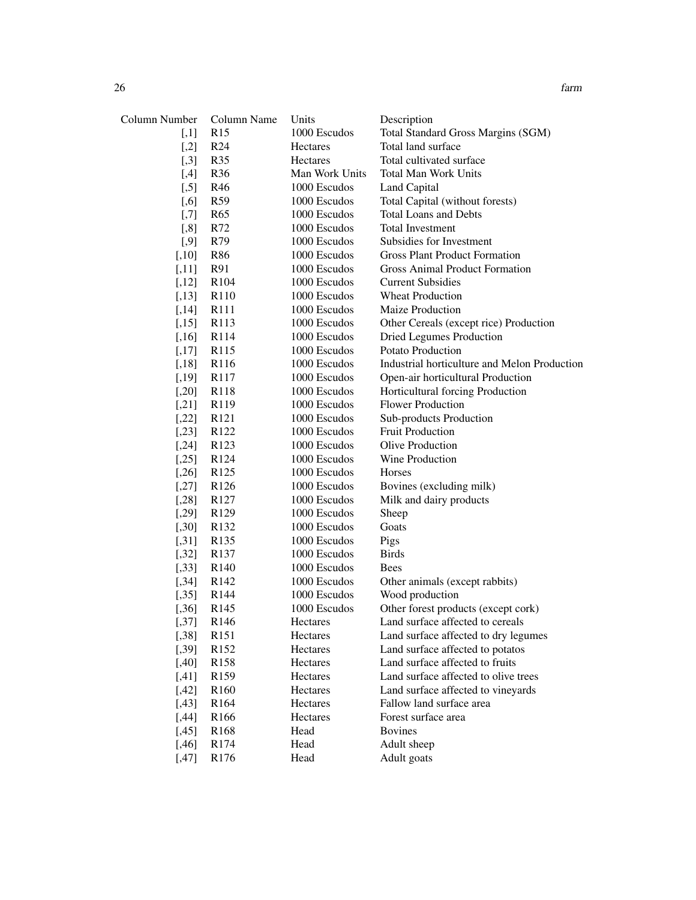| Column Number | Column Name | Units | Description |
|---|---|---|---|
| [,1] | R15 | 1000 Escudos | Total Standard Gross Margins (SGM) |
| [,2] | R24 | Hectares | Total land surface |
| [,3] | R35 | Hectares | Total cultivated surface |
| [,4] | R36 | Man Work Units | Total Man Work Units |
| [,5] | R46 | 1000 Escudos | Land Capital |
| [,6] | R59 | 1000 Escudos | Total Capital (without forests) |
| [,7] | R65 | 1000 Escudos | Total Loans and Debts |
| [,8] | R72 | 1000 Escudos | Total Investment |
| [,9] | R79 | 1000 Escudos | Subsidies for Investment |
| [,10] | R86 | 1000 Escudos | Gross Plant Product Formation |
| [,11] | R91 | 1000 Escudos | Gross Animal Product Formation |
| [,12] | R104 | 1000 Escudos | Current Subsidies |
| [,13] | R110 | 1000 Escudos | Wheat Production |
| [,14] | R111 | 1000 Escudos | Maize Production |
| [,15] | R113 | 1000 Escudos | Other Cereals (except rice) Production |
| [,16] | R114 | 1000 Escudos | Dried Legumes Production |
| [,17] | R115 | 1000 Escudos | Potato Production |
| [,18] | R116 | 1000 Escudos | Industrial horticulture and Melon Production |
| [,19] | R117 | 1000 Escudos | Open-air horticultural Production |
| [,20] | R118 | 1000 Escudos | Horticultural forcing Production |
| [,21] | R119 | 1000 Escudos | Flower Production |
| [,22] | R121 | 1000 Escudos | Sub-products Production |
| [,23] | R122 | 1000 Escudos | Fruit Production |
| [,24] | R123 | 1000 Escudos | Olive Production |
| [,25] | R124 | 1000 Escudos | Wine Production |
| [,26] | R125 | 1000 Escudos | Horses |
| [,27] | R126 | 1000 Escudos | Bovines (excluding milk) |
| [,28] | R127 | 1000 Escudos | Milk and dairy products |
| [,29] | R129 | 1000 Escudos | Sheep |
| [,30] | R132 | 1000 Escudos | Goats |
| [,31] | R135 | 1000 Escudos | Pigs |
| [,32] | R137 | 1000 Escudos | Birds |
| [,33] | R140 | 1000 Escudos | Bees |
| [,34] | R142 | 1000 Escudos | Other animals (except rabbits) |
| [,35] | R144 | 1000 Escudos | Wood production |
| [,36] | R145 | 1000 Escudos | Other forest products (except cork) |
| [,37] | R146 | Hectares | Land surface affected to cereals |
| [,38] | R151 | Hectares | Land surface affected to dry legumes |
| [,39] | R152 | Hectares | Land surface affected to potatos |
| [,40] | R158 | Hectares | Land surface affected to fruits |
| [,41] | R159 | Hectares | Land surface affected to olive trees |
| [,42] | R160 | Hectares | Land surface affected to vineyards |
| [,43] | R164 | Hectares | Fallow land surface area |
| [,44] | R166 | Hectares | Forest surface area |
| [,45] | R168 | Head | Bovines |
| [,46] | R174 | Head | Adult sheep |
| [,47] | R176 | Head | Adult goats |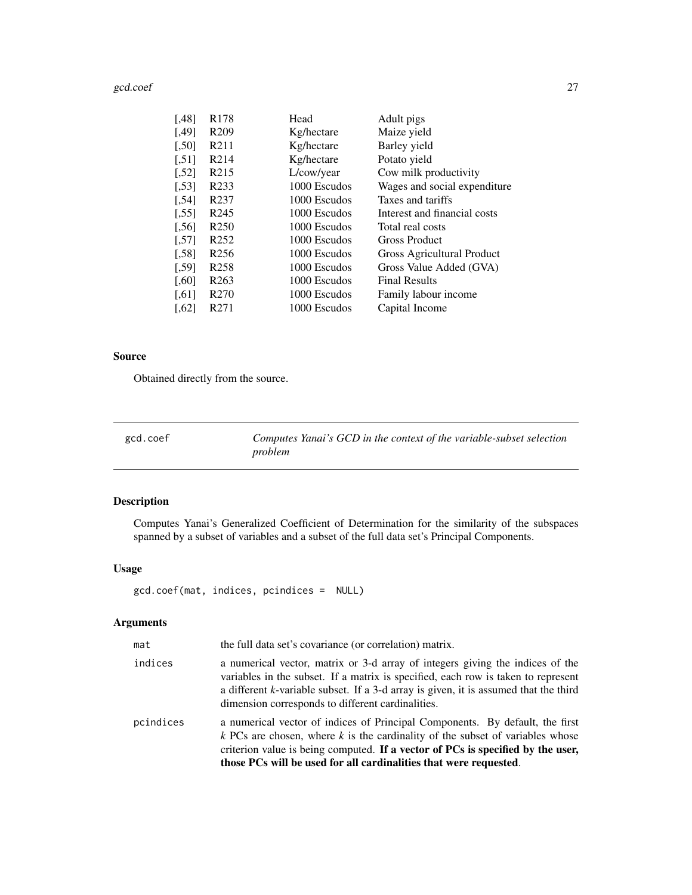| | | | |
|---|---|---|---|
| [,48] | R178 | Head | Adult pigs |
| [,49] | R209 | Kg/hectare | Maize yield |
| [,50] | R211 | Kg/hectare | Barley yield |
| [,51] | R214 | Kg/hectare | Potato yield |
| [,52] | R215 | L/cow/year | Cow milk productivity |
| [,53] | R233 | 1000 Escudos | Wages and social expenditure |
| [,54] | R237 | 1000 Escudos | Taxes and tariffs |
| [,55] | R245 | 1000 Escudos | Interest and financial costs |
| [,56] | R250 | 1000 Escudos | Total real costs |
| [,57] | R252 | 1000 Escudos | Gross Product |
| [,58] | R256 | 1000 Escudos | Gross Agricultural Product |
| [,59] | R258 | 1000 Escudos | Gross Value Added (GVA) |
| [,60] | R263 | 1000 Escudos | Final Results |
| [,61] | R270 | 1000 Escudos | Family labour income |
| [,62] | R271 | 1000 Escudos | Capital Income |

### Source

Obtained directly from the source.

---

## gcd.coef — *Computes Yanai's GCD in the context of the variable-subset selection problem*

---

### Description

Computes Yanai's Generalized Coefficient of Determination for the similarity of the subspaces spanned by a subset of variables and a subset of the full data set's Principal Components.

### Usage

```
gcd.coef(mat, indices, pcindices =  NULL)
```

### Arguments

| | |
|---|---|
| `mat` | the full data set's covariance (or correlation) matrix. |
| `indices` | a numerical vector, matrix or 3-d array of integers giving the indices of the variables in the subset. If a matrix is specified, each row is taken to represent a different *k*-variable subset. If a 3-d array is given, it is assumed that the third dimension corresponds to different cardinalities. |
| `pcindices` | a numerical vector of indices of Principal Components. By default, the first *k* PCs are chosen, where *k* is the cardinality of the subset of variables whose criterion value is being computed. **If a vector of PCs is specified by the user, those PCs will be used for all cardinalities that were requested**. |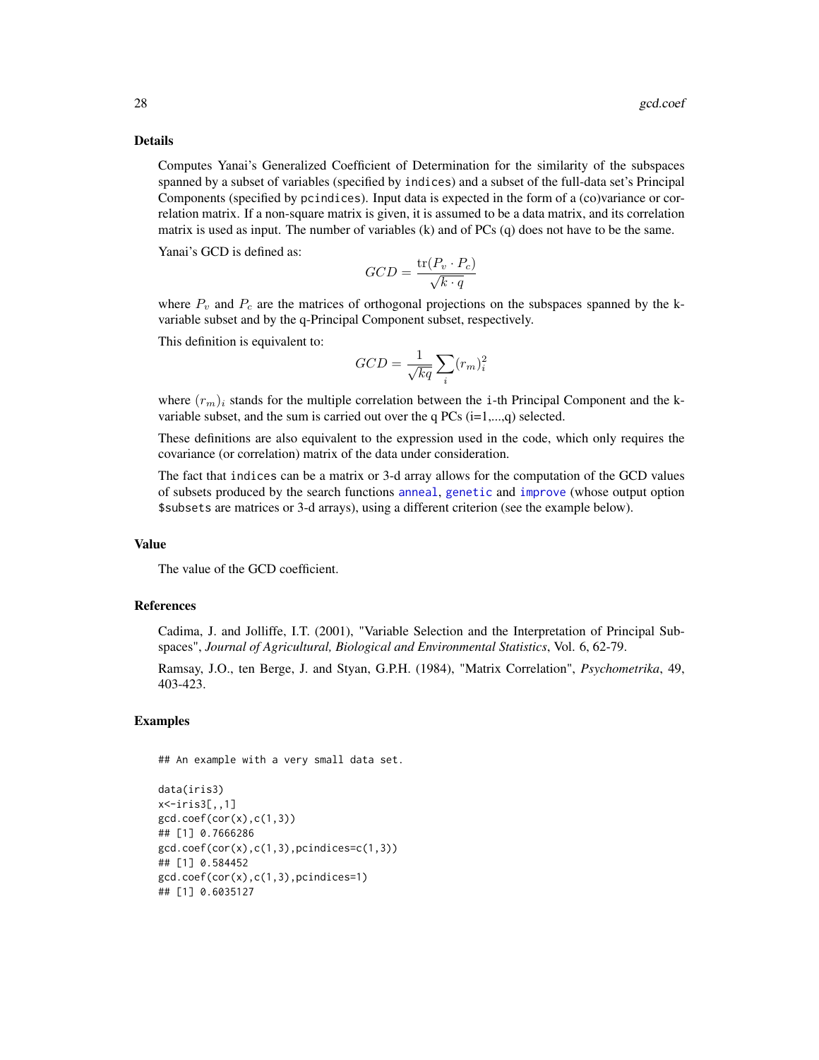## Details

Computes Yanai's Generalized Coefficient of Determination for the similarity of the subspaces spanned by a subset of variables (specified by `indices`) and a subset of the full-data set's Principal Components (specified by `pcindices`). Input data is expected in the form of a (co)variance or correlation matrix. If a non-square matrix is given, it is assumed to be a data matrix, and its correlation matrix is used as input. The number of variables (k) and of PCs (q) does not have to be the same.

Yanai's GCD is defined as:

$$GCD = \frac{\text{tr}(P_v \cdot P_c)}{\sqrt{k \cdot q}}$$

where $P_v$ and $P_c$ are the matrices of orthogonal projections on the subspaces spanned by the k-variable subset and by the q-Principal Component subset, respectively.

This definition is equivalent to:

$$GCD = \frac{1}{\sqrt{kq}} \sum_i (r_m)_i^2$$

where $(r_m)_i$ stands for the multiple correlation between the `i`-th Principal Component and the k-variable subset, and the sum is carried out over the q PCs (i=1,...,q) selected.

These definitions are also equivalent to the expression used in the code, which only requires the covariance (or correlation) matrix of the data under consideration.

The fact that `indices` can be a matrix or 3-d array allows for the computation of the GCD values of subsets produced by the search functions `anneal`, `genetic` and `improve` (whose output option `$subsets` are matrices or 3-d arrays), using a different criterion (see the example below).

## Value

The value of the GCD coefficient.

## References

Cadima, J. and Jolliffe, I.T. (2001), "Variable Selection and the Interpretation of Principal Subspaces", *Journal of Agricultural, Biological and Environmental Statistics*, Vol. 6, 62-79.

Ramsay, J.O., ten Berge, J. and Styan, G.P.H. (1984), "Matrix Correlation", *Psychometrika*, 49, 403-423.

## Examples

```
## An example with a very small data set.

data(iris3)
x<-iris3[,,1]
gcd.coef(cor(x),c(1,3))
## [1] 0.7666286
gcd.coef(cor(x),c(1,3),pcindices=c(1,3))
## [1] 0.584452
gcd.coef(cor(x),c(1,3),pcindices=1)
## [1] 0.6035127
```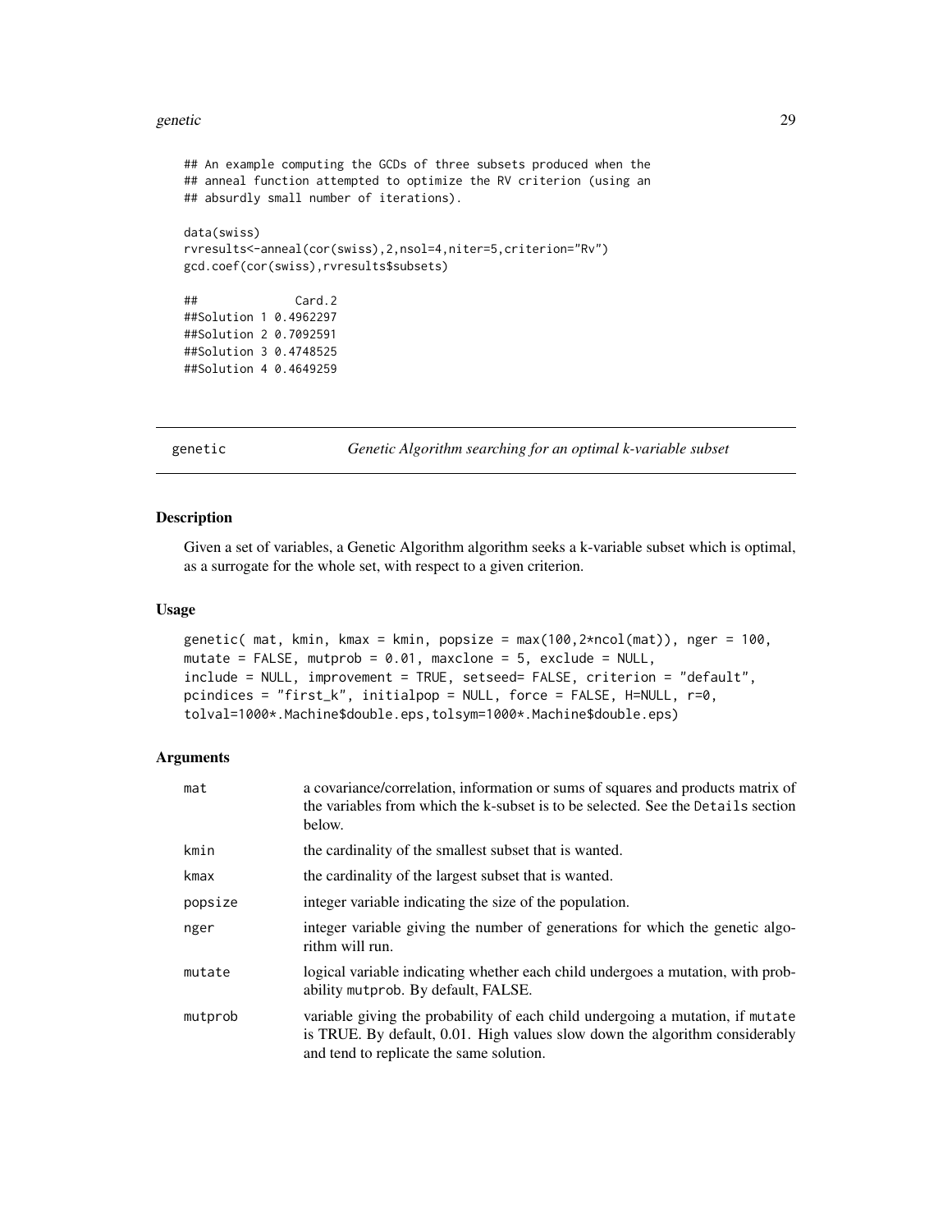```
## An example computing the GCDs of three subsets produced when the
## anneal function attempted to optimize the RV criterion (using an
## absurdly small number of iterations).

data(swiss)
rvresults<-anneal(cor(swiss),2,nsol=4,niter=5,criterion="Rv")
gcd.coef(cor(swiss),rvresults$subsets)

##              Card.2
##Solution 1 0.4962297
##Solution 2 0.7092591
##Solution 3 0.4748525
##Solution 4 0.4649259
```

---

## genetic — *Genetic Algorithm searching for an optimal k-variable subset*

### Description

Given a set of variables, a Genetic Algorithm algorithm seeks a k-variable subset which is optimal, as a surrogate for the whole set, with respect to a given criterion.

### Usage

```
genetic( mat, kmin, kmax = kmin, popsize = max(100,2*ncol(mat)), nger = 100,
mutate = FALSE, mutprob = 0.01, maxclone = 5, exclude = NULL,
include = NULL, improvement = TRUE, setseed= FALSE, criterion = "default",
pcindices = "first_k", initialpop = NULL, force = FALSE, H=NULL, r=0,
tolval=1000*.Machine$double.eps,tolsym=1000*.Machine$double.eps)
```

### Arguments

| | |
|---|---|
| `mat` | a covariance/correlation, information or sums of squares and products matrix of the variables from which the k-subset is to be selected. See the `Details` section below. |
| `kmin` | the cardinality of the smallest subset that is wanted. |
| `kmax` | the cardinality of the largest subset that is wanted. |
| `popsize` | integer variable indicating the size of the population. |
| `nger` | integer variable giving the number of generations for which the genetic algorithm will run. |
| `mutate` | logical variable indicating whether each child undergoes a mutation, with probability `mutprob`. By default, FALSE. |
| `mutprob` | variable giving the probability of each child undergoing a mutation, if `mutate` is TRUE. By default, 0.01. High values slow down the algorithm considerably and tend to replicate the same solution. |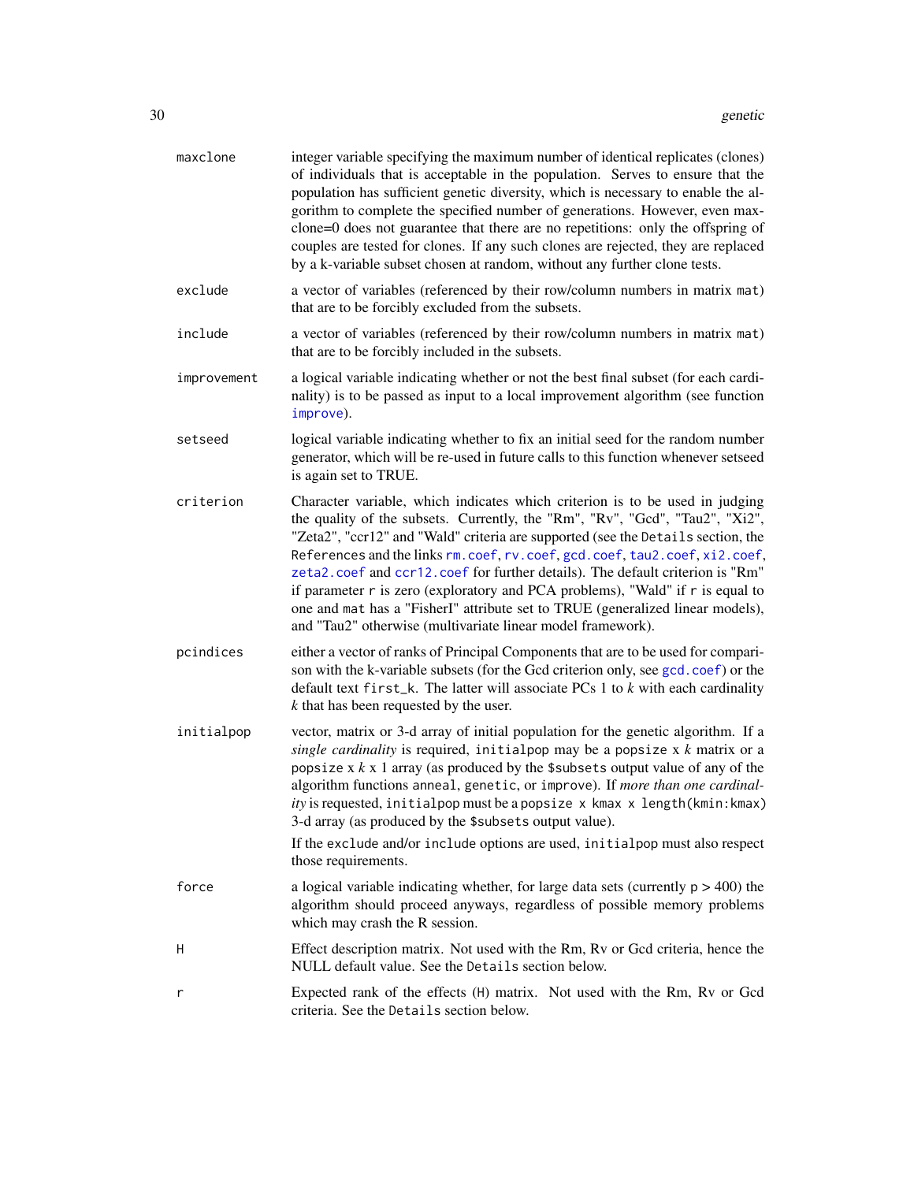| | |
|---|---|
| maxclone | integer variable specifying the maximum number of identical replicates (clones) of individuals that is acceptable in the population. Serves to ensure that the population has sufficient genetic diversity, which is necessary to enable the algorithm to complete the specified number of generations. However, even maxclone=0 does not guarantee that there are no repetitions: only the offspring of couples are tested for clones. If any such clones are rejected, they are replaced by a k-variable subset chosen at random, without any further clone tests. |
| exclude | a vector of variables (referenced by their row/column numbers in matrix `mat`) that are to be forcibly excluded from the subsets. |
| include | a vector of variables (referenced by their row/column numbers in matrix `mat`) that are to be forcibly included in the subsets. |
| improvement | a logical variable indicating whether or not the best final subset (for each cardinality) is to be passed as input to a local improvement algorithm (see function `improve`). |
| setseed | logical variable indicating whether to fix an initial seed for the random number generator, which will be re-used in future calls to this function whenever setseed is again set to TRUE. |
| criterion | Character variable, which indicates which criterion is to be used in judging the quality of the subsets. Currently, the "Rm", "Rv", "Gcd", "Tau2", "Xi2", "Zeta2", "ccr12" and "Wald" criteria are supported (see the `Details` section, the `References` and the links `rm.coef`, `rv.coef`, `gcd.coef`, `tau2.coef`, `xi2.coef`, `zeta2.coef` and `ccr12.coef` for further details). The default criterion is "Rm" if parameter `r` is zero (exploratory and PCA problems), "Wald" if `r` is equal to one and `mat` has a "FisherI" attribute set to TRUE (generalized linear models), and "Tau2" otherwise (multivariate linear model framework). |
| pcindices | either a vector of ranks of Principal Components that are to be used for comparison with the k-variable subsets (for the Gcd criterion only, see `gcd.coef`) or the default text `first_k`. The latter will associate PCs 1 to *k* with each cardinality *k* that has been requested by the user. |
| initialpop | vector, matrix or 3-d array of initial population for the genetic algorithm. If a *single cardinality* is required, `initialpop` may be a `popsize` x *k* matrix or a `popsize` x *k* x 1 array (as produced by the `$subsets` output value of any of the algorithm functions `anneal`, `genetic`, or `improve`). If *more than one cardinality* is requested, `initialpop` must be a `popsize x kmax x length(kmin:kmax)` 3-d array (as produced by the `$subsets` output value). If the `exclude` and/or `include` options are used, `initialpop` must also respect those requirements. |
| force | a logical variable indicating whether, for large data sets (currently `p` > 400) the algorithm should proceed anyways, regardless of possible memory problems which may crash the R session. |
| H | Effect description matrix. Not used with the Rm, Rv or Gcd criteria, hence the NULL default value. See the `Details` section below. |
| r | Expected rank of the effects (`H`) matrix. Not used with the Rm, Rv or Gcd criteria. See the `Details` section below. |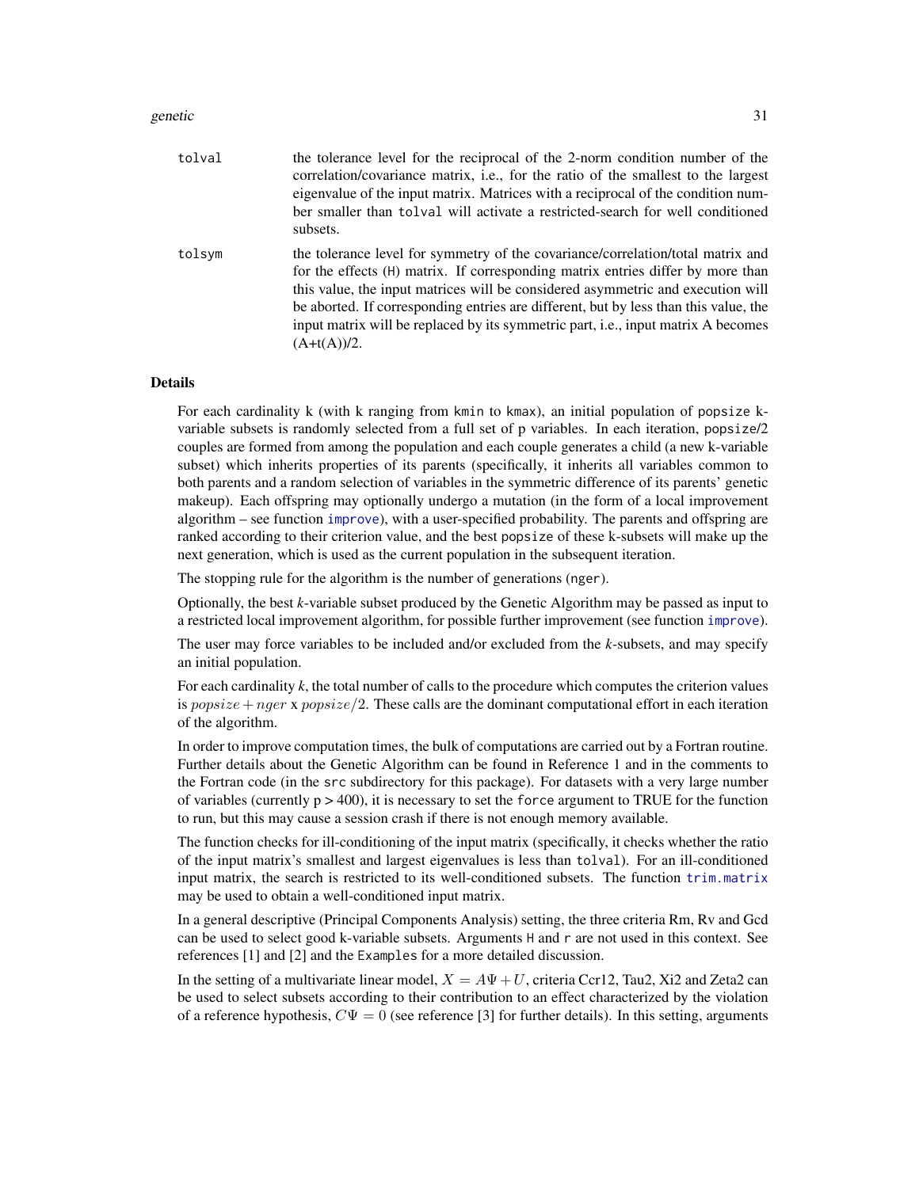tolval the tolerance level for the reciprocal of the 2-norm condition number of the correlation/covariance matrix, i.e., for the ratio of the smallest to the largest eigenvalue of the input matrix. Matrices with a reciprocal of the condition number smaller than `tolval` will activate a restricted-search for well conditioned subsets.

tolsym the tolerance level for symmetry of the covariance/correlation/total matrix and for the effects (H) matrix. If corresponding matrix entries differ by more than this value, the input matrices will be considered asymmetric and execution will be aborted. If corresponding entries are different, but by less than this value, the input matrix will be replaced by its symmetric part, i.e., input matrix A becomes (A+t(A))/2.

## Details

For each cardinality k (with k ranging from `kmin` to `kmax`), an initial population of `popsize` k-variable subsets is randomly selected from a full set of p variables. In each iteration, `popsize`/2 couples are formed from among the population and each couple generates a child (a new k-variable subset) which inherits properties of its parents (specifically, it inherits all variables common to both parents and a random selection of variables in the symmetric difference of its parents' genetic makeup). Each offspring may optionally undergo a mutation (in the form of a local improvement algorithm – see function `improve`), with a user-specified probability. The parents and offspring are ranked according to their criterion value, and the best `popsize` of these k-subsets will make up the next generation, which is used as the current population in the subsequent iteration.

The stopping rule for the algorithm is the number of generations (`nger`).

Optionally, the best *k*-variable subset produced by the Genetic Algorithm may be passed as input to a restricted local improvement algorithm, for possible further improvement (see function `improve`).

The user may force variables to be included and/or excluded from the *k*-subsets, and may specify an initial population.

For each cardinality *k*, the total number of calls to the procedure which computes the criterion values is $popsize + nger$ x $popsize/2$. These calls are the dominant computational effort in each iteration of the algorithm.

In order to improve computation times, the bulk of computations are carried out by a Fortran routine. Further details about the Genetic Algorithm can be found in Reference 1 and in the comments to the Fortran code (in the `src` subdirectory for this package). For datasets with a very large number of variables (currently p > 400), it is necessary to set the `force` argument to TRUE for the function to run, but this may cause a session crash if there is not enough memory available.

The function checks for ill-conditioning of the input matrix (specifically, it checks whether the ratio of the input matrix's smallest and largest eigenvalues is less than `tolval`). For an ill-conditioned input matrix, the search is restricted to its well-conditioned subsets. The function `trim.matrix` may be used to obtain a well-conditioned input matrix.

In a general descriptive (Principal Components Analysis) setting, the three criteria Rm, Rv and Gcd can be used to select good k-variable subsets. Arguments `H` and `r` are not used in this context. See references [1] and [2] and the `Examples` for a more detailed discussion.

In the setting of a multivariate linear model, $X = A\Psi + U$, criteria Ccr12, Tau2, Xi2 and Zeta2 can be used to select subsets according to their contribution to an effect characterized by the violation of a reference hypothesis, $C\Psi = 0$ (see reference [3] for further details). In this setting, arguments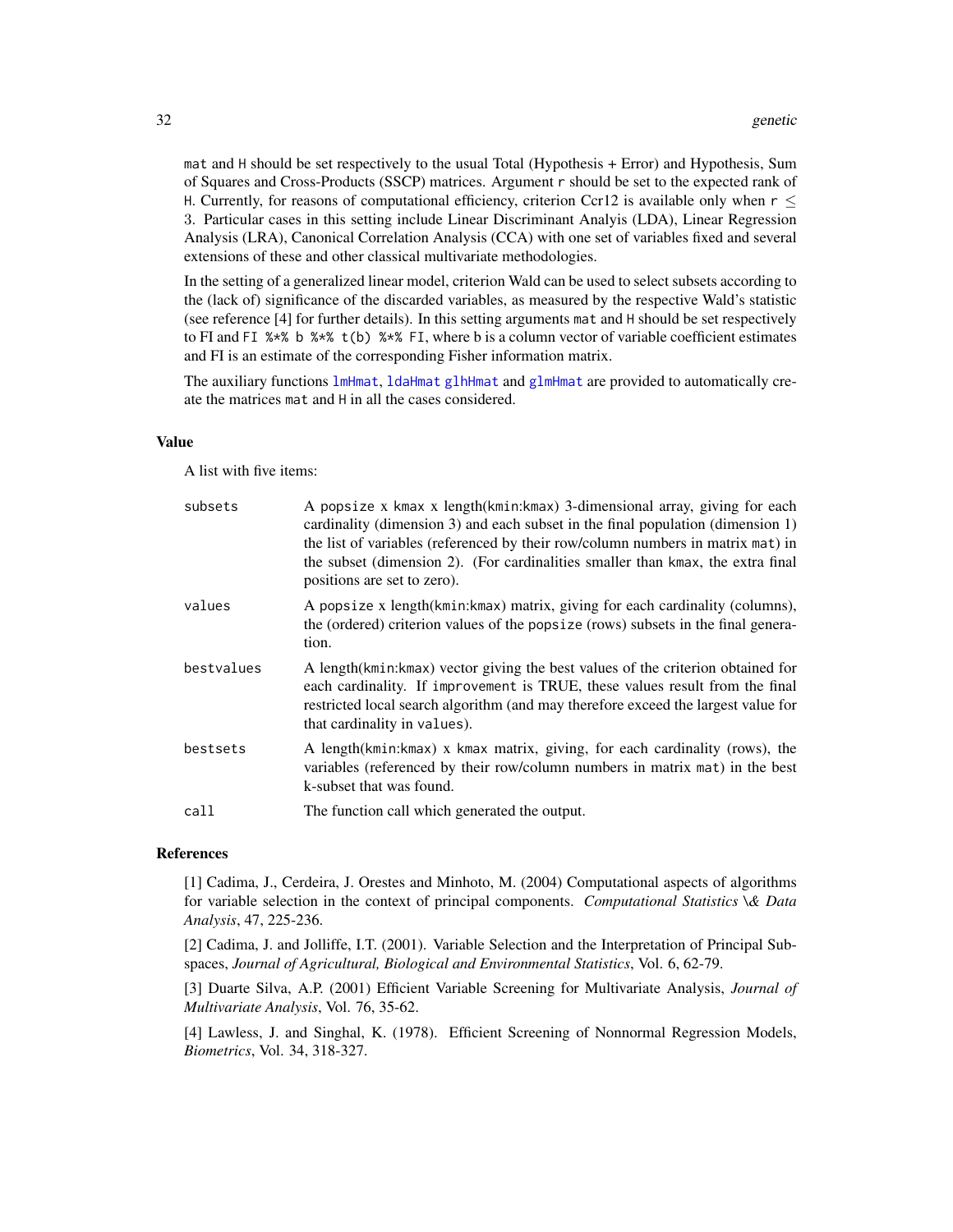`mat` and `H` should be set respectively to the usual Total (Hypothesis + Error) and Hypothesis, Sum of Squares and Cross-Products (SSCP) matrices. Argument `r` should be set to the expected rank of `H`. Currently, for reasons of computational efficiency, criterion Ccr12 is available only when `r` $\leq$ 3. Particular cases in this setting include Linear Discriminant Analyis (LDA), Linear Regression Analysis (LRA), Canonical Correlation Analysis (CCA) with one set of variables fixed and several extensions of these and other classical multivariate methodologies.

In the setting of a generalized linear model, criterion Wald can be used to select subsets according to the (lack of) significance of the discarded variables, as measured by the respective Wald's statistic (see reference [4] for further details). In this setting arguments `mat` and `H` should be set respectively to FI and `FI %*% b %*% t(b) %*% FI`, where b is a column vector of variable coefficient estimates and FI is an estimate of the corresponding Fisher information matrix.

The auxiliary functions `lmHmat`, `ldaHmat` `glhHmat` and `glmHmat` are provided to automatically create the matrices `mat` and `H` in all the cases considered.

### Value

A list with five items:

- `subsets` A `popsize x kmax x length(kmin:kmax)` 3-dimensional array, giving for each cardinality (dimension 3) and each subset in the final population (dimension 1) the list of variables (referenced by their row/column numbers in matrix `mat`) in the subset (dimension 2). (For cardinalities smaller than `kmax`, the extra final positions are set to zero).
- `values` A `popsize x length(kmin:kmax)` matrix, giving for each cardinality (columns), the (ordered) criterion values of the `popsize` (rows) subsets in the final generation.
- `bestvalues` A `length(kmin:kmax)` vector giving the best values of the criterion obtained for each cardinality. If `improvement` is TRUE, these values result from the final restricted local search algorithm (and may therefore exceed the largest value for that cardinality in `values`).
- `bestsets` A `length(kmin:kmax) x kmax` matrix, giving, for each cardinality (rows), the variables (referenced by their row/column numbers in matrix `mat`) in the best k-subset that was found.
- `call` The function call which generated the output.

### References

[1] Cadima, J., Cerdeira, J. Orestes and Minhoto, M. (2004) Computational aspects of algorithms for variable selection in the context of principal components. *Computational Statistics \& Data Analysis*, 47, 225-236.

[2] Cadima, J. and Jolliffe, I.T. (2001). Variable Selection and the Interpretation of Principal Subspaces, *Journal of Agricultural, Biological and Environmental Statistics*, Vol. 6, 62-79.

[3] Duarte Silva, A.P. (2001) Efficient Variable Screening for Multivariate Analysis, *Journal of Multivariate Analysis*, Vol. 76, 35-62.

[4] Lawless, J. and Singhal, K. (1978). Efficient Screening of Nonnormal Regression Models, *Biometrics*, Vol. 34, 318-327.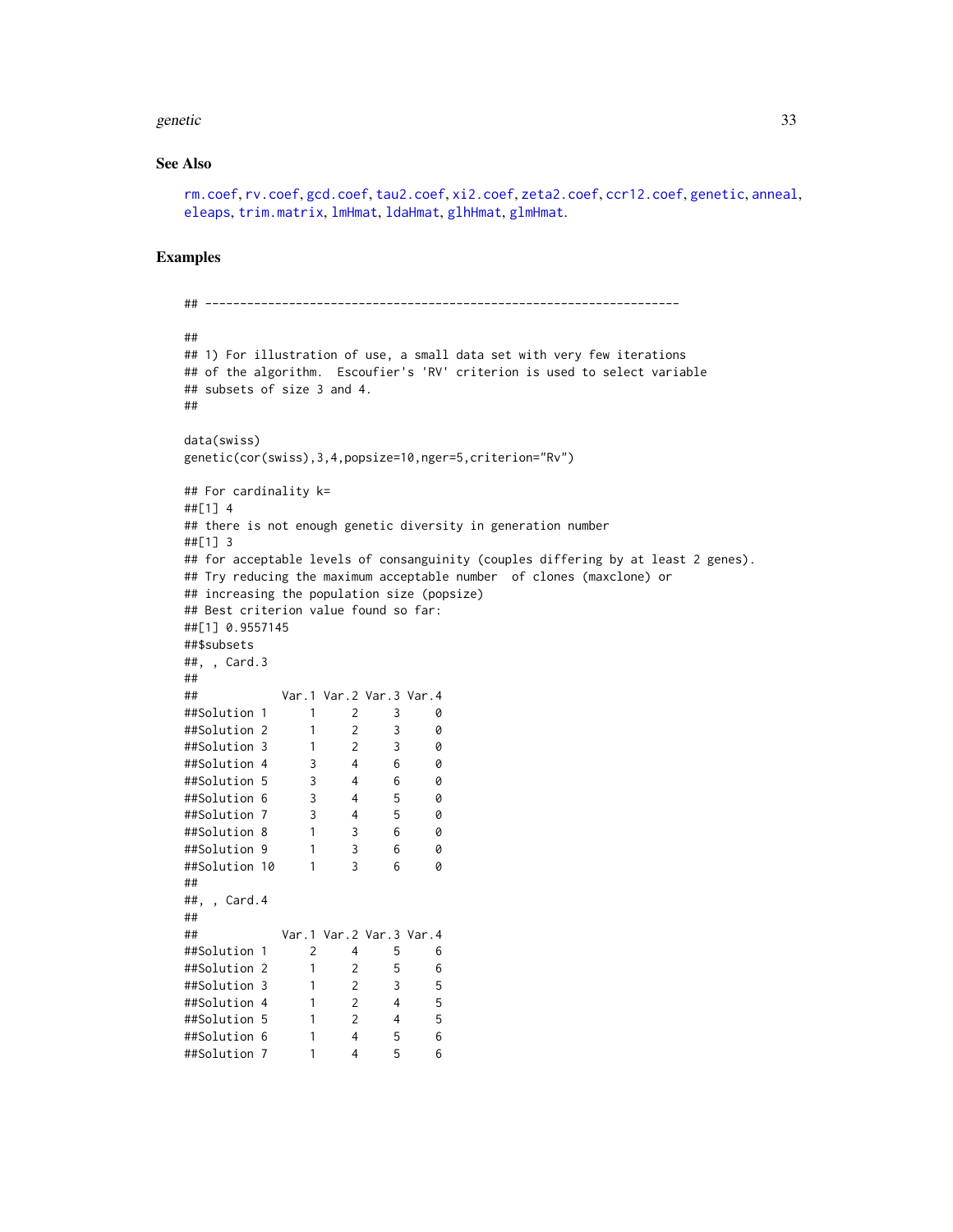## See Also

rm.coef, rv.coef, gcd.coef, tau2.coef, xi2.coef, zeta2.coef, ccr12.coef, genetic, anneal, eleaps, trim.matrix, lmHmat, ldaHmat, glhHmat, glmHmat.

## Examples

```
## --------------------------------------------------------------------

##
## 1) For illustration of use, a small data set with very few iterations
## of the algorithm.  Escoufier's 'RV' criterion is used to select variable
## subsets of size 3 and 4.
##

data(swiss)
genetic(cor(swiss),3,4,popsize=10,nger=5,criterion="Rv")

## For cardinality k=
##[1] 4
## there is not enough genetic diversity in generation number
##[1] 3
## for acceptable levels of consanguinity (couples differing by at least 2 genes).
## Try reducing the maximum acceptable number  of clones (maxclone) or
## increasing the population size (popsize)
## Best criterion value found so far:
##[1] 0.9557145
##$subsets
##, , Card.3
##
##            Var.1 Var.2 Var.3 Var.4
##Solution 1      1     2     3     0
##Solution 2      1     2     3     0
##Solution 3      1     2     3     0
##Solution 4      3     4     6     0
##Solution 5      3     4     6     0
##Solution 6      3     4     5     0
##Solution 7      3     4     5     0
##Solution 8      1     3     6     0
##Solution 9      1     3     6     0
##Solution 10     1     3     6     0
##
##, , Card.4
##
##            Var.1 Var.2 Var.3 Var.4
##Solution 1      2     4     5     6
##Solution 2      1     2     5     6
##Solution 3      1     2     3     5
##Solution 4      1     2     4     5
##Solution 5      1     2     4     5
##Solution 6      1     4     5     6
##Solution 7      1     4     5     6
```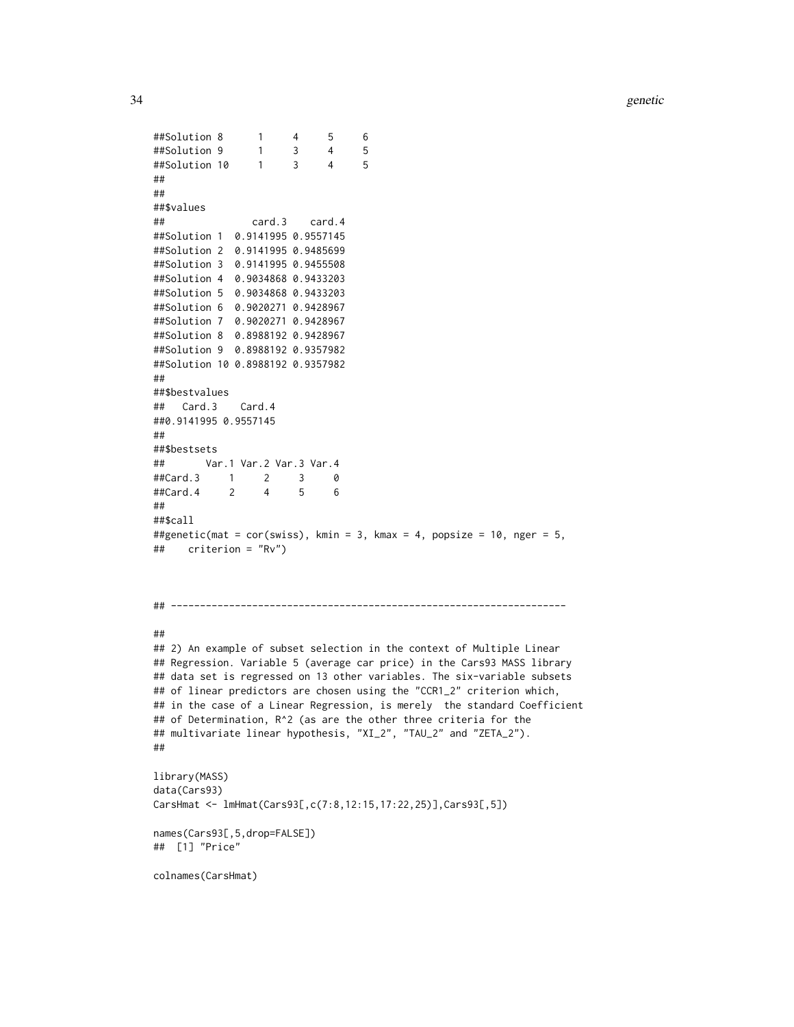```
##Solution 8      1     4     5     6
##Solution 9      1     3     4     5
##Solution 10     1     3     4     5
##
##
##$values
##              card.3    card.4
##Solution 1  0.9141995 0.9557145
##Solution 2  0.9141995 0.9485699
##Solution 3  0.9141995 0.9455508
##Solution 4  0.9034868 0.9433203
##Solution 5  0.9034868 0.9433203
##Solution 6  0.9020271 0.9428967
##Solution 7  0.9020271 0.9428967
##Solution 8  0.8988192 0.9428967
##Solution 9  0.8988192 0.9357982
##Solution 10 0.8988192 0.9357982
##
##$bestvalues
##   Card.3    Card.4
##0.9141995 0.9557145
##
##$bestsets
##       Var.1 Var.2 Var.3 Var.4
##Card.3     1     2     3     0
##Card.4     2     4     5     6
##
##$call
##genetic(mat = cor(swiss), kmin = 3, kmax = 4, popsize = 10, nger = 5,
##    criterion = "Rv")



## --------------------------------------------------------------------

##
## 2) An example of subset selection in the context of Multiple Linear
## Regression. Variable 5 (average car price) in the Cars93 MASS library
## data set is regressed on 13 other variables. The six-variable subsets
## of linear predictors are chosen using the "CCR1_2" criterion which,
## in the case of a Linear Regression, is merely  the standard Coefficient
## of Determination, R^2 (as are the other three criteria for the
## multivariate linear hypothesis, "XI_2", "TAU_2" and "ZETA_2").
##

library(MASS)
data(Cars93)
CarsHmat <- lmHmat(Cars93[,c(7:8,12:15,17:22,25)],Cars93[,5])

names(Cars93[,5,drop=FALSE])
##  [1] "Price"

colnames(CarsHmat)
```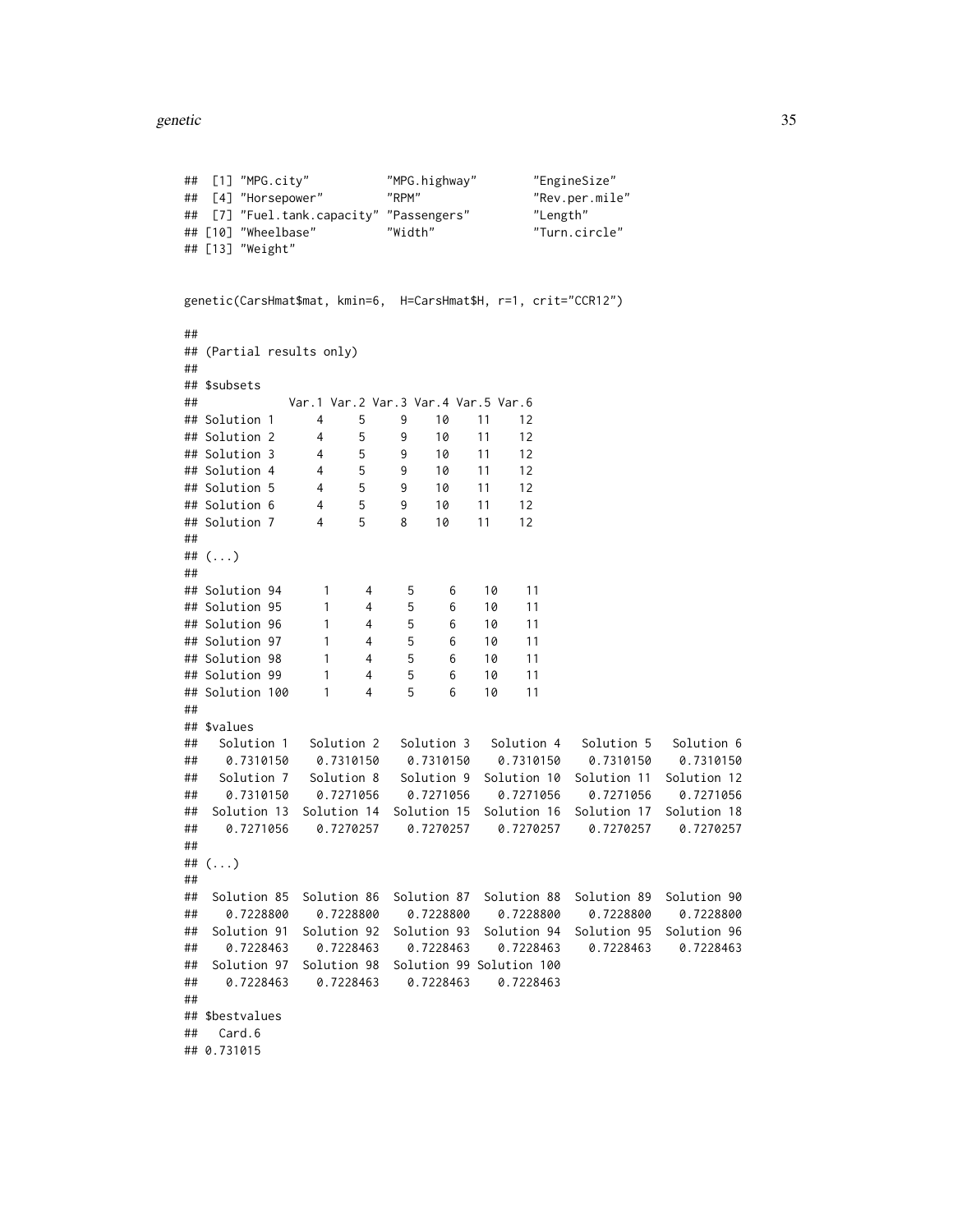```
##  [1] "MPG.city"           "MPG.highway"        "EngineSize"
##  [4] "Horsepower"         "RPM"                "Rev.per.mile"
##  [7] "Fuel.tank.capacity" "Passengers"         "Length"
## [10] "Wheelbase"          "Width"              "Turn.circle"
## [13] "Weight"
```

```
genetic(CarsHmat$mat, kmin=6,  H=CarsHmat$H, r=1, crit="CCR12")
```

```
##
## (Partial results only)
##
## $subsets
##             Var.1 Var.2 Var.3 Var.4 Var.5 Var.6
## Solution 1      4     5     9    10    11    12
## Solution 2      4     5     9    10    11    12
## Solution 3      4     5     9    10    11    12
## Solution 4      4     5     9    10    11    12
## Solution 5      4     5     9    10    11    12
## Solution 6      4     5     9    10    11    12
## Solution 7      4     5     8    10    11    12
##
## (...)
##
## Solution 94      1     4     5     6    10    11
## Solution 95      1     4     5     6    10    11
## Solution 96      1     4     5     6    10    11
## Solution 97      1     4     5     6    10    11
## Solution 98      1     4     5     6    10    11
## Solution 99      1     4     5     6    10    11
## Solution 100     1     4     5     6    10    11
##
## $values
##   Solution 1   Solution 2   Solution 3   Solution 4   Solution 5   Solution 6
##    0.7310150    0.7310150    0.7310150    0.7310150    0.7310150    0.7310150
##   Solution 7   Solution 8   Solution 9  Solution 10  Solution 11  Solution 12
##    0.7310150    0.7271056    0.7271056    0.7271056    0.7271056    0.7271056
##  Solution 13  Solution 14  Solution 15  Solution 16  Solution 17  Solution 18
##    0.7271056    0.7270257    0.7270257    0.7270257    0.7270257    0.7270257
##
## (...)
##
##  Solution 85  Solution 86  Solution 87  Solution 88  Solution 89  Solution 90
##    0.7228800    0.7228800    0.7228800    0.7228800    0.7228800    0.7228800
##  Solution 91  Solution 92  Solution 93  Solution 94  Solution 95  Solution 96
##    0.7228463    0.7228463    0.7228463    0.7228463    0.7228463    0.7228463
##  Solution 97  Solution 98  Solution 99 Solution 100
##    0.7228463    0.7228463    0.7228463    0.7228463
##
## $bestvalues
##   Card.6
## 0.731015
```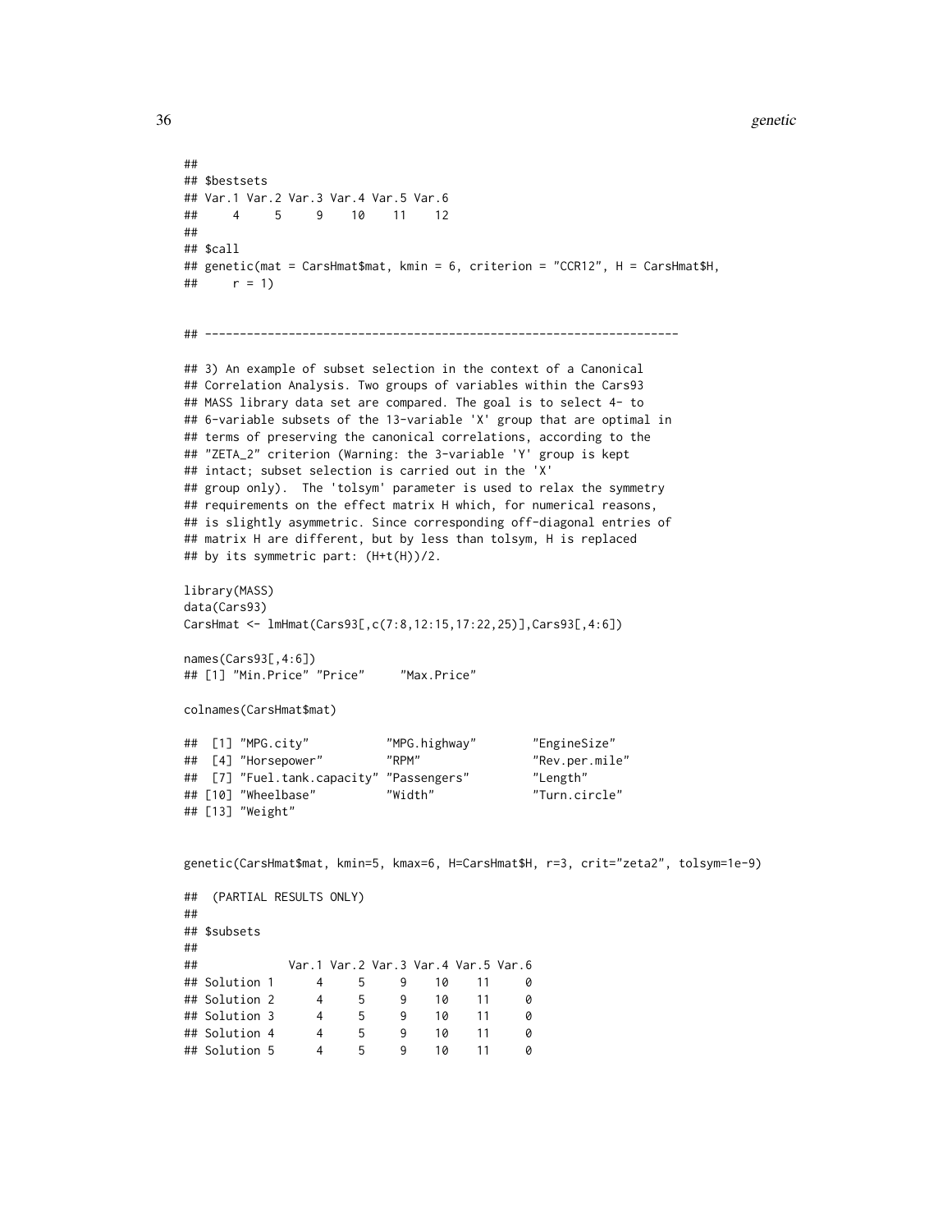```
##
## $bestsets
## Var.1 Var.2 Var.3 Var.4 Var.5 Var.6
##     4     5     9    10    11    12
##
## $call
## genetic(mat = CarsHmat$mat, kmin = 6, criterion = "CCR12", H = CarsHmat$H,
##     r = 1)


## --------------------------------------------------------------------

## 3) An example of subset selection in the context of a Canonical
## Correlation Analysis. Two groups of variables within the Cars93
## MASS library data set are compared. The goal is to select 4- to
## 6-variable subsets of the 13-variable 'X' group that are optimal in
## terms of preserving the canonical correlations, according to the
## "ZETA_2" criterion (Warning: the 3-variable 'Y' group is kept
## intact; subset selection is carried out in the 'X'
## group only).  The 'tolsym' parameter is used to relax the symmetry
## requirements on the effect matrix H which, for numerical reasons,
## is slightly asymmetric. Since corresponding off-diagonal entries of
## matrix H are different, but by less than tolsym, H is replaced
## by its symmetric part: (H+t(H))/2.

library(MASS)
data(Cars93)
CarsHmat <- lmHmat(Cars93[,c(7:8,12:15,17:22,25)],Cars93[,4:6])

names(Cars93[,4:6])
## [1] "Min.Price" "Price"     "Max.Price"

colnames(CarsHmat$mat)

##  [1] "MPG.city"           "MPG.highway"        "EngineSize"
##  [4] "Horsepower"         "RPM"                "Rev.per.mile"
##  [7] "Fuel.tank.capacity" "Passengers"         "Length"
## [10] "Wheelbase"          "Width"              "Turn.circle"
## [13] "Weight"


genetic(CarsHmat$mat, kmin=5, kmax=6, H=CarsHmat$H, r=3, crit="zeta2", tolsym=1e-9)

##  (PARTIAL RESULTS ONLY)
##
## $subsets
##
##             Var.1 Var.2 Var.3 Var.4 Var.5 Var.6
## Solution 1      4     5     9    10    11     0
## Solution 2      4     5     9    10    11     0
## Solution 3      4     5     9    10    11     0
## Solution 4      4     5     9    10    11     0
## Solution 5      4     5     9    10    11     0
```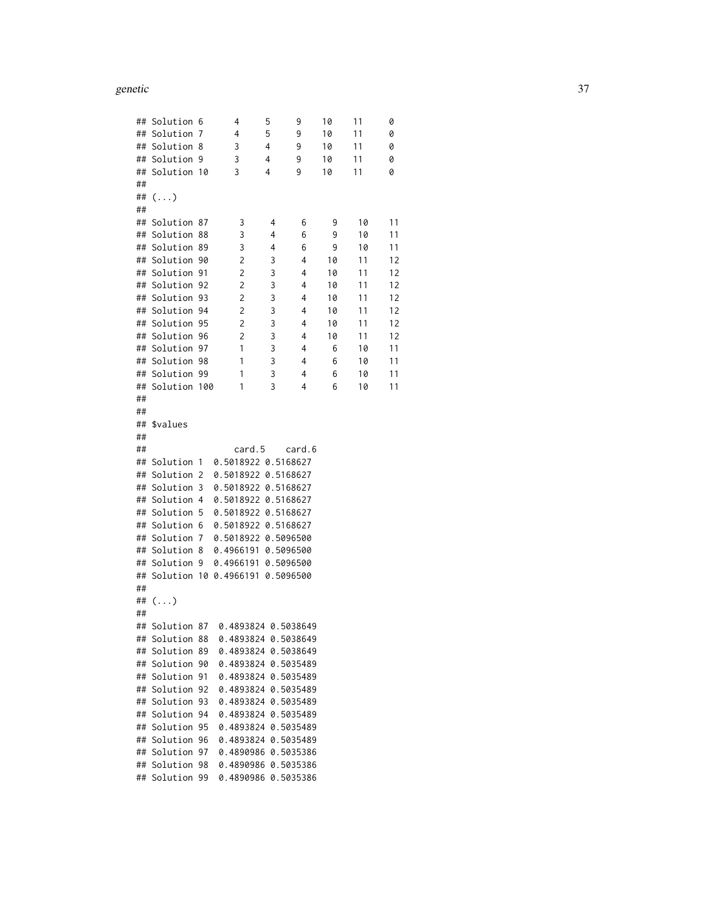```
## Solution 6      4     5     9    10    11     0
## Solution 7      4     5     9    10    11     0
## Solution 8      3     4     9    10    11     0
## Solution 9      3     4     9    10    11     0
## Solution 10     3     4     9    10    11     0
##
## (...)
##
## Solution 87      3     4     6     9    10    11
## Solution 88      3     4     6     9    10    11
## Solution 89      3     4     6     9    10    11
## Solution 90      2     3     4    10    11    12
## Solution 91      2     3     4    10    11    12
## Solution 92      2     3     4    10    11    12
## Solution 93      2     3     4    10    11    12
## Solution 94      2     3     4    10    11    12
## Solution 95      2     3     4    10    11    12
## Solution 96      2     3     4    10    11    12
## Solution 97      1     3     4     6    10    11
## Solution 98      1     3     4     6    10    11
## Solution 99      1     3     4     6    10    11
## Solution 100     1     3     4     6    10    11
##
##
## $values
##
##                card.5    card.6
## Solution 1  0.5018922 0.5168627
## Solution 2  0.5018922 0.5168627
## Solution 3  0.5018922 0.5168627
## Solution 4  0.5018922 0.5168627
## Solution 5  0.5018922 0.5168627
## Solution 6  0.5018922 0.5168627
## Solution 7  0.5018922 0.5096500
## Solution 8  0.4966191 0.5096500
## Solution 9  0.4966191 0.5096500
## Solution 10 0.4966191 0.5096500
##
## (...)
##
## Solution 87  0.4893824 0.5038649
## Solution 88  0.4893824 0.5038649
## Solution 89  0.4893824 0.5038649
## Solution 90  0.4893824 0.5035489
## Solution 91  0.4893824 0.5035489
## Solution 92  0.4893824 0.5035489
## Solution 93  0.4893824 0.5035489
## Solution 94  0.4893824 0.5035489
## Solution 95  0.4893824 0.5035489
## Solution 96  0.4893824 0.5035489
## Solution 97  0.4890986 0.5035386
## Solution 98  0.4890986 0.5035386
## Solution 99  0.4890986 0.5035386
```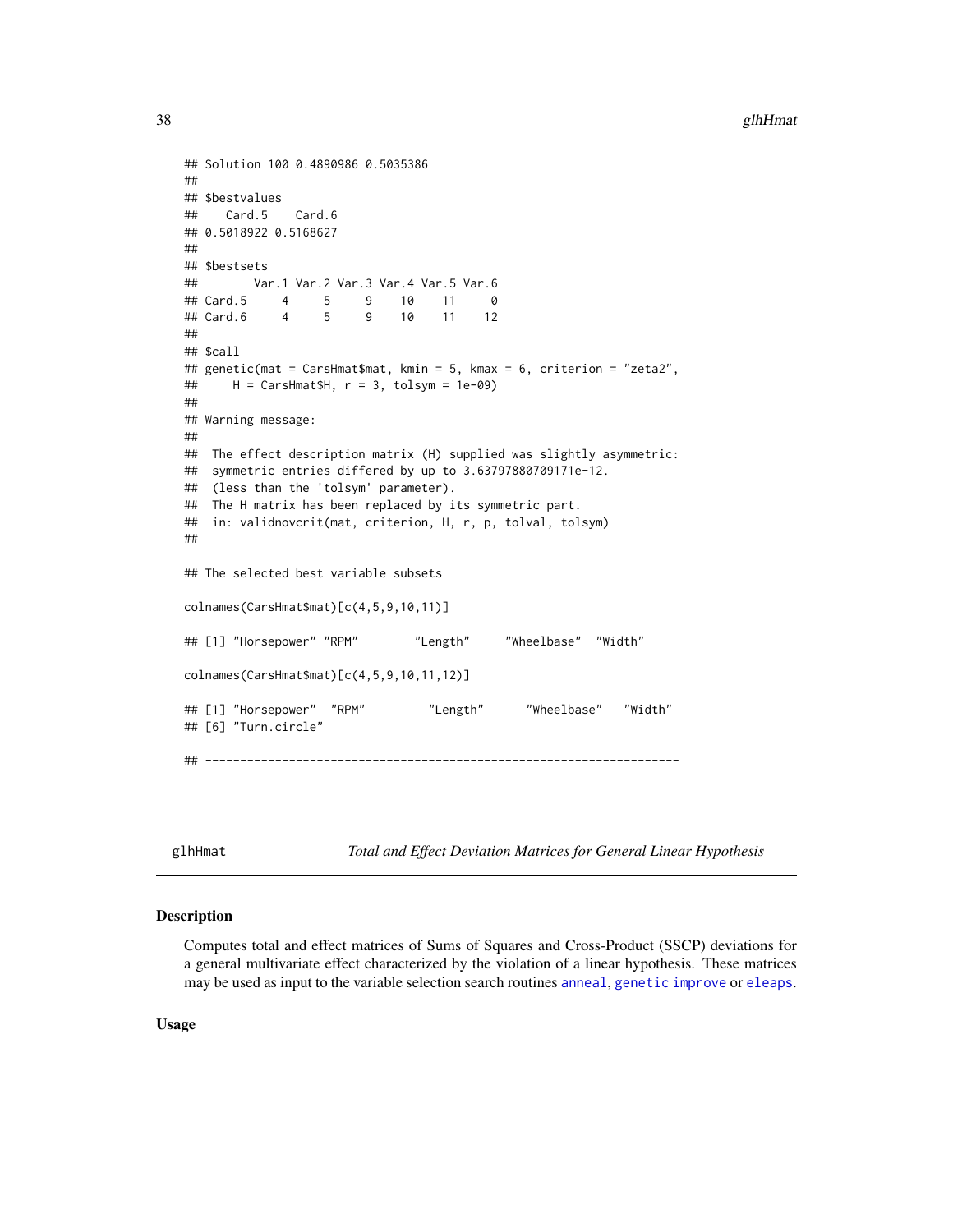```
## Solution 100 0.4890986 0.5035386
##
## $bestvalues
##    Card.5    Card.6
## 0.5018922 0.5168627
##
## $bestsets
##        Var.1 Var.2 Var.3 Var.4 Var.5 Var.6
## Card.5     4     5     9    10    11     0
## Card.6     4     5     9    10    11    12
##
## $call
## genetic(mat = CarsHmat$mat, kmin = 5, kmax = 6, criterion = "zeta2",
##     H = CarsHmat$H, r = 3, tolsym = 1e-09)
##
## Warning message:
##
##  The effect description matrix (H) supplied was slightly asymmetric:
##  symmetric entries differed by up to 3.63797880709171e-12.
##  (less than the 'tolsym' parameter).
##  The H matrix has been replaced by its symmetric part.
##  in: validnovcrit(mat, criterion, H, r, p, tolval, tolsym)
##

## The selected best variable subsets

colnames(CarsHmat$mat)[c(4,5,9,10,11)]

## [1] "Horsepower" "RPM"        "Length"     "Wheelbase"  "Width"

colnames(CarsHmat$mat)[c(4,5,9,10,11,12)]

## [1] "Horsepower"  "RPM"         "Length"      "Wheelbase"   "Width"
## [6] "Turn.circle"

## --------------------------------------------------------------------
```

## glhHmat — *Total and Effect Deviation Matrices for General Linear Hypothesis*

### Description

Computes total and effect matrices of Sums of Squares and Cross-Product (SSCP) deviations for a general multivariate effect characterized by the violation of a linear hypothesis. These matrices may be used as input to the variable selection search routines anneal, genetic improve or eleaps.

### Usage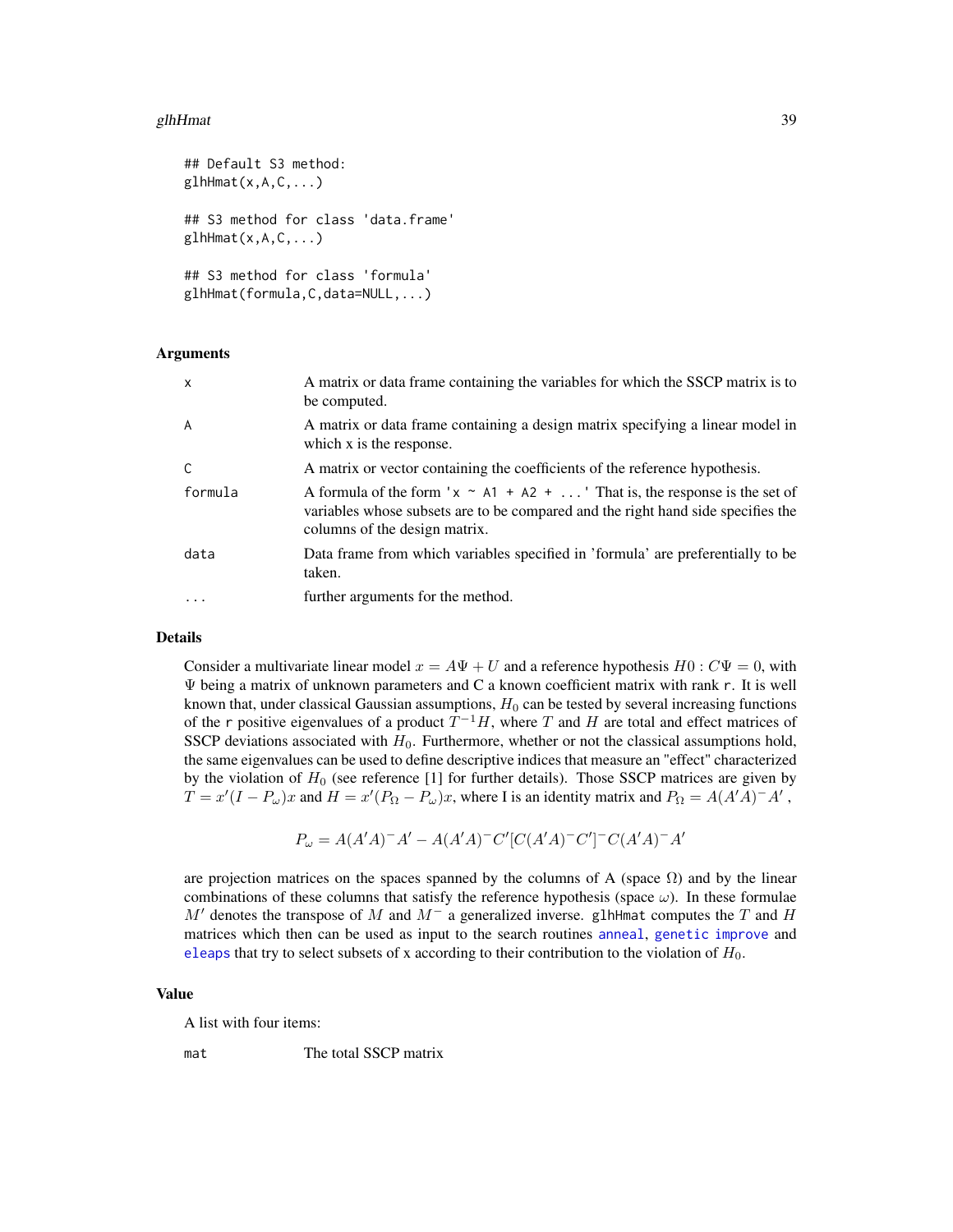```
## Default S3 method:
glhHmat(x,A,C,...)

## S3 method for class 'data.frame'
glhHmat(x,A,C,...)

## S3 method for class 'formula'
glhHmat(formula,C,data=NULL,...)
```

## Arguments

| | |
|---|---|
| x | A matrix or data frame containing the variables for which the SSCP matrix is to be computed. |
| A | A matrix or data frame containing a design matrix specifying a linear model in which x is the response. |
| C | A matrix or vector containing the coefficients of the reference hypothesis. |
| formula | A formula of the form 'x ~ A1 + A2 + ...' That is, the response is the set of variables whose subsets are to be compared and the right hand side specifies the columns of the design matrix. |
| data | Data frame from which variables specified in 'formula' are preferentially to be taken. |
| ... | further arguments for the method. |

## Details

Consider a multivariate linear model $x = A\Psi + U$ and a reference hypothesis $H0 : C\Psi = 0$, with $\Psi$ being a matrix of unknown parameters and C a known coefficient matrix with rank r. It is well known that, under classical Gaussian assumptions, $H_0$ can be tested by several increasing functions of the r positive eigenvalues of a product $T^{-1}H$, where $T$ and $H$ are total and effect matrices of SSCP deviations associated with $H_0$. Furthermore, whether or not the classical assumptions hold, the same eigenvalues can be used to define descriptive indices that measure an "effect" characterized by the violation of $H_0$ (see reference [1] for further details). Those SSCP matrices are given by $T = x'(I - P_\omega)x$ and $H = x'(P_\Omega - P_\omega)x$, where I is an identity matrix and $P_\Omega = A(A'A)^{-}A'$,

$$P_\omega = A(A'A)^{-}A' - A(A'A)^{-}C'[C(A'A)^{-}C']^{-}C(A'A)^{-}A'$$

are projection matrices on the spaces spanned by the columns of A (space $\Omega$) and by the linear combinations of these columns that satisfy the reference hypothesis (space $\omega$). In these formulae $M'$ denotes the transpose of $M$ and $M^{-}$ a generalized inverse. glhHmat computes the $T$ and $H$ matrices which then can be used as input to the search routines anneal, genetic improve and eleaps that try to select subsets of x according to their contribution to the violation of $H_0$.

## Value

A list with four items:

| | |
|---|---|
| mat | The total SSCP matrix |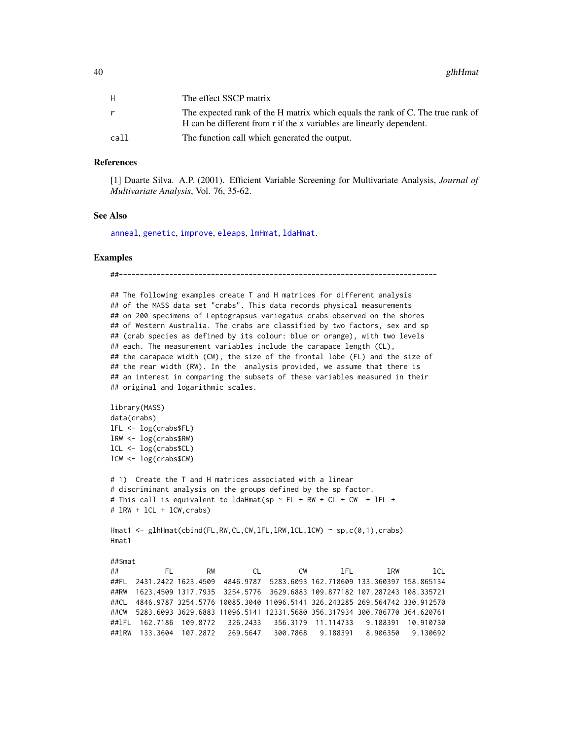| | |
|---|---|
| H | The effect SSCP matrix |
| r | The expected rank of the H matrix which equals the rank of C. The true rank of H can be different from r if the x variables are linearly dependent. |
| call | The function call which generated the output. |

### References

[1] Duarte Silva. A.P. (2001). Efficient Variable Screening for Multivariate Analysis, *Journal of Multivariate Analysis*, Vol. 76, 35-62.

### See Also

anneal, genetic, improve, eleaps, lmHmat, ldaHmat.

### Examples

```
##----------------------------------------------------------------------------

## The following examples create T and H matrices for different analysis
## of the MASS data set "crabs". This data records physical measurements
## on 200 specimens of Leptograpsus variegatus crabs observed on the shores
## of Western Australia. The crabs are classified by two factors, sex and sp
## (crab species as defined by its colour: blue or orange), with two levels
## each. The measurement variables include the carapace length (CL),
## the carapace width (CW), the size of the frontal lobe (FL) and the size of
## the rear width (RW). In the  analysis provided, we assume that there is
## an interest in comparing the subsets of these variables measured in their
## original and logarithmic scales.

library(MASS)
data(crabs)
lFL <- log(crabs$FL)
lRW <- log(crabs$RW)
lCL <- log(crabs$CL)
lCW <- log(crabs$CW)

# 1)  Create the T and H matrices associated with a linear
# discriminant analysis on the groups defined by the sp factor.
# This call is equivalent to ldaHmat(sp ~ FL + RW + CL + CW  + lFL +
# lRW + lCL + lCW,crabs)

Hmat1 <- glhHmat(cbind(FL,RW,CL,CW,lFL,lRW,lCL,lCW) ~ sp,c(0,1),crabs)
Hmat1

##$mat
##          FL        RW         CL         CW        lFL        lRW        lCL
##FL  2431.2422 1623.4509  4846.9787  5283.6093 162.718609 133.360397 158.865134
##RW  1623.4509 1317.7935  3254.5776  3629.6883 109.877182 107.287243 108.335721
##CL  4846.9787 3254.5776 10085.3040 11096.5141 326.243285 269.564742 330.912570
##CW  5283.6093 3629.6883 11096.5141 12331.5680 356.317934 300.786770 364.620761
##lFL  162.7186  109.8772   326.2433   356.3179  11.114733   9.188391  10.910730
##lRW  133.3604  107.2872   269.5647   300.7868   9.188391   8.906350   9.130692
```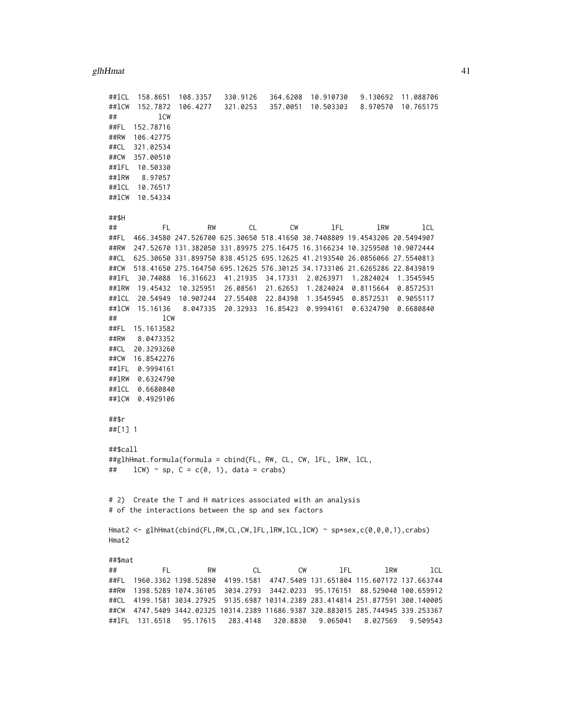```
##lCL  158.8651  108.3357   330.9126   364.6208  10.910730   9.130692  11.088706
##lCW  152.7872  106.4277   321.0253   357.0051  10.503303   8.970570  10.765175
##          lCW
##FL  152.78716
##RW  106.42775
##CL  321.02534
##CW  357.00510
##lFL  10.50330
##lRW   8.97057
##lCL  10.76517
##lCW  10.54334

##$H
##           FL         RW         CL         CW        lFL        lRW        lCL
##FL  466.34580 247.526700 625.30650 518.41650 30.7408809 19.4543206 20.5494907
##RW  247.52670 131.382050 331.89975 275.16475 16.3166234 10.3259508 10.9072444
##CL  625.30650 331.899750 838.45125 695.12625 41.2193540 26.0856066 27.5540813
##CW  518.41650 275.164750 695.12625 576.30125 34.1733106 21.6265286 22.8439819
##lFL  30.74088  16.316623  41.21935  34.17331  2.0263971  1.2824024  1.3545945
##lRW  19.45432  10.325951  26.08561  21.62653  1.2824024  0.8115664  0.8572531
##lCL  20.54949  10.907244  27.55408  22.84398  1.3545945  0.8572531  0.9055117
##lCW  15.16136   8.047335  20.32933  16.85423  0.9994161  0.6324790  0.6680840
##          lCW
##FL  15.1613582
##RW   8.0473352
##CL  20.3293260
##CW  16.8542276
##lFL  0.9994161
##lRW  0.6324790
##lCL  0.6680840
##lCW  0.4929106

##$r
##[1] 1

##$call
##glhHmat.formula(formula = cbind(FL, RW, CL, CW, lFL, lRW, lCL,
##    lCW) ~ sp, C = c(0, 1), data = crabs)


# 2)  Create the T and H matrices associated with an analysis
# of the interactions between the sp and sex factors

Hmat2 <- glhHmat(cbind(FL,RW,CL,CW,lFL,lRW,lCL,lCW) ~ sp*sex,c(0,0,0,1),crabs)
Hmat2

##$mat
##           FL         RW         CL         CW        lFL        lRW        lCL
##FL  1960.3362 1398.52890  4199.1581  4747.5409 131.651804 115.607172 137.663744
##RW  1398.5289 1074.36105  3034.2793  3442.0233  95.176151  88.529040 100.659912
##CL  4199.1581 3034.27925  9135.6987 10314.2389 283.414814 251.877591 300.140005
##CW  4747.5409 3442.02325 10314.2389 11686.9387 320.883015 285.744945 339.253367
##lFL  131.6518   95.17615   283.4148   320.8830   9.065041   8.027569   9.509543
```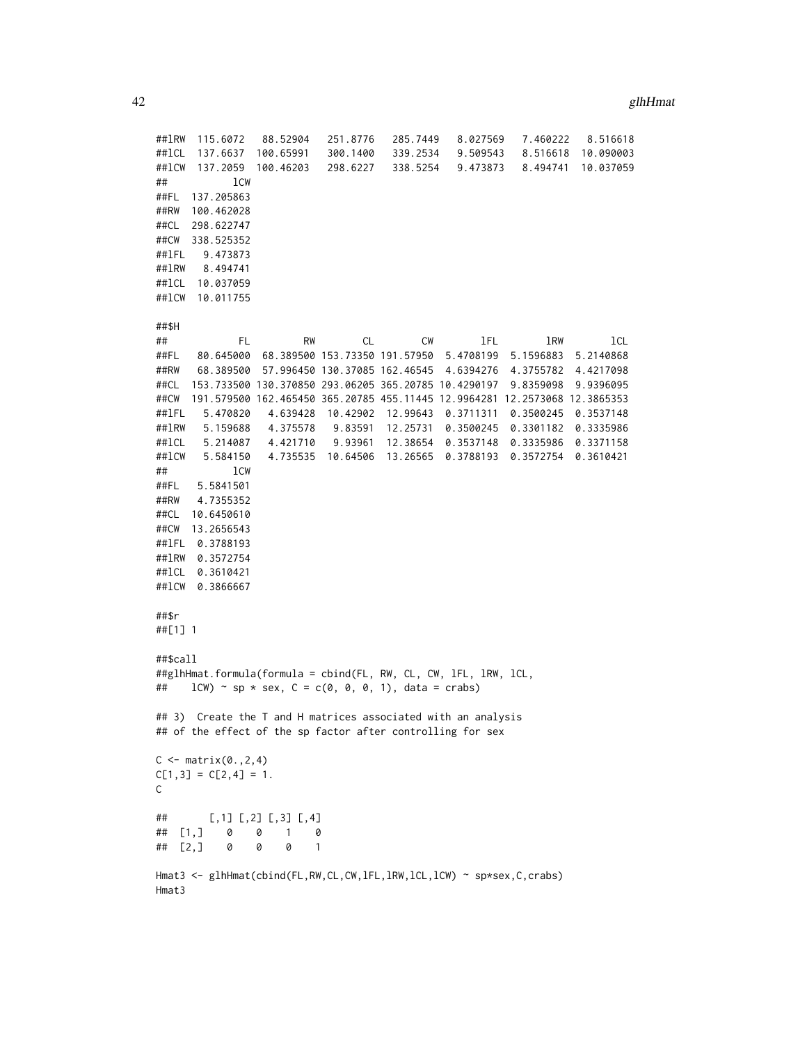```
##lRW  115.6072   88.52904   251.8776   285.7449   8.027569   7.460222   8.516618
##lCL  137.6637  100.65991   300.1400   339.2534   9.509543   8.516618  10.090003
##lCW  137.2059  100.46203   298.6227   338.5254   9.473873   8.494741  10.037059
##           lCW
##FL  137.205863
##RW  100.462028
##CL  298.622747
##CW  338.525352
##lFL   9.473873
##lRW   8.494741
##lCL  10.037059
##lCW  10.011755

##$H
##            FL         RW        CL        CW        lFL        lRW        lCL
##FL    80.645000  68.389500 153.73350 191.57950  5.4708199  5.1596883  5.2140868
##RW    68.389500  57.996450 130.37085 162.46545  4.6394276  4.3755782  4.4217098
##CL   153.733500 130.370850 293.06205 365.20785 10.4290197  9.8359098  9.9396095
##CW   191.579500 162.465450 365.20785 455.11445 12.9964281 12.2573068 12.3865353
##lFL    5.470820   4.639428  10.42902  12.99643  0.3711311  0.3500245  0.3537148
##lRW    5.159688   4.375578   9.83591  12.25731  0.3500245  0.3301182  0.3335986
##lCL    5.214087   4.421710   9.93961  12.38654  0.3537148  0.3335986  0.3371158
##lCW    5.584150   4.735535  10.64506  13.26565  0.3788193  0.3572754  0.3610421
##           lCW
##FL   5.5841501
##RW   4.7355352
##CL  10.6450610
##CW  13.2656543
##lFL  0.3788193
##lRW  0.3572754
##lCL  0.3610421
##lCW  0.3866667

##$r
##[1] 1

##$call
##glhHmat.formula(formula = cbind(FL, RW, CL, CW, lFL, lRW, lCL,
##    lCW) ~ sp * sex, C = c(0, 0, 0, 1), data = crabs)

## 3)  Create the T and H matrices associated with an analysis
## of the effect of the sp factor after controlling for sex

C <- matrix(0.,2,4)
C[1,3] = C[2,4] = 1.
C

##       [,1] [,2] [,3] [,4]
##  [1,]    0    0    1    0
##  [2,]    0    0    0    1

Hmat3 <- glhHmat(cbind(FL,RW,CL,CW,lFL,lRW,lCL,lCW) ~ sp*sex,C,crabs)
Hmat3
```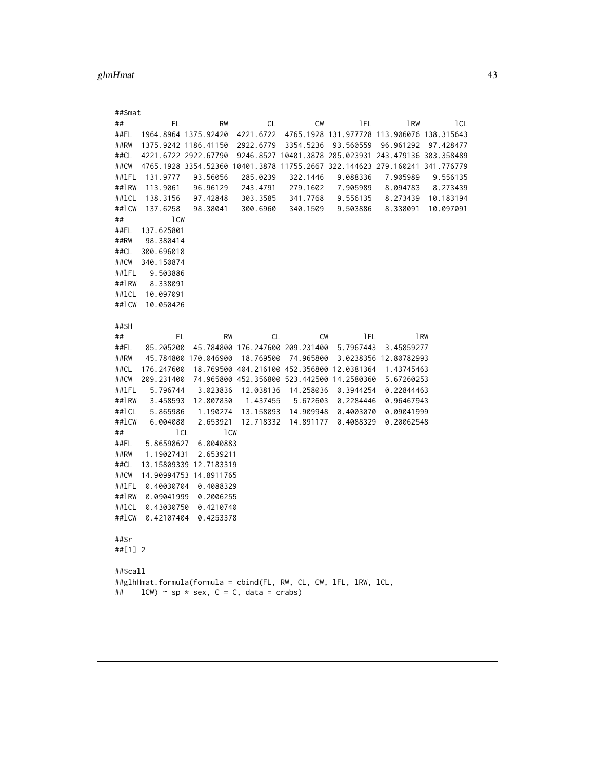```
##$mat
##          FL        RW         CL         CW        lFL        lRW        lCL
##FL  1964.8964 1375.92420  4221.6722  4765.1928 131.977728 113.906076 138.315643
##RW  1375.9242 1186.41150  2922.6779  3354.5236  93.560559  96.961292  97.428477
##CL  4221.6722 2922.67790  9246.8527 10401.3878 285.023931 243.479136 303.358489
##CW  4765.1928 3354.52360 10401.3878 11755.2667 322.144623 279.160241 341.776779
##lFL  131.9777   93.56056   285.0239   322.1446   9.088336   7.905989   9.556135
##lRW  113.9061   96.96129   243.4791   279.1602   7.905989   8.094783   8.273439
##lCL  138.3156   97.42848   303.3585   341.7768   9.556135   8.273439  10.183194
##lCW  137.6258   98.38041   300.6960   340.1509   9.503886   8.338091  10.097091
##          lCW
##FL  137.625801
##RW   98.380414
##CL  300.696018
##CW  340.150874
##lFL   9.503886
##lRW   8.338091
##lCL  10.097091
##lCW  10.050426

##$H
##           FL         RW         CL         CW        lFL         lRW
##FL   85.205200  45.784800 176.247600 209.231400  5.7967443  3.45859277
##RW   45.784800 170.046900  18.769500  74.965800  3.0238356 12.80782993
##CL  176.247600  18.769500 404.216100 452.356800 12.0381364  1.43745463
##CW  209.231400  74.965800 452.356800 523.442500 14.2580360  5.67260253
##lFL   5.796744   3.023836  12.038136  14.258036  0.3944254  0.22844463
##lRW   3.458593  12.807830   1.437455   5.672603  0.2284446  0.96467943
##lCL   5.865986   1.190274  13.158093  14.909948  0.4003070  0.09041999
##lCW   6.004088   2.653921  12.718332  14.891177  0.4088329  0.20062548
##           lCL        lCW
##FL   5.86598627  6.0040883
##RW   1.19027431  2.6539211
##CL  13.15809339 12.7183319
##CW  14.90994753 14.8911765
##lFL  0.40030704  0.4088329
##lRW  0.09041999  0.2006255
##lCL  0.43030750  0.4210740
##lCW  0.42107404  0.4253378

##$r
##[1] 2

##$call
##glhHmat.formula(formula = cbind(FL, RW, CL, CW, lFL, lRW, lCL,
##    lCW) ~ sp * sex, C = C, data = crabs)
```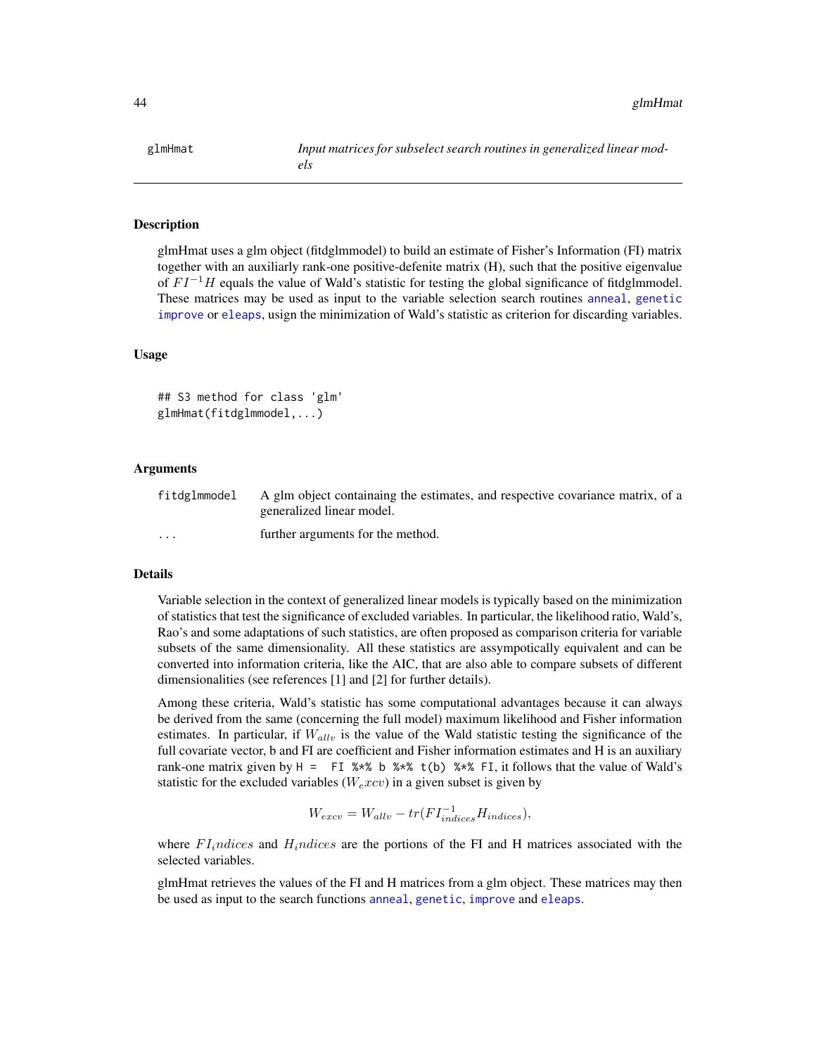glmHmat — *Input matrices for subselect search routines in generalized linear models*

## Description

glmHmat uses a glm object (fitdglmmodel) to build an estimate of Fisher's Information (FI) matrix together with an auxiliarly rank-one positive-defenite matrix (H), such that the positive eigenvalue of $FI^{-1}H$ equals the value of Wald's statistic for testing the global significance of fitdglmmodel. These matrices may be used as input to the variable selection search routines anneal, genetic improve or eleaps, usign the minimization of Wald's statistic as criterion for discarding variables.

## Usage

```
## S3 method for class 'glm'
glmHmat(fitdglmmodel,...)
```

## Arguments

| | |
|---|---|
| fitdglmmodel | A glm object containaing the estimates, and respective covariance matrix, of a generalized linear model. |
| ... | further arguments for the method. |

## Details

Variable selection in the context of generalized linear models is typically based on the minimization of statistics that test the significance of excluded variables. In particular, the likelihood ratio, Wald's, Rao's and some adaptations of such statistics, are often proposed as comparison criteria for variable subsets of the same dimensionality. All these statistics are assympotically equivalent and can be converted into information criteria, like the AIC, that are also able to compare subsets of different dimensionalities (see references [1] and [2] for further details).

Among these criteria, Wald's statistic has some computational advantages because it can always be derived from the same (concerning the full model) maximum likelihood and Fisher information estimates. In particular, if $W_{allv}$ is the value of the Wald statistic testing the significance of the full covariate vector, b and FI are coefficient and Fisher information estimates and H is an auxiliary rank-one matrix given by `H =  FI %*% b %*% t(b) %*% FI`, it follows that the value of Wald's statistic for the excluded variables ($W_excv$) in a given subset is given by

$$W_{excv} = W_{allv} - tr(FI_{indices}^{-1} H_{indices}),$$

where $FI_indices$ and $H_indices$ are the portions of the FI and H matrices associated with the selected variables.

glmHmat retrieves the values of the FI and H matrices from a glm object. These matrices may then be used as input to the search functions anneal, genetic, improve and eleaps.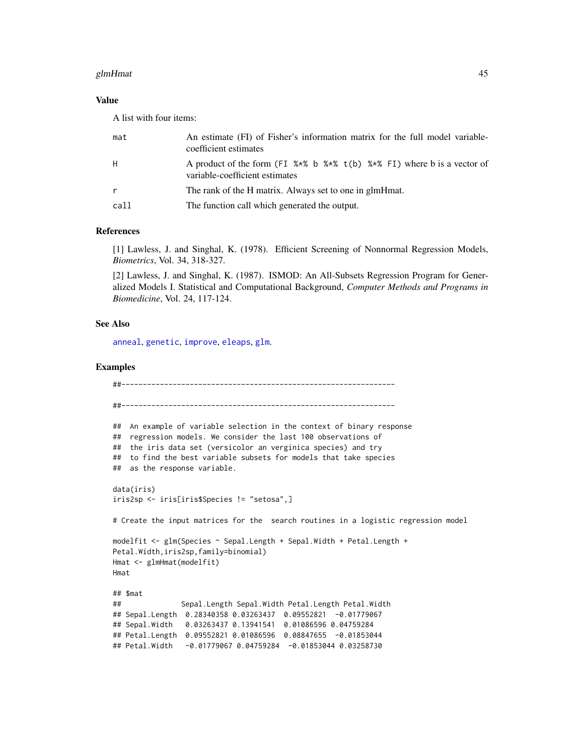### Value

A list with four items:

| | |
|---|---|
| mat | An estimate (FI) of Fisher's information matrix for the full model variable-coefficient estimates |
| H | A product of the form (FI %*% b %*% t(b) %*% FI) where b is a vector of variable-coefficient estimates |
| r | The rank of the H matrix. Always set to one in glmHmat. |
| call | The function call which generated the output. |

### References

[1] Lawless, J. and Singhal, K. (1978). Efficient Screening of Nonnormal Regression Models, *Biometrics*, Vol. 34, 318-327.

[2] Lawless, J. and Singhal, K. (1987). ISMOD: An All-Subsets Regression Program for Generalized Models I. Statistical and Computational Background, *Computer Methods and Programs in Biomedicine*, Vol. 24, 117-124.

### See Also

anneal, genetic, improve, eleaps, glm.

### Examples

```
##----------------------------------------------------------------

##----------------------------------------------------------------

##  An example of variable selection in the context of binary response
##  regression models. We consider the last 100 observations of
##  the iris data set (versicolor an verginica species) and try
##  to find the best variable subsets for models that take species
##  as the response variable.

data(iris)
iris2sp <- iris[iris$Species != "setosa",]

# Create the input matrices for the  search routines in a logistic regression model

modelfit <- glm(Species ~ Sepal.Length + Sepal.Width + Petal.Length +
Petal.Width,iris2sp,family=binomial)
Hmat <- glmHmat(modelfit)
Hmat

## $mat
##              Sepal.Length Sepal.Width Petal.Length Petal.Width
## Sepal.Length  0.28340358 0.03263437  0.09552821  -0.01779067
## Sepal.Width   0.03263437 0.13941541  0.01086596 0.04759284
## Petal.Length  0.09552821 0.01086596  0.08847655  -0.01853044
## Petal.Width   -0.01779067 0.04759284  -0.01853044 0.03258730
```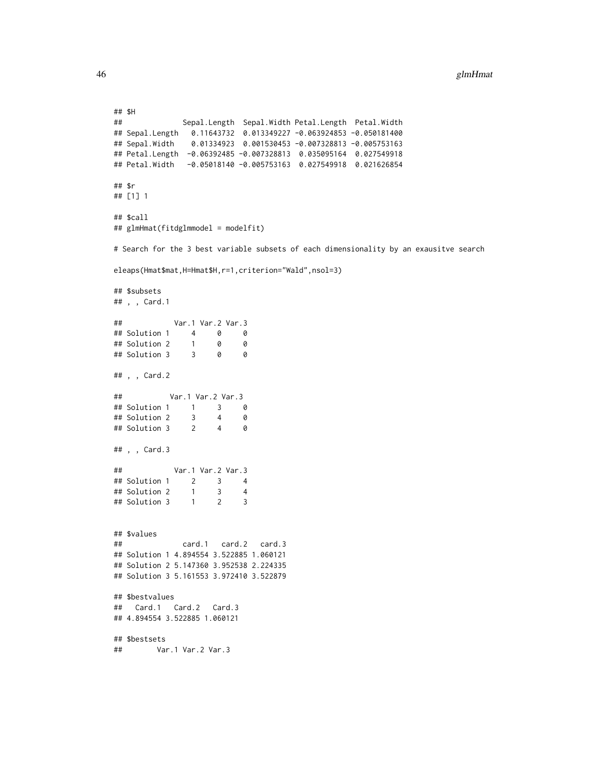```
## $H
##              Sepal.Length  Sepal.Width Petal.Length  Petal.Width
## Sepal.Length   0.11643732  0.013349227 -0.063924853 -0.050181400
## Sepal.Width    0.01334923  0.001530453 -0.007328813 -0.005753163
## Petal.Length  -0.06392485 -0.007328813  0.035095164  0.027549918
## Petal.Width   -0.05018140 -0.005753163  0.027549918  0.021626854

## $r
## [1] 1

## $call
## glmHmat(fitdglmmodel = modelfit)

# Search for the 3 best variable subsets of each dimensionality by an exausitve search

eleaps(Hmat$mat,H=Hmat$H,r=1,criterion="Wald",nsol=3)

## $subsets
## , , Card.1

##            Var.1 Var.2 Var.3
## Solution 1     4     0     0
## Solution 2     1     0     0
## Solution 3     3     0     0

## , , Card.2

##           Var.1 Var.2 Var.3
## Solution 1     1     3     0
## Solution 2     3     4     0
## Solution 3     2     4     0

## , , Card.3

##            Var.1 Var.2 Var.3
## Solution 1     2     3     4
## Solution 2     1     3     4
## Solution 3     1     2     3


## $values
##              card.1   card.2   card.3
## Solution 1 4.894554 3.522885 1.060121
## Solution 2 5.147360 3.952538 2.224335
## Solution 3 5.161553 3.972410 3.522879

## $bestvalues
##   Card.1   Card.2   Card.3
## 4.894554 3.522885 1.060121

## $bestsets
##        Var.1 Var.2 Var.3
```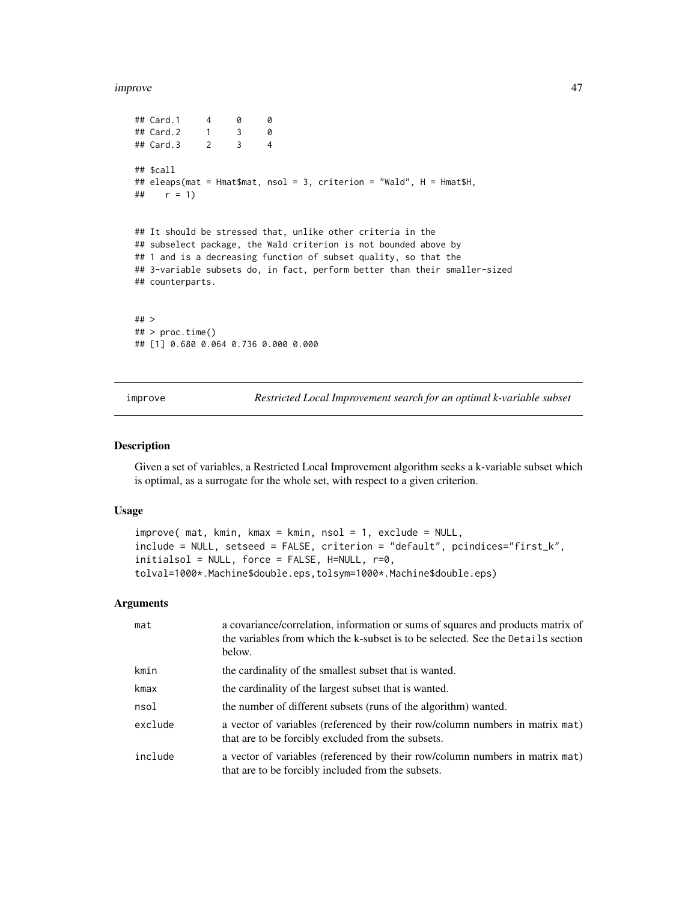```
## Card.1     4     0     0
## Card.2     1     3     0
## Card.3     2     3     4

## $call
## eleaps(mat = Hmat$mat, nsol = 3, criterion = "Wald", H = Hmat$H,
##     r = 1)


## It should be stressed that, unlike other criteria in the
## subselect package, the Wald criterion is not bounded above by
## 1 and is a decreasing function of subset quality, so that the
## 3-variable subsets do, in fact, perform better than their smaller-sized
## counterparts.


## >
## > proc.time()
## [1] 0.680 0.064 0.736 0.000 0.000
```

---

## improve — *Restricted Local Improvement search for an optimal k-variable subset*

### Description

Given a set of variables, a Restricted Local Improvement algorithm seeks a k-variable subset which is optimal, as a surrogate for the whole set, with respect to a given criterion.

### Usage

```
improve( mat, kmin, kmax = kmin, nsol = 1, exclude = NULL,
include = NULL, setseed = FALSE, criterion = "default", pcindices="first_k",
initialsol = NULL, force = FALSE, H=NULL, r=0,
tolval=1000*.Machine$double.eps,tolsym=1000*.Machine$double.eps)
```

### Arguments

| | |
|---|---|
| `mat` | a covariance/correlation, information or sums of squares and products matrix of the variables from which the k-subset is to be selected. See the `Details` section below. |
| `kmin` | the cardinality of the smallest subset that is wanted. |
| `kmax` | the cardinality of the largest subset that is wanted. |
| `nsol` | the number of different subsets (runs of the algorithm) wanted. |
| `exclude` | a vector of variables (referenced by their row/column numbers in matrix `mat`) that are to be forcibly excluded from the subsets. |
| `include` | a vector of variables (referenced by their row/column numbers in matrix `mat`) that are to be forcibly included from the subsets. |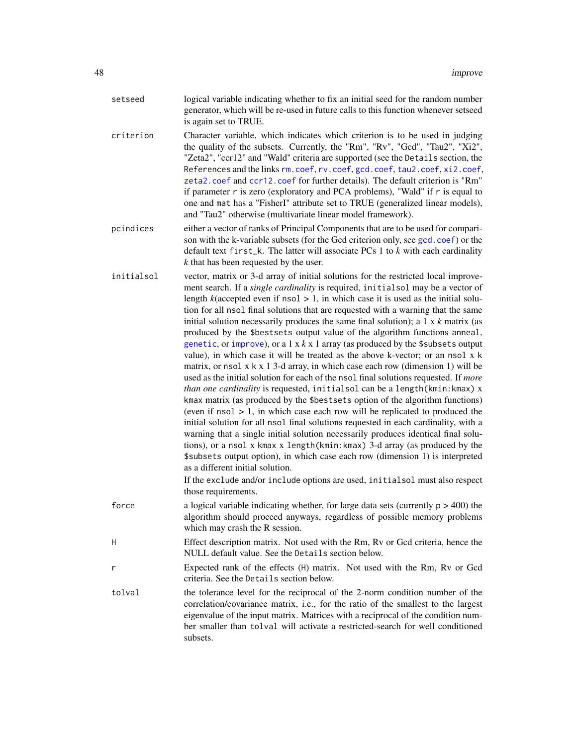| | |
|---|---|
| setseed | logical variable indicating whether to fix an initial seed for the random number generator, which will be re-used in future calls to this function whenever setseed is again set to TRUE. |
| criterion | Character variable, which indicates which criterion is to be used in judging the quality of the subsets. Currently, the "Rm", "Rv", "Gcd", "Tau2", "Xi2", "Zeta2", "ccr12" and "Wald" criteria are supported (see the Details section, the References and the links rm.coef, rv.coef, gcd.coef, tau2.coef, xi2.coef, zeta2.coef and ccr12.coef for further details). The default criterion is "Rm" if parameter r is zero (exploratory and PCA problems), "Wald" if r is equal to one and mat has a "FisherI" attribute set to TRUE (generalized linear models), and "Tau2" otherwise (multivariate linear model framework). |
| pcindices | either a vector of ranks of Principal Components that are to be used for comparison with the k-variable subsets (for the Gcd criterion only, see gcd.coef) or the default text first_k. The latter will associate PCs 1 to $k$ with each cardinality $k$ that has been requested by the user. |
| initialsol | vector, matrix or 3-d array of initial solutions for the restricted local improvement search. If a *single cardinality* is required, initialsol may be a vector of length $k$(accepted even if nsol > 1, in which case it is used as the initial solution for all nsol final solutions that are requested with a warning that the same initial solution necessarily produces the same final solution); a 1 x $k$ matrix (as produced by the $bestsets output value of the algorithm functions anneal, genetic, or improve), or a 1 x $k$ x 1 array (as produced by the $subsets output value), in which case it will be treated as the above k-vector; or an nsol x k matrix, or nsol x k x 1 3-d array, in which case each row (dimension 1) will be used as the initial solution for each of the nsol final solutions requested. If *more than one cardinality* is requested, initialsol can be a length(kmin:kmax) x kmax matrix (as produced by the $bestsets option of the algorithm functions) (even if nsol > 1, in which case each row will be replicated to produced the initial solution for all nsol final solutions requested in each cardinality, with a warning that a single initial solution necessarily produces identical final solutions), or a nsol x kmax x length(kmin:kmax) 3-d array (as produced by the $subsets output option), in which case each row (dimension 1) is interpreted as a different initial solution.<br><br>If the exclude and/or include options are used, initialsol must also respect those requirements. |
| force | a logical variable indicating whether, for large data sets (currently p > 400) the algorithm should proceed anyways, regardless of possible memory problems which may crash the R session. |
| H | Effect description matrix. Not used with the Rm, Rv or Gcd criteria, hence the NULL default value. See the Details section below. |
| r | Expected rank of the effects (H) matrix. Not used with the Rm, Rv or Gcd criteria. See the Details section below. |
| tolval | the tolerance level for the reciprocal of the 2-norm condition number of the correlation/covariance matrix, i.e., for the ratio of the smallest to the largest eigenvalue of the input matrix. Matrices with a reciprocal of the condition number smaller than tolval will activate a restricted-search for well conditioned subsets. |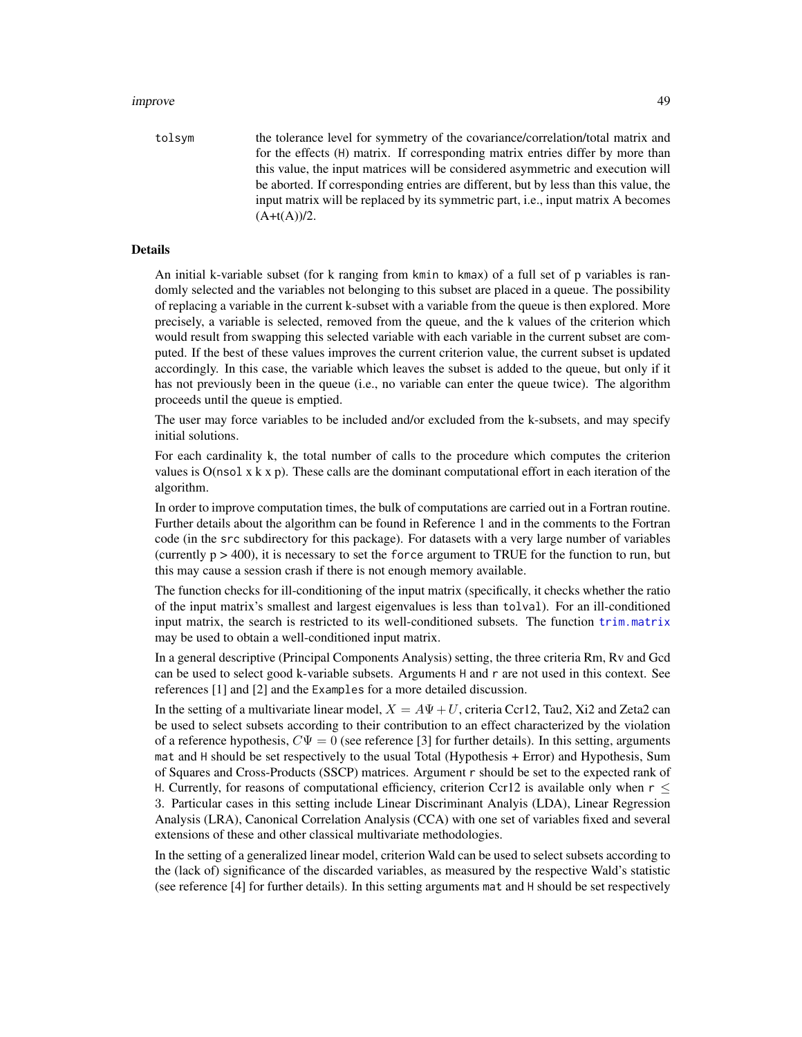tolsym
: the tolerance level for symmetry of the covariance/correlation/total matrix and for the effects (H) matrix. If corresponding matrix entries differ by more than this value, the input matrices will be considered asymmetric and execution will be aborted. If corresponding entries are different, but by less than this value, the input matrix will be replaced by its symmetric part, i.e., input matrix A becomes (A+t(A))/2.

## Details

An initial k-variable subset (for k ranging from `kmin` to `kmax`) of a full set of p variables is randomly selected and the variables not belonging to this subset are placed in a queue. The possibility of replacing a variable in the current k-subset with a variable from the queue is then explored. More precisely, a variable is selected, removed from the queue, and the k values of the criterion which would result from swapping this selected variable with each variable in the current subset are computed. If the best of these values improves the current criterion value, the current subset is updated accordingly. In this case, the variable which leaves the subset is added to the queue, but only if it has not previously been in the queue (i.e., no variable can enter the queue twice). The algorithm proceeds until the queue is emptied.

The user may force variables to be included and/or excluded from the k-subsets, and may specify initial solutions.

For each cardinality k, the total number of calls to the procedure which computes the criterion values is O(`nsol` x k x p). These calls are the dominant computational effort in each iteration of the algorithm.

In order to improve computation times, the bulk of computations are carried out in a Fortran routine. Further details about the algorithm can be found in Reference 1 and in the comments to the Fortran code (in the `src` subdirectory for this package). For datasets with a very large number of variables (currently p > 400), it is necessary to set the `force` argument to TRUE for the function to run, but this may cause a session crash if there is not enough memory available.

The function checks for ill-conditioning of the input matrix (specifically, it checks whether the ratio of the input matrix's smallest and largest eigenvalues is less than `tolval`). For an ill-conditioned input matrix, the search is restricted to its well-conditioned subsets. The function `trim.matrix` may be used to obtain a well-conditioned input matrix.

In a general descriptive (Principal Components Analysis) setting, the three criteria Rm, Rv and Gcd can be used to select good k-variable subsets. Arguments `H` and `r` are not used in this context. See references [1] and [2] and the `Examples` for a more detailed discussion.

In the setting of a multivariate linear model, $X = A\Psi + U$, criteria Ccr12, Tau2, Xi2 and Zeta2 can be used to select subsets according to their contribution to an effect characterized by the violation of a reference hypothesis, $C\Psi = 0$ (see reference [3] for further details). In this setting, arguments `mat` and `H` should be set respectively to the usual Total (Hypothesis + Error) and Hypothesis, Sum of Squares and Cross-Products (SSCP) matrices. Argument `r` should be set to the expected rank of `H`. Currently, for reasons of computational efficiency, criterion Ccr12 is available only when $r \leq 3$. Particular cases in this setting include Linear Discriminant Analyis (LDA), Linear Regression Analysis (LRA), Canonical Correlation Analysis (CCA) with one set of variables fixed and several extensions of these and other classical multivariate methodologies.

In the setting of a generalized linear model, criterion Wald can be used to select subsets according to the (lack of) significance of the discarded variables, as measured by the respective Wald's statistic (see reference [4] for further details). In this setting arguments `mat` and `H` should be set respectively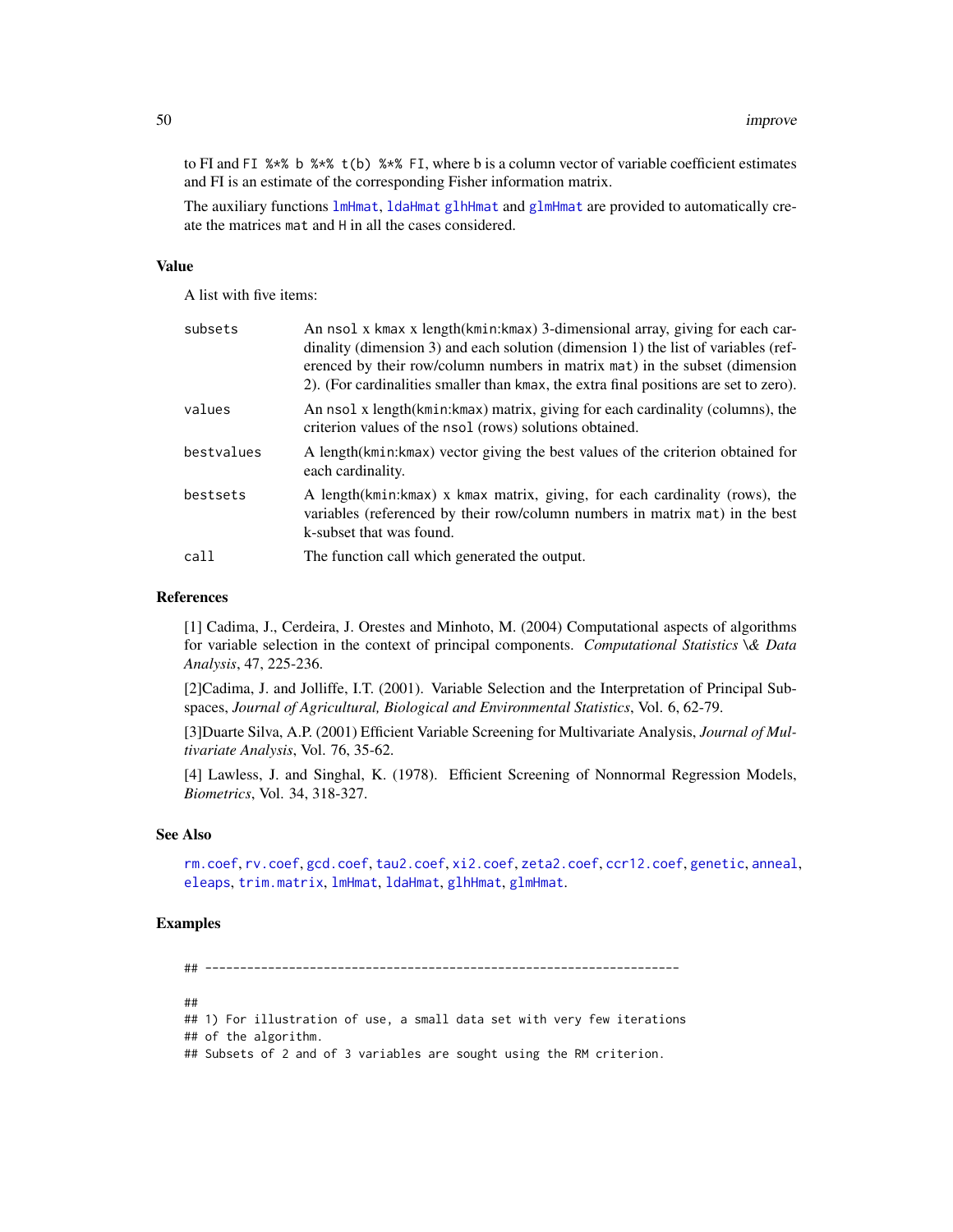to FI and `FI %*% b %*% t(b) %*% FI`, where b is a column vector of variable coefficient estimates and FI is an estimate of the corresponding Fisher information matrix.

The auxiliary functions `lmHmat`, `ldaHmat` `glhHmat` and `glmHmat` are provided to automatically create the matrices `mat` and `H` in all the cases considered.

## Value

A list with five items:

| | |
|---|---|
| `subsets` | An `nsol` x `kmax` x length(`kmin`:`kmax`) 3-dimensional array, giving for each cardinality (dimension 3) and each solution (dimension 1) the list of variables (referenced by their row/column numbers in matrix `mat`) in the subset (dimension 2). (For cardinalities smaller than `kmax`, the extra final positions are set to zero). |
| `values` | An `nsol` x length(`kmin`:`kmax`) matrix, giving for each cardinality (columns), the criterion values of the `nsol` (rows) solutions obtained. |
| `bestvalues` | A length(`kmin`:`kmax`) vector giving the best values of the criterion obtained for each cardinality. |
| `bestsets` | A length(`kmin`:`kmax`) x `kmax` matrix, giving, for each cardinality (rows), the variables (referenced by their row/column numbers in matrix `mat`) in the best k-subset that was found. |
| `call` | The function call which generated the output. |

## References

[1] Cadima, J., Cerdeira, J. Orestes and Minhoto, M. (2004) Computational aspects of algorithms for variable selection in the context of principal components. *Computational Statistics \& Data Analysis*, 47, 225-236.

[2]Cadima, J. and Jolliffe, I.T. (2001). Variable Selection and the Interpretation of Principal Subspaces, *Journal of Agricultural, Biological and Environmental Statistics*, Vol. 6, 62-79.

[3]Duarte Silva, A.P. (2001) Efficient Variable Screening for Multivariate Analysis, *Journal of Multivariate Analysis*, Vol. 76, 35-62.

[4] Lawless, J. and Singhal, K. (1978). Efficient Screening of Nonnormal Regression Models, *Biometrics*, Vol. 34, 318-327.

## See Also

`rm.coef`, `rv.coef`, `gcd.coef`, `tau2.coef`, `xi2.coef`, `zeta2.coef`, `ccr12.coef`, `genetic`, `anneal`, `eleaps`, `trim.matrix`, `lmHmat`, `ldaHmat`, `glhHmat`, `glmHmat`.

## Examples

```
## --------------------------------------------------------------------

##
## 1) For illustration of use, a small data set with very few iterations
## of the algorithm.
## Subsets of 2 and of 3 variables are sought using the RM criterion.
```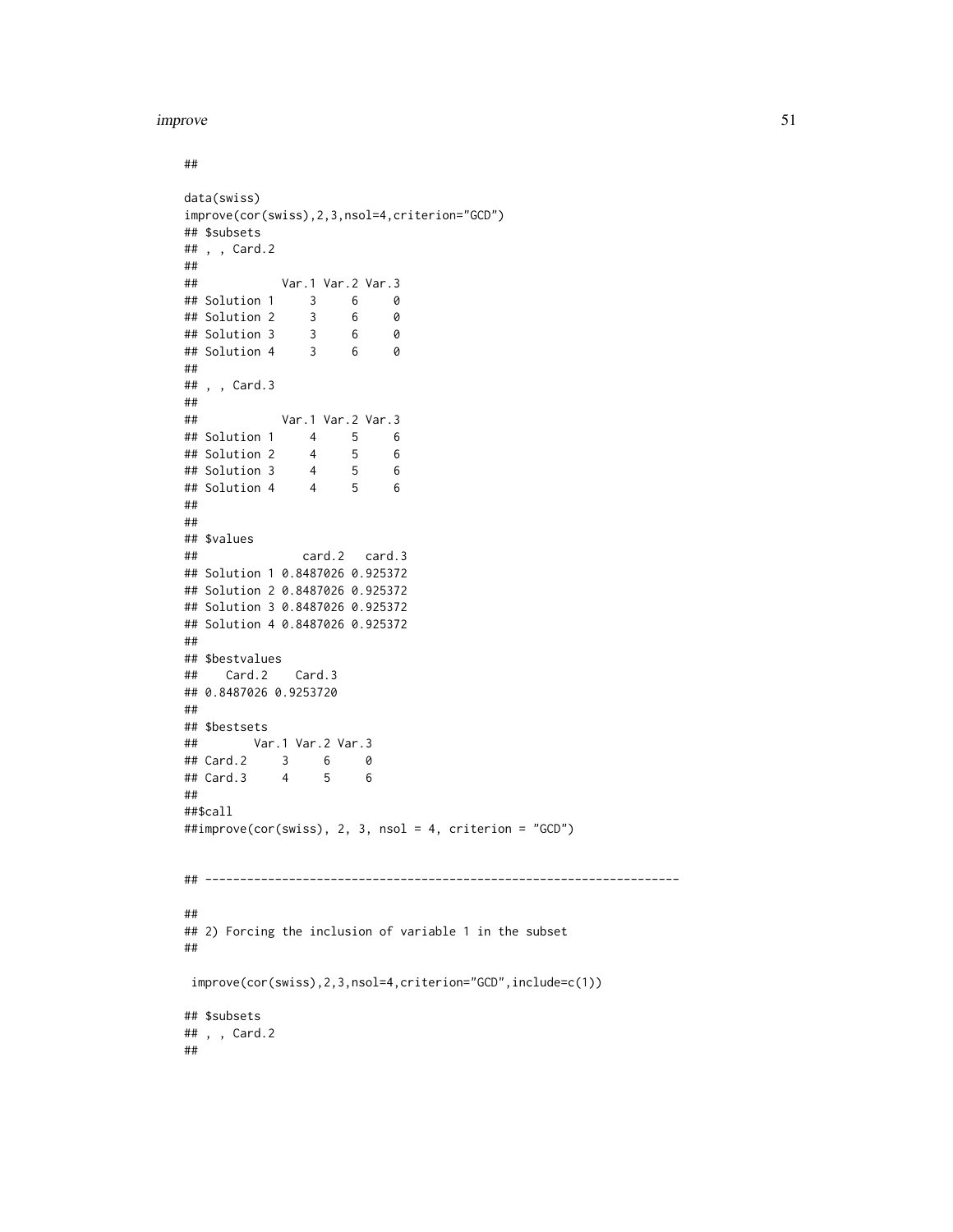```
##

data(swiss)
improve(cor(swiss),2,3,nsol=4,criterion="GCD")
## $subsets
## , , Card.2
##
##            Var.1 Var.2 Var.3
## Solution 1     3     6     0
## Solution 2     3     6     0
## Solution 3     3     6     0
## Solution 4     3     6     0
##
## , , Card.3
##
##            Var.1 Var.2 Var.3
## Solution 1     4     5     6
## Solution 2     4     5     6
## Solution 3     4     5     6
## Solution 4     4     5     6
##
##
## $values
##               card.2   card.3
## Solution 1 0.8487026 0.925372
## Solution 2 0.8487026 0.925372
## Solution 3 0.8487026 0.925372
## Solution 4 0.8487026 0.925372
##
## $bestvalues
##    Card.2    Card.3
## 0.8487026 0.9253720
##
## $bestsets
##        Var.1 Var.2 Var.3
## Card.2     3     6     0
## Card.3     4     5     6
##
##$call
##improve(cor(swiss), 2, 3, nsol = 4, criterion = "GCD")


## --------------------------------------------------------------------

##
## 2) Forcing the inclusion of variable 1 in the subset
##

 improve(cor(swiss),2,3,nsol=4,criterion="GCD",include=c(1))

## $subsets
## , , Card.2
##
```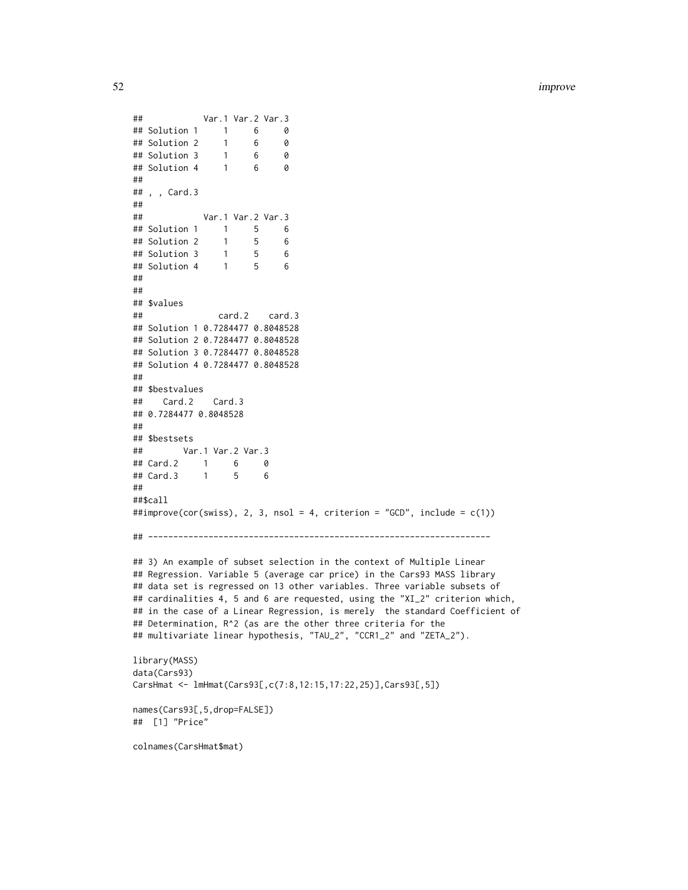```
##            Var.1 Var.2 Var.3
## Solution 1     1     6     0
## Solution 2     1     6     0
## Solution 3     1     6     0
## Solution 4     1     6     0
##
## , , Card.3
##
##            Var.1 Var.2 Var.3
## Solution 1     1     5     6
## Solution 2     1     5     6
## Solution 3     1     5     6
## Solution 4     1     5     6
##
##
## $values
##               card.2    card.3
## Solution 1 0.7284477 0.8048528
## Solution 2 0.7284477 0.8048528
## Solution 3 0.7284477 0.8048528
## Solution 4 0.7284477 0.8048528
##
## $bestvalues
##    Card.2    Card.3
## 0.7284477 0.8048528
##
## $bestsets
##        Var.1 Var.2 Var.3
## Card.2     1     6     0
## Card.3     1     5     6
##
##$call
##improve(cor(swiss), 2, 3, nsol = 4, criterion = "GCD", include = c(1))

## --------------------------------------------------------------------

## 3) An example of subset selection in the context of Multiple Linear
## Regression. Variable 5 (average car price) in the Cars93 MASS library
## data set is regressed on 13 other variables. Three variable subsets of
## cardinalities 4, 5 and 6 are requested, using the "XI_2" criterion which,
## in the case of a Linear Regression, is merely  the standard Coefficient of
## Determination, R^2 (as are the other three criteria for the
## multivariate linear hypothesis, "TAU_2", "CCR1_2" and "ZETA_2").

library(MASS)
data(Cars93)
CarsHmat <- lmHmat(Cars93[,c(7:8,12:15,17:22,25)],Cars93[,5])

names(Cars93[,5,drop=FALSE])
##  [1] "Price"

colnames(CarsHmat$mat)
```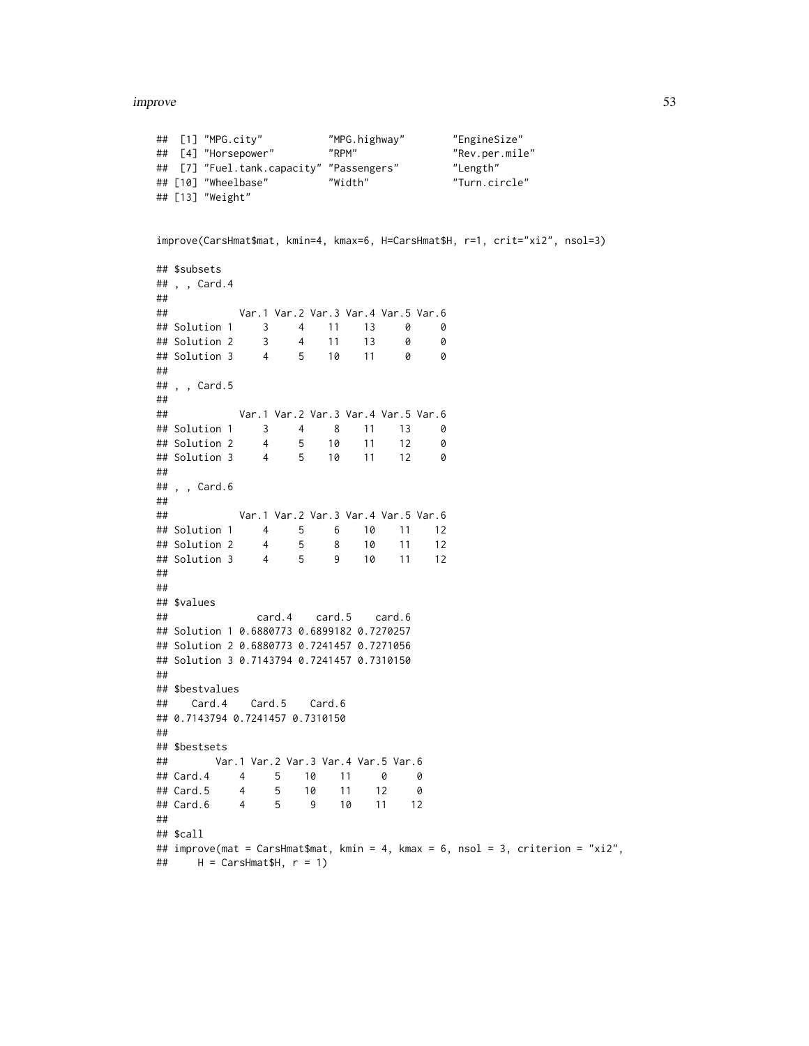```
##  [1] "MPG.city"           "MPG.highway"        "EngineSize"
##  [4] "Horsepower"         "RPM"                "Rev.per.mile"
##  [7] "Fuel.tank.capacity" "Passengers"         "Length"
## [10] "Wheelbase"          "Width"              "Turn.circle"
## [13] "Weight"
```

```
improve(CarsHmat$mat, kmin=4, kmax=6, H=CarsHmat$H, r=1, crit="xi2", nsol=3)
```

```
## $subsets
## , , Card.4
##
##            Var.1 Var.2 Var.3 Var.4 Var.5 Var.6
## Solution 1     3     4    11    13     0     0
## Solution 2     3     4    11    13     0     0
## Solution 3     4     5    10    11     0     0
##
## , , Card.5
##
##            Var.1 Var.2 Var.3 Var.4 Var.5 Var.6
## Solution 1     3     4     8    11    13     0
## Solution 2     4     5    10    11    12     0
## Solution 3     4     5    10    11    12     0
##
## , , Card.6
##
##            Var.1 Var.2 Var.3 Var.4 Var.5 Var.6
## Solution 1     4     5     6    10    11    12
## Solution 2     4     5     8    10    11    12
## Solution 3     4     5     9    10    11    12
##
##
## $values
##               card.4    card.5    card.6
## Solution 1 0.6880773 0.6899182 0.7270257
## Solution 2 0.6880773 0.7241457 0.7271056
## Solution 3 0.7143794 0.7241457 0.7310150
##
## $bestvalues
##    Card.4    Card.5    Card.6
## 0.7143794 0.7241457 0.7310150
##
## $bestsets
##        Var.1 Var.2 Var.3 Var.4 Var.5 Var.6
## Card.4     4     5    10    11     0     0
## Card.5     4     5    10    11    12     0
## Card.6     4     5     9    10    11    12
##
## $call
## improve(mat = CarsHmat$mat, kmin = 4, kmax = 6, nsol = 3, criterion = "xi2",
##     H = CarsHmat$H, r = 1)
```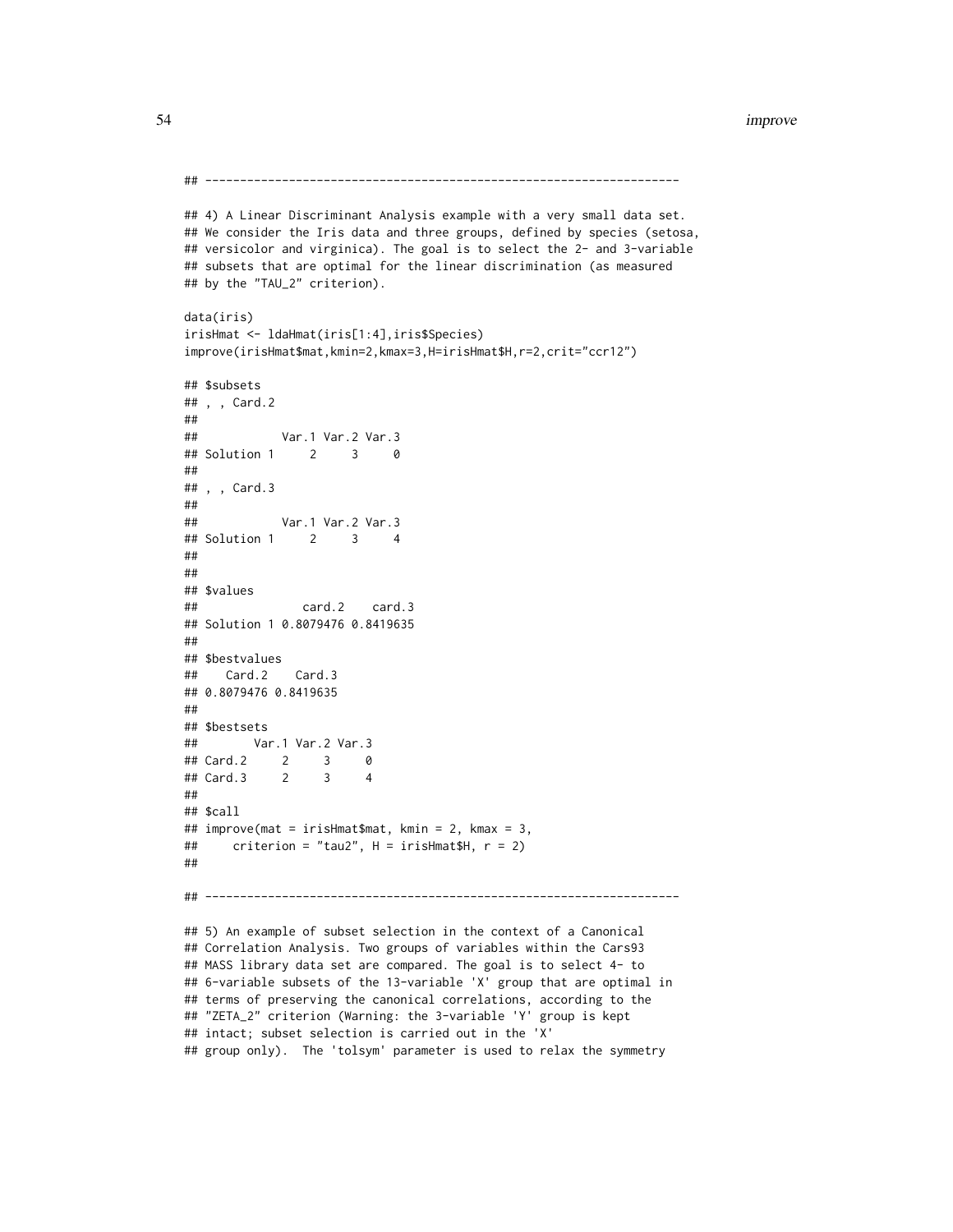```
## --------------------------------------------------------------------

## 4) A Linear Discriminant Analysis example with a very small data set.
## We consider the Iris data and three groups, defined by species (setosa,
## versicolor and virginica). The goal is to select the 2- and 3-variable
## subsets that are optimal for the linear discrimination (as measured
## by the "TAU_2" criterion).

data(iris)
irisHmat <- ldaHmat(iris[1:4],iris$Species)
improve(irisHmat$mat,kmin=2,kmax=3,H=irisHmat$H,r=2,crit="ccr12")

## $subsets
## , , Card.2
##
##            Var.1 Var.2 Var.3
## Solution 1     2     3     0
##
## , , Card.3
##
##            Var.1 Var.2 Var.3
## Solution 1     2     3     4
##
##
## $values
##               card.2    card.3
## Solution 1 0.8079476 0.8419635
##
## $bestvalues
##    Card.2    Card.3
## 0.8079476 0.8419635
##
## $bestsets
##        Var.1 Var.2 Var.3
## Card.2     2     3     0
## Card.3     2     3     4
##
## $call
## improve(mat = irisHmat$mat, kmin = 2, kmax = 3,
##     criterion = "tau2", H = irisHmat$H, r = 2)
##

## --------------------------------------------------------------------

## 5) An example of subset selection in the context of a Canonical
## Correlation Analysis. Two groups of variables within the Cars93
## MASS library data set are compared. The goal is to select 4- to
## 6-variable subsets of the 13-variable 'X' group that are optimal in
## terms of preserving the canonical correlations, according to the
## "ZETA_2" criterion (Warning: the 3-variable 'Y' group is kept
## intact; subset selection is carried out in the 'X'
## group only).  The 'tolsym' parameter is used to relax the symmetry
```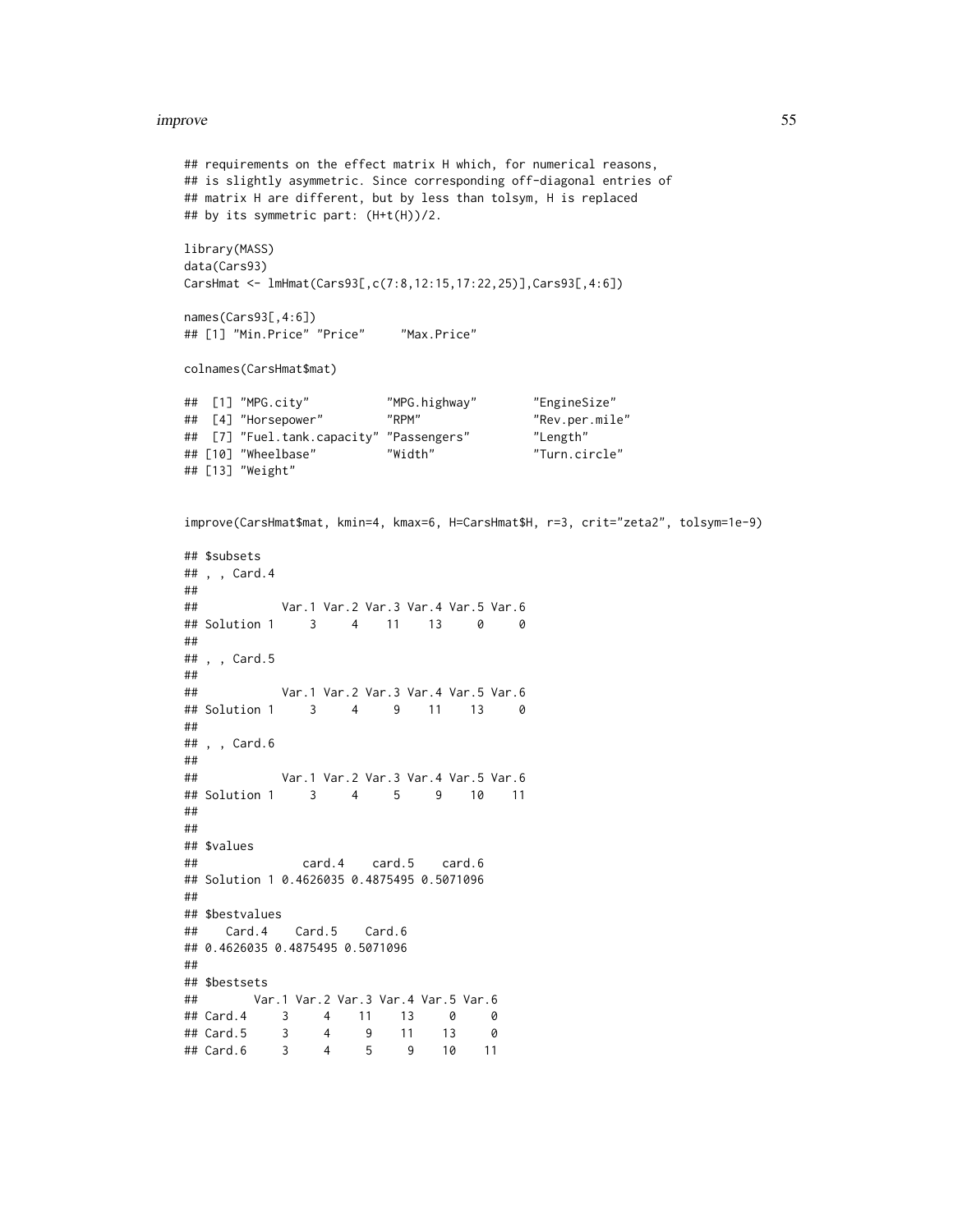```
## requirements on the effect matrix H which, for numerical reasons,
## is slightly asymmetric. Since corresponding off-diagonal entries of
## matrix H are different, but by less than tolsym, H is replaced
## by its symmetric part: (H+t(H))/2.

library(MASS)
data(Cars93)
CarsHmat <- lmHmat(Cars93[,c(7:8,12:15,17:22,25)],Cars93[,4:6])

names(Cars93[,4:6])
## [1] "Min.Price" "Price"     "Max.Price"

colnames(CarsHmat$mat)

##  [1] "MPG.city"           "MPG.highway"        "EngineSize"
##  [4] "Horsepower"         "RPM"                "Rev.per.mile"
##  [7] "Fuel.tank.capacity" "Passengers"         "Length"
## [10] "Wheelbase"          "Width"              "Turn.circle"
## [13] "Weight"


improve(CarsHmat$mat, kmin=4, kmax=6, H=CarsHmat$H, r=3, crit="zeta2", tolsym=1e-9)

## $subsets
## , , Card.4
##
##            Var.1 Var.2 Var.3 Var.4 Var.5 Var.6
## Solution 1     3     4    11    13     0     0
##
## , , Card.5
##
##            Var.1 Var.2 Var.3 Var.4 Var.5 Var.6
## Solution 1     3     4     9    11    13     0
##
## , , Card.6
##
##            Var.1 Var.2 Var.3 Var.4 Var.5 Var.6
## Solution 1     3     4     5     9    10    11
##
##
## $values
##               card.4    card.5    card.6
## Solution 1 0.4626035 0.4875495 0.5071096
##
## $bestvalues
##    Card.4    Card.5    Card.6
## 0.4626035 0.4875495 0.5071096
##
## $bestsets
##        Var.1 Var.2 Var.3 Var.4 Var.5 Var.6
## Card.4     3     4    11    13     0     0
## Card.5     3     4     9    11    13     0
## Card.6     3     4     5     9    10    11
```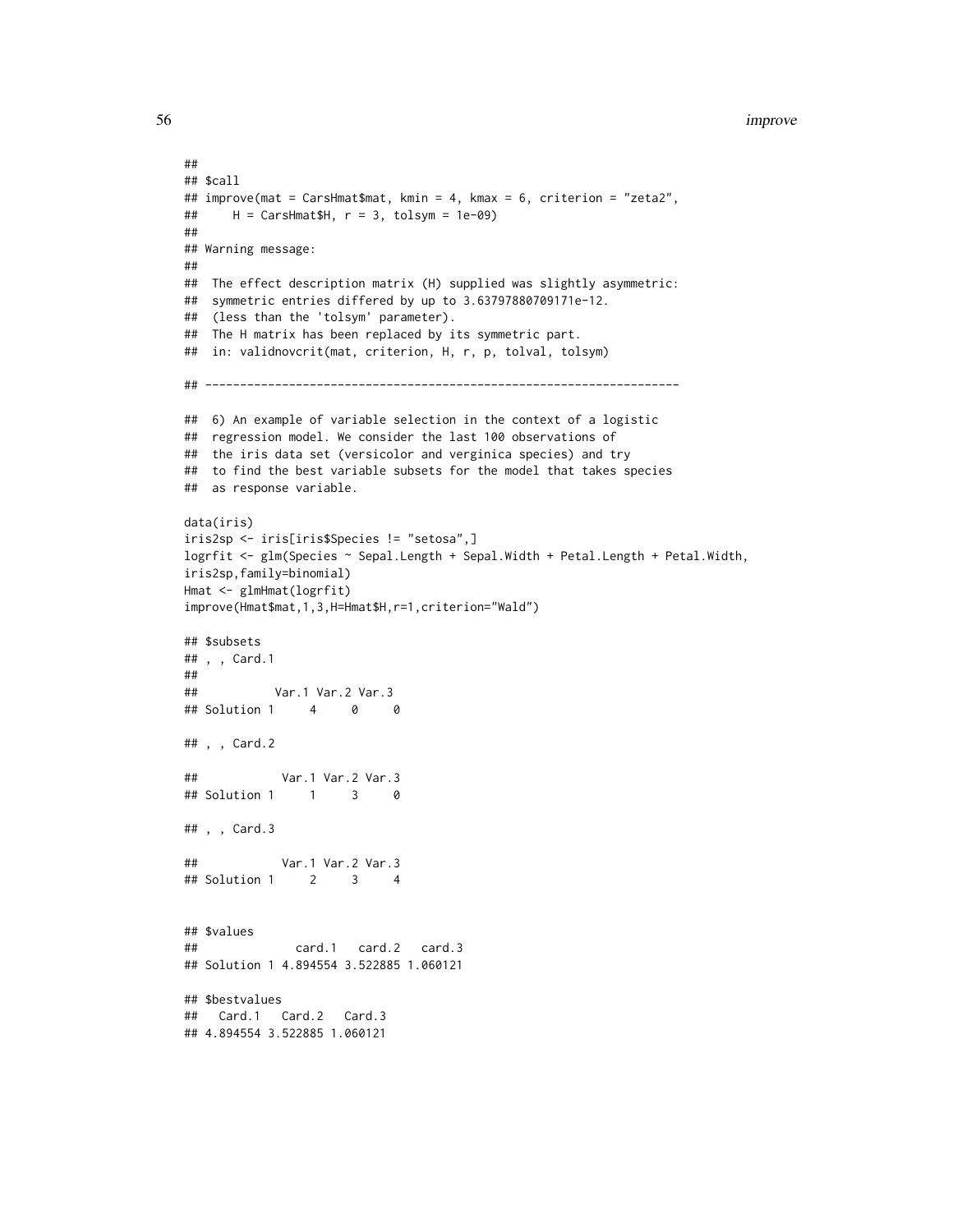```
##
## $call
## improve(mat = CarsHmat$mat, kmin = 4, kmax = 6, criterion = "zeta2",
##     H = CarsHmat$H, r = 3, tolsym = 1e-09)
##
## Warning message:
##
##  The effect description matrix (H) supplied was slightly asymmetric:
##  symmetric entries differed by up to 3.63797880709171e-12.
##  (less than the 'tolsym' parameter).
##  The H matrix has been replaced by its symmetric part.
##  in: validnovcrit(mat, criterion, H, r, p, tolval, tolsym)

## -------------------------------------------------------------------

##  6) An example of variable selection in the context of a logistic
##  regression model. We consider the last 100 observations of
##  the iris data set (versicolor and verginica species) and try
##  to find the best variable subsets for the model that takes species
##  as response variable.

data(iris)
iris2sp <- iris[iris$Species != "setosa",]
logrfit <- glm(Species ~ Sepal.Length + Sepal.Width + Petal.Length + Petal.Width,
iris2sp,family=binomial)
Hmat <- glmHmat(logrfit)
improve(Hmat$mat,1,3,H=Hmat$H,r=1,criterion="Wald")

## $subsets
## , , Card.1
##
##           Var.1 Var.2 Var.3
## Solution 1     4     0     0

## , , Card.2

##            Var.1 Var.2 Var.3
## Solution 1     1     3     0

## , , Card.3

##            Var.1 Var.2 Var.3
## Solution 1     2     3     4


## $values
##              card.1   card.2   card.3
## Solution 1 4.894554 3.522885 1.060121

## $bestvalues
##   Card.1   Card.2   Card.3
## 4.894554 3.522885 1.060121
```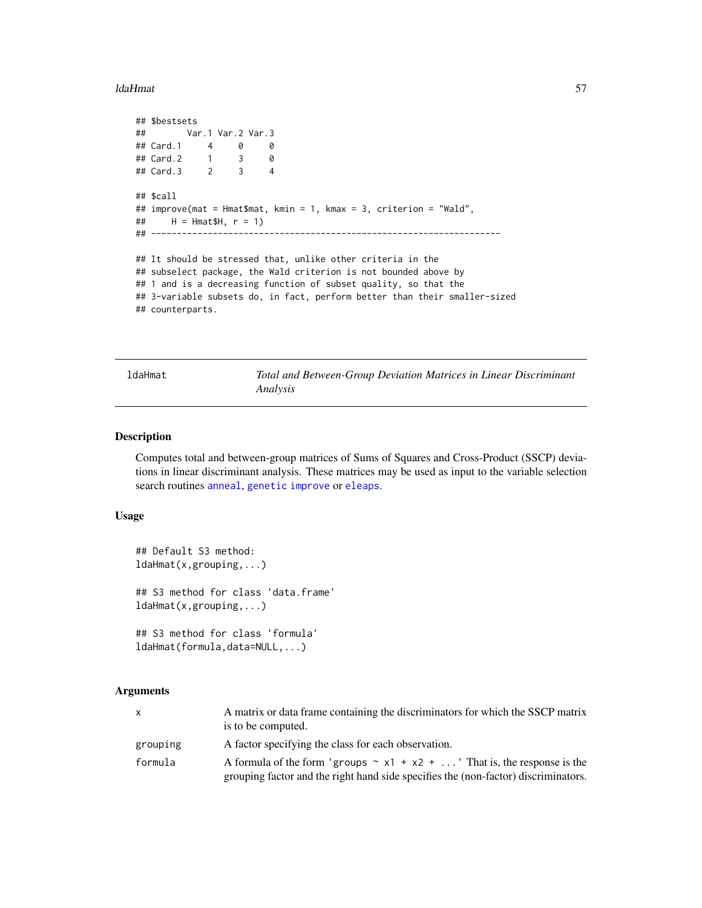```
## $bestsets
##        Var.1 Var.2 Var.3
## Card.1     4     0     0
## Card.2     1     3     0
## Card.3     2     3     4

## $call
## improve(mat = Hmat$mat, kmin = 1, kmax = 3, criterion = "Wald",
##     H = Hmat$H, r = 1)
## --------------------------------------------------------------------

## It should be stressed that, unlike other criteria in the
## subselect package, the Wald criterion is not bounded above by
## 1 and is a decreasing function of subset quality, so that the
## 3-variable subsets do, in fact, perform better than their smaller-sized
## counterparts.
```

---

## ldaHmat — *Total and Between-Group Deviation Matrices in Linear Discriminant Analysis*

### Description

Computes total and between-group matrices of Sums of Squares and Cross-Product (SSCP) deviations in linear discriminant analysis. These matrices may be used as input to the variable selection search routines `anneal`, `genetic` `improve` or `eleaps`.

### Usage

```
## Default S3 method:
ldaHmat(x,grouping,...)

## S3 method for class 'data.frame'
ldaHmat(x,grouping,...)

## S3 method for class 'formula'
ldaHmat(formula,data=NULL,...)
```

### Arguments

| | |
|---|---|
| `x` | A matrix or data frame containing the discriminators for which the SSCP matrix is to be computed. |
| `grouping` | A factor specifying the class for each observation. |
| `formula` | A formula of the form `'groups ~ x1 + x2 + ...'` That is, the response is the grouping factor and the right hand side specifies the (non-factor) discriminators. |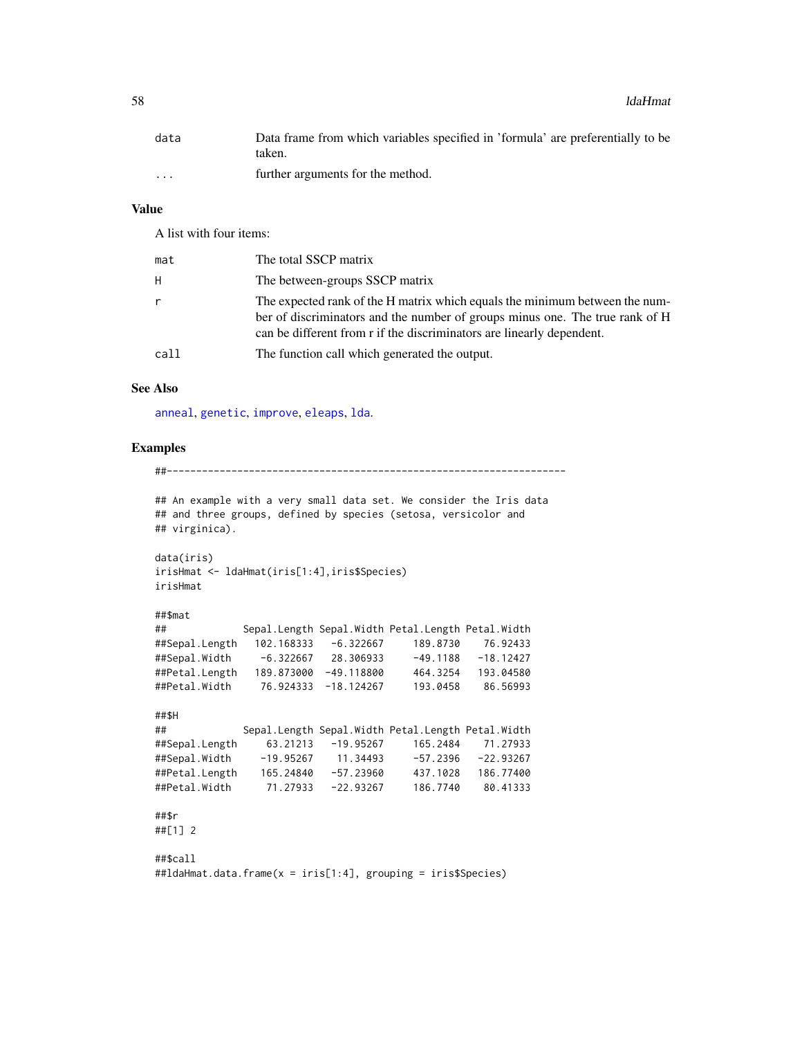| | |
|---|---|
| data | Data frame from which variables specified in 'formula' are preferentially to be taken. |
| ... | further arguments for the method. |

## Value

A list with four items:

| | |
|---|---|
| mat | The total SSCP matrix |
| H | The between-groups SSCP matrix |
| r | The expected rank of the H matrix which equals the minimum between the number of discriminators and the number of groups minus one. The true rank of H can be different from r if the discriminators are linearly dependent. |
| call | The function call which generated the output. |

## See Also

anneal, genetic, improve, eleaps, lda.

## Examples

```
##--------------------------------------------------------------------

## An example with a very small data set. We consider the Iris data
## and three groups, defined by species (setosa, versicolor and
## virginica).

data(iris)
irisHmat <- ldaHmat(iris[1:4],iris$Species)
irisHmat

##$mat
##             Sepal.Length Sepal.Width Petal.Length Petal.Width
##Sepal.Length   102.168333   -6.322667     189.8730    76.92433
##Sepal.Width     -6.322667   28.306933     -49.1188   -18.12427
##Petal.Length   189.873000  -49.118800     464.3254   193.04580
##Petal.Width     76.924333  -18.124267     193.0458    86.56993

##$H
##             Sepal.Length Sepal.Width Petal.Length Petal.Width
##Sepal.Length     63.21213   -19.95267     165.2484    71.27933
##Sepal.Width     -19.95267    11.34493     -57.2396   -22.93267
##Petal.Length    165.24840   -57.23960     437.1028   186.77400
##Petal.Width      71.27933   -22.93267     186.7740    80.41333

##$r
##[1] 2

##$call
##ldaHmat.data.frame(x = iris[1:4], grouping = iris$Species)
```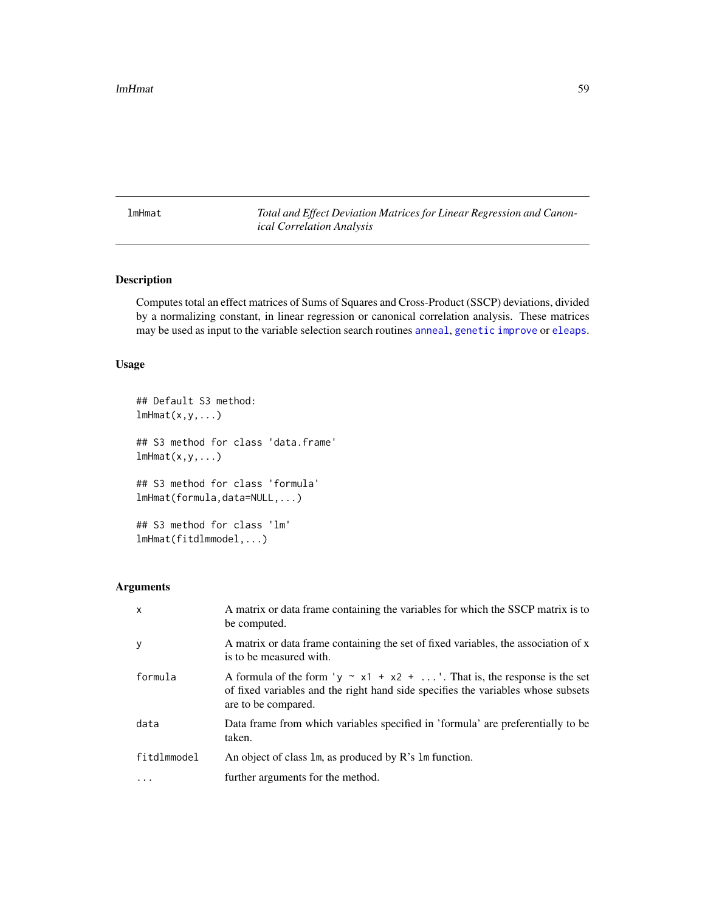lmHmat — *Total and Effect Deviation Matrices for Linear Regression and Canonical Correlation Analysis*

## Description

Computes total an effect matrices of Sums of Squares and Cross-Product (SSCP) deviations, divided by a normalizing constant, in linear regression or canonical correlation analysis. These matrices may be used as input to the variable selection search routines anneal, genetic improve or eleaps.

## Usage

```
## Default S3 method:
lmHmat(x,y,...)

## S3 method for class 'data.frame'
lmHmat(x,y,...)

## S3 method for class 'formula'
lmHmat(formula,data=NULL,...)

## S3 method for class 'lm'
lmHmat(fitdlmmodel,...)
```

## Arguments

| | |
|---|---|
| `x` | A matrix or data frame containing the variables for which the SSCP matrix is to be computed. |
| `y` | A matrix or data frame containing the set of fixed variables, the association of x is to be measured with. |
| `formula` | A formula of the form `'y ~ x1 + x2 + ...'`. That is, the response is the set of fixed variables and the right hand side specifies the variables whose subsets are to be compared. |
| `data` | Data frame from which variables specified in 'formula' are preferentially to be taken. |
| `fitdlmmodel` | An object of class `lm`, as produced by R's `lm` function. |
| `...` | further arguments for the method. |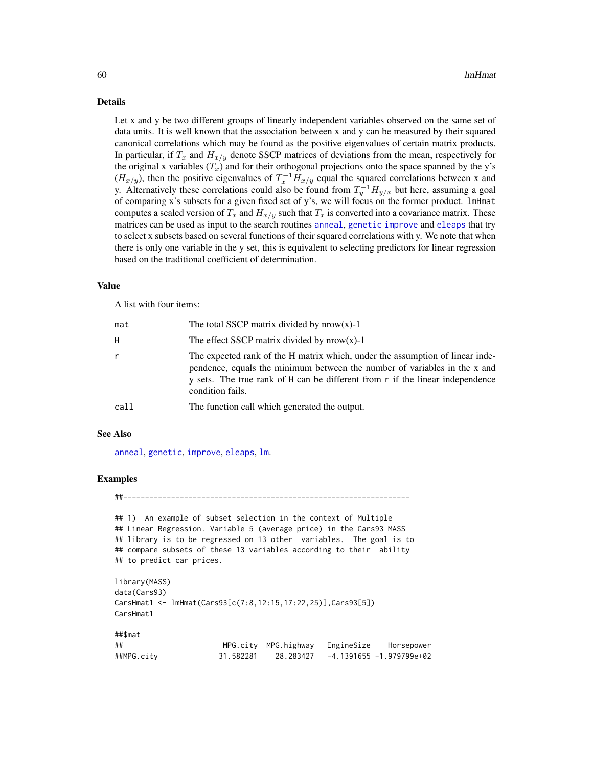## Details

Let x and y be two different groups of linearly independent variables observed on the same set of data units. It is well known that the association between x and y can be measured by their squared canonical correlations which may be found as the positive eigenvalues of certain matrix products. In particular, if $T_x$ and $H_{x/y}$ denote SSCP matrices of deviations from the mean, respectively for the original x variables ($T_x$) and for their orthogonal projections onto the space spanned by the y's ($H_{x/y}$), then the positive eigenvalues of $T_x^{-1}H_{x/y}$ equal the squared correlations between x and y. Alternatively these correlations could also be found from $T_y^{-1}H_{y/x}$ but here, assuming a goal of comparing x's subsets for a given fixed set of y's, we will focus on the former product. `lmHmat` computes a scaled version of $T_x$ and $H_{x/y}$ such that $T_x$ is converted into a covariance matrix. These matrices can be used as input to the search routines `anneal`, `genetic` `improve` and `eleaps` that try to select x subsets based on several functions of their squared correlations with y. We note that when there is only one variable in the y set, this is equivalent to selecting predictors for linear regression based on the traditional coefficient of determination.

## Value

A list with four items:

| | |
|---|---|
| `mat` | The total SSCP matrix divided by nrow(x)-1 |
| `H` | The effect SSCP matrix divided by nrow(x)-1 |
| `r` | The expected rank of the H matrix which, under the assumption of linear independence, equals the minimum between the number of variables in the x and y sets. The true rank of `H` can be different from `r` if the linear independence condition fails. |
| `call` | The function call which generated the output. |

## See Also

`anneal`, `genetic`, `improve`, `eleaps`, `lm`.

## Examples

```
##------------------------------------------------------------------

## 1)  An example of subset selection in the context of Multiple
## Linear Regression. Variable 5 (average price) in the Cars93 MASS
## library is to be regressed on 13 other  variables.  The goal is to
## compare subsets of these 13 variables according to their  ability
## to predict car prices.

library(MASS)
data(Cars93)
CarsHmat1 <- lmHmat(Cars93[c(7:8,12:15,17:22,25)],Cars93[5])
CarsHmat1

##$mat
##                      MPG.city  MPG.highway   EngineSize    Horsepower
##MPG.city             31.582281    28.283427   -4.1391655 -1.979799e+02
```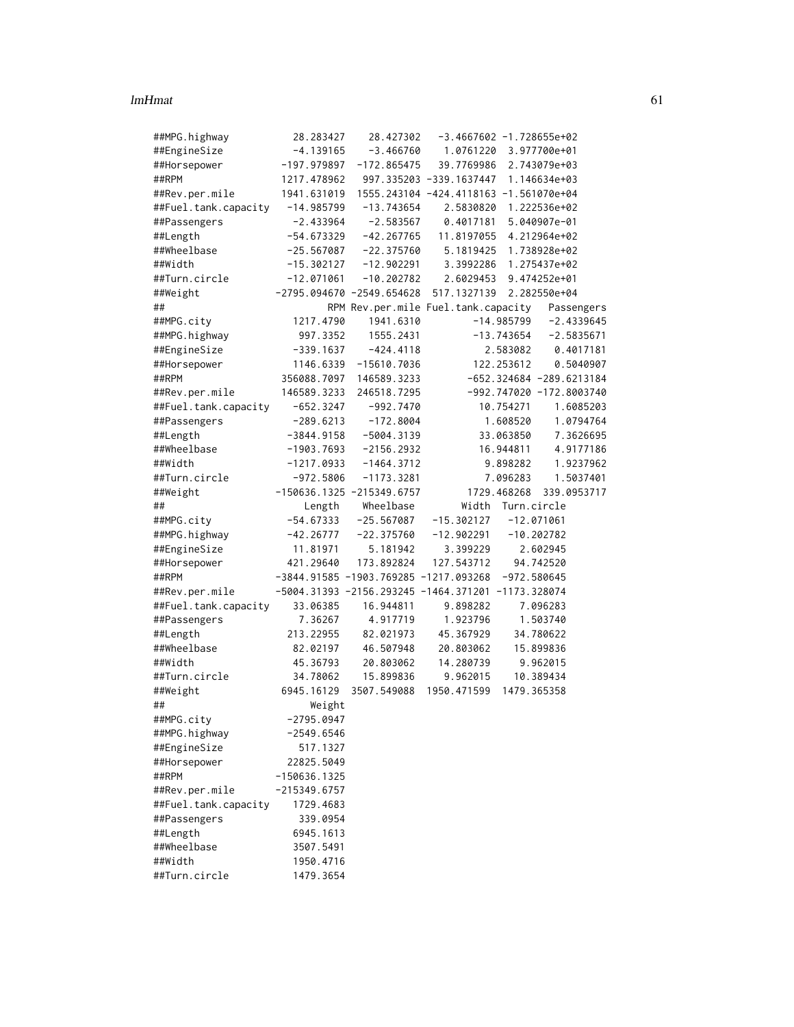```
##MPG.highway          28.283427    28.427302   -3.4667602 -1.728655e+02
##EngineSize           -4.139165    -3.466760    1.0761220  3.977700e+01
##Horsepower         -197.979897  -172.865475   39.7769986  2.743079e+03
##RPM                1217.478962   997.335203 -339.1637447  1.146634e+03
##Rev.per.mile       1941.631019  1555.243104 -424.4118163 -1.561070e+04
##Fuel.tank.capacity  -14.985799   -13.743654    2.5830820  1.222536e+02
##Passengers           -2.433964    -2.583567    0.4017181  5.040907e-01
##Length              -54.673329   -42.267765   11.8197055  4.212964e+02
##Wheelbase           -25.567087   -22.375760    5.1819425  1.738928e+02
##Width               -15.302127   -12.902291    3.3992286  1.275437e+02
##Turn.circle         -12.071061   -10.202782    2.6029453  9.474252e+01
##Weight            -2795.094670 -2549.654628  517.1327139  2.282550e+04
##                           RPM Rev.per.mile Fuel.tank.capacity   Passengers
##MPG.city            1217.4790    1941.6310         -14.985799   -2.4339645
##MPG.highway          997.3352    1555.2431         -13.743654   -2.5835671
##EngineSize          -339.1637    -424.4118           2.583082    0.4017181
##Horsepower          1146.6339  -15610.7036         122.253612    0.5040907
##RPM               356088.7097  146589.3233        -652.324684 -289.6213184
##Rev.per.mile      146589.3233  246518.7295        -992.747020 -172.8003740
##Fuel.tank.capacity  -652.3247    -992.7470          10.754271    1.6085203
##Passengers          -289.6213    -172.8004           1.608520    1.0794764
##Length             -3844.9158   -5004.3139          33.063850    7.3626695
##Wheelbase          -1903.7693   -2156.2932          16.944811    4.9177186
##Width              -1217.0933   -1464.3712           9.898282    1.9237962
##Turn.circle         -972.5806   -1173.3281           7.096283    1.5037401
##Weight           -150636.1325 -215349.6757        1729.468268  339.0953717
##                      Length    Wheelbase        Width  Turn.circle
##MPG.city           -54.67333   -25.567087   -15.302127   -12.071061
##MPG.highway        -42.26777   -22.375760   -12.902291   -10.202782
##EngineSize          11.81971     5.181942     3.399229     2.602945
##Horsepower         421.29640   173.892824   127.543712    94.742520
##RPM              -3844.91585 -1903.769285 -1217.093268  -972.580645
##Rev.per.mile     -5004.31393 -2156.293245 -1464.371201 -1173.328074
##Fuel.tank.capacity  33.06385    16.944811     9.898282     7.096283
##Passengers           7.36267     4.917719     1.923796     1.503740
##Length             213.22955    82.021973    45.367929    34.780622
##Wheelbase           82.02197    46.507948    20.803062    15.899836
##Width               45.36793    20.803062    14.280739     9.962015
##Turn.circle         34.78062    15.899836     9.962015    10.389434
##Weight            6945.16129  3507.549088  1950.471599  1479.365358
##                      Weight
##MPG.city           -2795.0947
##MPG.highway        -2549.6546
##EngineSize           517.1327
##Horsepower         22825.5049
##RPM              -150636.1325
##Rev.per.mile     -215349.6757
##Fuel.tank.capacity  1729.4683
##Passengers           339.0954
##Length              6945.1613
##Wheelbase           3507.5491
##Width               1950.4716
##Turn.circle         1479.3654
```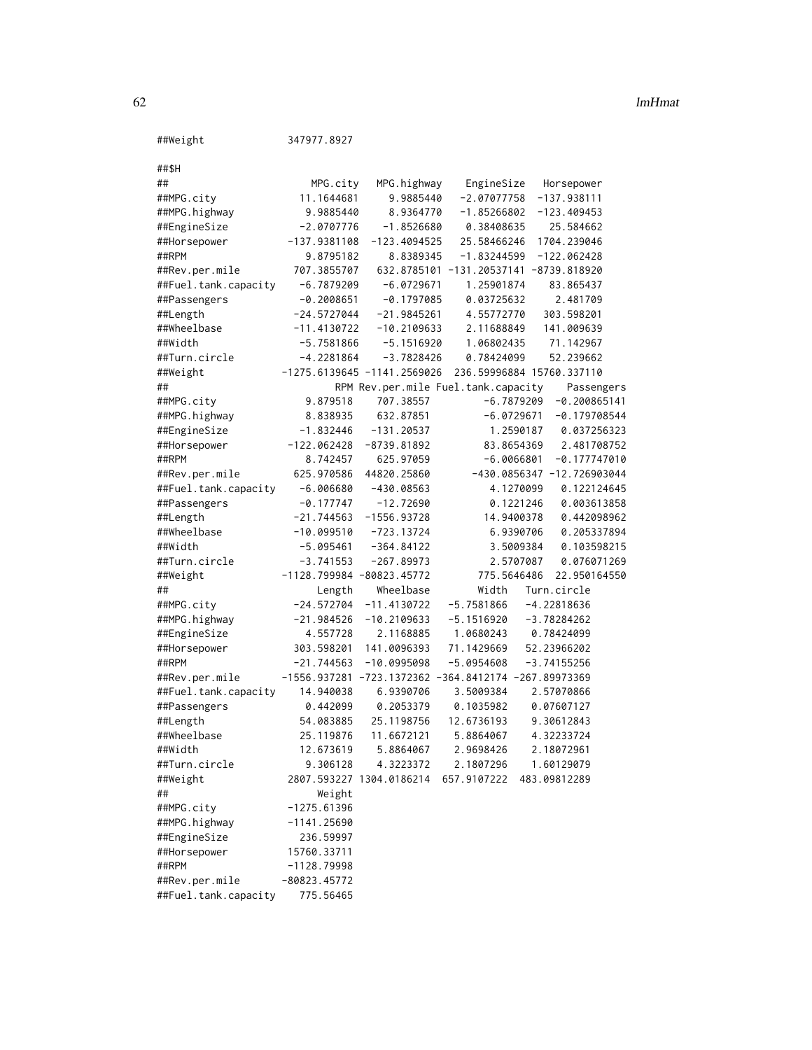```
##Weight             347977.8927

##$H
##                      MPG.city   MPG.highway    EngineSize    Horsepower
##MPG.city            11.1644681     9.9885440   -2.07077758   -137.938111
##MPG.highway          9.9885440     8.9364770   -1.85266802   -123.409453
##EngineSize          -2.0707776    -1.8526680    0.38408635     25.584662
##Horsepower        -137.9381108  -123.4094525   25.58466246   1704.239046
##RPM                  9.8795182     8.8389345   -1.83244599   -122.062428
##Rev.per.mile       707.3855707   632.8785101 -131.20537141 -8739.818920
##Fuel.tank.capacity  -6.7879209    -6.0729671    1.25901874     83.865437
##Passengers          -0.2008651    -0.1797085    0.03725632      2.481709
##Length             -24.5727044   -21.9845261    4.55772770    303.598201
##Wheelbase          -11.4130722   -10.2109633    2.11688849    141.009639
##Width               -5.7581866    -5.1516920    1.06802435     71.142967
##Turn.circle         -4.2281864    -3.7828426    0.78424099     52.239662
##Weight           -1275.6139645 -1141.2569026  236.59996884 15760.337110
##                          RPM Rev.per.mile Fuel.tank.capacity    Passengers
##MPG.city             9.879518    707.38557         -6.7879209  -0.200865141
##MPG.highway          8.838935    632.87851         -6.0729671  -0.179708544
##EngineSize          -1.832446   -131.20537          1.2590187   0.037256323
##Horsepower        -122.062428  -8739.81892         83.8654369   2.481708752
##RPM                  8.742457    625.97059         -6.0066801  -0.177747010
##Rev.per.mile       625.970586  44820.25860       -430.0856347 -12.726903044
##Fuel.tank.capacity  -6.006680   -430.08563          4.1270099   0.122124645
##Passengers          -0.177747    -12.72690          0.1221246   0.003613858
##Length             -21.744563  -1556.93728         14.9400378   0.442098962
##Wheelbase          -10.099510   -723.13724          6.9390706   0.205337894
##Width               -5.095461   -364.84122          3.5009384   0.103598215
##Turn.circle         -3.741553   -267.89973          2.5707087   0.076071269
##Weight           -1128.799984 -80823.45772        775.5646486  22.950164550
##                       Length     Wheelbase        Width   Turn.circle
##MPG.city           -24.572704   -11.4130722   -5.7581866   -4.22818636
##MPG.highway        -21.984526   -10.2109633   -5.1516920   -3.78284262
##EngineSize           4.557728     2.1168885    1.0680243    0.78424099
##Horsepower         303.598201   141.0096393   71.1429669   52.23966202
##RPM                -21.744563   -10.0995098   -5.0954608   -3.74155256
##Rev.per.mile     -1556.937281 -723.1372362 -364.8412174 -267.89973369
##Fuel.tank.capacity  14.940038     6.9390706    3.5009384    2.57070866
##Passengers           0.442099     0.2053379    0.1035982    0.07607127
##Length              54.083885    25.1198756   12.6736193    9.30612843
##Wheelbase           25.119876    11.6672121    5.8864067    4.32233724
##Width               12.673619     5.8864067    2.9698426    2.18072961
##Turn.circle          9.306128     4.3223372    2.1807296    1.60129079
##Weight            2807.593227  1304.0186214  657.9107222  483.09812289
##                       Weight
##MPG.city          -1275.61396
##MPG.highway       -1141.25690
##EngineSize          236.59997
##Horsepower        15760.33711
##RPM               -1128.79998
##Rev.per.mile     -80823.45772
##Fuel.tank.capacity  775.56465
```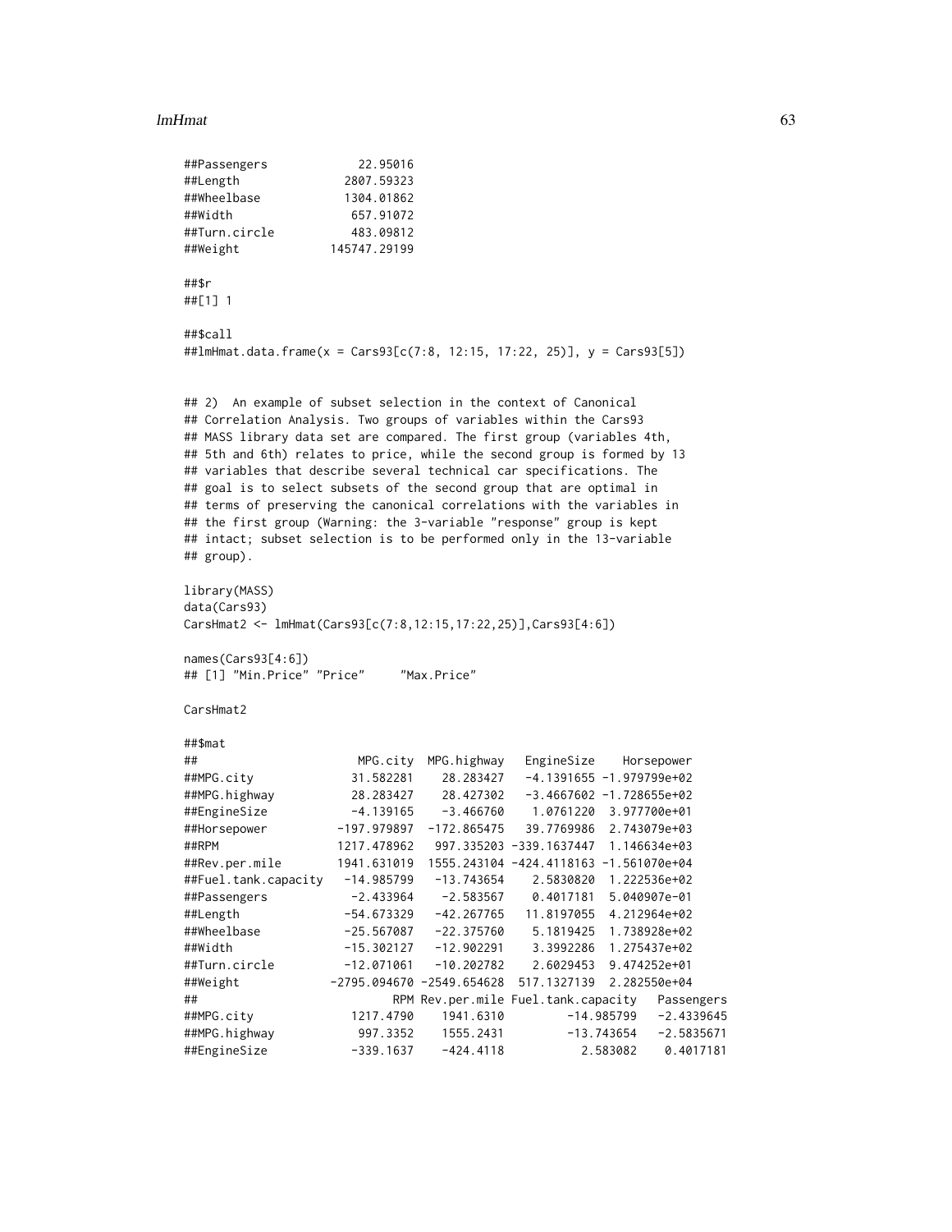```
##Passengers            22.95016
##Length              2807.59323
##Wheelbase           1304.01862
##Width                657.91072
##Turn.circle          483.09812
##Weight            145747.29199

##$r
##[1] 1

##$call
##lmHmat.data.frame(x = Cars93[c(7:8, 12:15, 17:22, 25)], y = Cars93[5])


## 2)  An example of subset selection in the context of Canonical
## Correlation Analysis. Two groups of variables within the Cars93
## MASS library data set are compared. The first group (variables 4th,
## 5th and 6th) relates to price, while the second group is formed by 13
## variables that describe several technical car specifications. The
## goal is to select subsets of the second group that are optimal in
## terms of preserving the canonical correlations with the variables in
## the first group (Warning: the 3-variable "response" group is kept
## intact; subset selection is to be performed only in the 13-variable
## group).

library(MASS)
data(Cars93)
CarsHmat2 <- lmHmat(Cars93[c(7:8,12:15,17:22,25)],Cars93[4:6])

names(Cars93[4:6])
## [1] "Min.Price" "Price"     "Max.Price"

CarsHmat2

##$mat
##                      MPG.city  MPG.highway   EngineSize    Horsepower
##MPG.city             31.582281    28.283427   -4.1391655 -1.979799e+02
##MPG.highway          28.283427    28.427302   -3.4667602 -1.728655e+02
##EngineSize           -4.139165    -3.466760    1.0761220  3.977700e+01
##Horsepower         -197.979897  -172.865475   39.7769986  2.743079e+03
##RPM                1217.478962   997.335203 -339.1637447  1.146634e+03
##Rev.per.mile       1941.631019  1555.243104 -424.4118163 -1.561070e+04
##Fuel.tank.capacity  -14.985799   -13.743654    2.5830820  1.222536e+02
##Passengers           -2.433964    -2.583567    0.4017181  5.040907e-01
##Length              -54.673329   -42.267765   11.8197055  4.212964e+02
##Wheelbase           -25.567087   -22.375760    5.1819425  1.738928e+02
##Width               -15.302127   -12.902291    3.3992286  1.275437e+02
##Turn.circle         -12.071061   -10.202782    2.6029453  9.474252e+01
##Weight            -2795.094670 -2549.654628  517.1327139  2.282550e+04
##                         RPM Rev.per.mile Fuel.tank.capacity   Passengers
##MPG.city            1217.4790    1941.6310         -14.985799   -2.4339645
##MPG.highway          997.3352    1555.2431         -13.743654   -2.5835671
##EngineSize          -339.1637    -424.4118           2.583082    0.4017181
```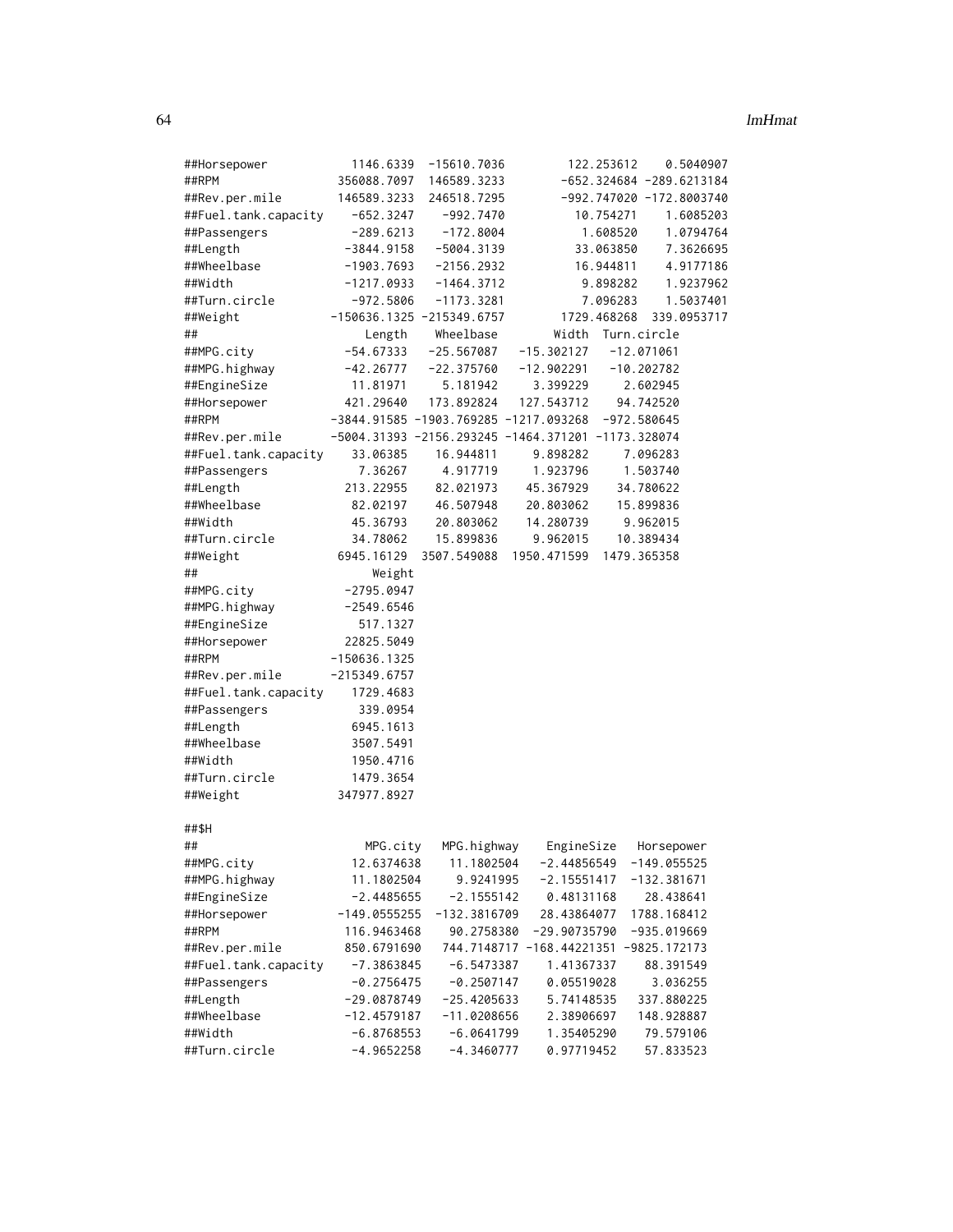```
##Horsepower          1146.6339  -15610.7036         122.253612    0.5040907
##RPM                356088.7097  146589.3233        -652.324684 -289.6213184
##Rev.per.mile       146589.3233  246518.7295        -992.747020 -172.8004740
##Fuel.tank.capacity   -652.3247    -992.7470          10.754271    1.6085203
##Passengers           -289.6213    -172.8004           1.608520    1.0794764
##Length              -3844.9158   -5004.3139          33.063850    7.3626695
##Wheelbase           -1903.7693   -2156.2932          16.944811    4.9177186
##Width               -1217.0933   -1464.3712           9.898282    1.9237962
##Turn.circle          -972.5806   -1173.3281           7.096283    1.5037401
##Weight            -150636.1325 -215349.6757        1729.468268  339.0953717
##                       Length    Wheelbase        Width  Turn.circle
##MPG.city            -54.67333   -25.567087   -15.302127   -12.071061
##MPG.highway         -42.26777   -22.375760   -12.902291   -10.202782
##EngineSize           11.81971     5.181942     3.399229     2.602945
##Horsepower          421.29640   173.892824   127.543712    94.742520
##RPM               -3844.91585 -1903.769285 -1217.093268  -972.580645
##Rev.per.mile      -5004.31393 -2156.293245 -1464.371201 -1173.328074
##Fuel.tank.capacity   33.06385    16.944811     9.898282     7.096283
##Passengers            7.36267     4.917719     1.923796     1.503740
##Length              213.22955    82.021973    45.367929    34.780622
##Wheelbase            82.02197    46.507948    20.803062    15.899836
##Width                45.36793    20.803062    14.280739     9.962015
##Turn.circle          34.78062    15.899836     9.962015    10.389434
##Weight             6945.16129  3507.549088  1950.471599  1479.365358
##                      Weight
##MPG.city           -2795.0947
##MPG.highway        -2549.6546
##EngineSize           517.1327
##Horsepower         22825.5049
##RPM              -150636.1325
##Rev.per.mile     -215349.6757
##Fuel.tank.capacity  1729.4683
##Passengers           339.0954
##Length              6945.1613
##Wheelbase           3507.5491
##Width               1950.4716
##Turn.circle         1479.3654
##Weight            347977.8927

##$H
##                       MPG.city  MPG.highway    EngineSize   Horsepower
##MPG.city            12.6374638   11.1802504   -2.44856549  -149.055525
##MPG.highway         11.1802504    9.9241995   -2.15551417  -132.381671
##EngineSize          -2.4485655   -2.1555142    0.48131168    28.438641
##Horsepower        -149.0555255 -132.3816709   28.43864077  1788.168412
##RPM                116.9463468   90.2758380  -29.90735790  -935.019669
##Rev.per.mile       850.6791690  744.7148717 -168.44221351 -9825.172173
##Fuel.tank.capacity  -7.3863845   -6.5473387    1.41367337    88.391549
##Passengers          -0.2756475   -0.2507147    0.05519028     3.036255
##Length             -29.0878749  -25.4205633    5.74148535   337.880225
##Wheelbase          -12.4579187  -11.0208656    2.38906697   148.928887
##Width               -6.8768553   -6.0641799    1.35405290    79.579106
##Turn.circle         -4.9652258   -4.3460777    0.97719452    57.833523
```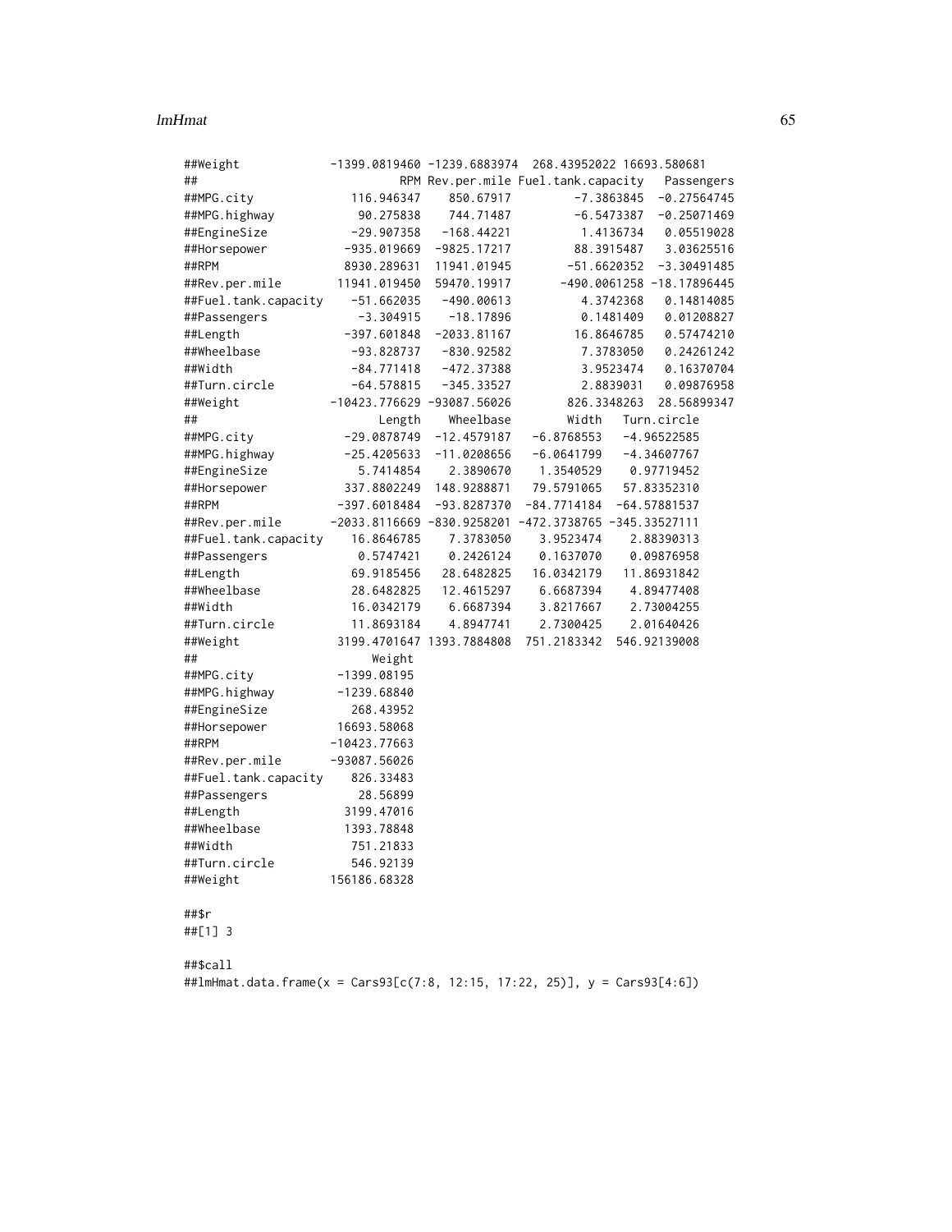```
##Weight            -1399.0819460 -1239.6883974  268.43952022 16693.580681
##                            RPM Rev.per.mile Fuel.tank.capacity   Passengers
##MPG.city            116.946347    850.67917         -7.3863845  -0.27564745
##MPG.highway          90.275838    744.71487         -6.5473387  -0.25071469
##EngineSize          -29.907358   -168.44221          1.4136734   0.05519028
##Horsepower         -935.019669  -9825.17217         88.3915487   3.03625516
##RPM                8930.289631  11941.01945        -51.6620352  -3.30491485
##Rev.per.mile      11941.019450  59470.19917       -490.0061258 -18.17896445
##Fuel.tank.capacity   -51.662035   -490.00613          4.3742368   0.14814085
##Passengers           -3.304915    -18.17896          0.1481409   0.01208827
##Length             -397.601848  -2033.81167         16.8646785   0.57474210
##Wheelbase           -93.828737   -830.92582          7.3783050   0.24261242
##Width               -84.771418   -472.37388          3.9523474   0.16370704
##Turn.circle         -64.578815   -345.33527          2.8839031   0.09876958
##Weight           -10423.776629 -93087.56026        826.3348263  28.56899347
##                         Length     Wheelbase        Width  Turn.circle
##MPG.city            -29.0878749  -12.4579187   -6.8768553  -4.96522585
##MPG.highway         -25.4205633  -11.0208656   -6.0641799  -4.34607767
##EngineSize            5.7414854    2.3890670    1.3540529   0.97719452
##Horsepower          337.8802249  148.9288871   79.5791065  57.83352310
##RPM                -397.6018484  -93.8287370  -84.7714184 -64.57881537
##Rev.per.mile      -2033.8116669 -830.9258201 -472.3738765 -345.33527111
##Fuel.tank.capacity   16.8646785    7.3783050    3.9523474   2.88390313
##Passengers            0.5747421    0.2426124    0.1637070   0.09876958
##Length               69.9185456   28.6482825   16.0342179  11.86931842
##Wheelbase            28.6482825   12.4615297    6.6687394   4.89477408
##Width                16.0342179    6.6687394    3.8217667   2.73004255
##Turn.circle          11.8693184    4.8947741    2.7300425   2.01640426
##Weight             3199.4701647 1393.7884808  751.2183342 546.92139008
##                       Weight
##MPG.city         -1399.08195
##MPG.highway      -1239.68840
##EngineSize         268.43952
##Horsepower       16693.58068
##RPM             -10423.77663
##Rev.per.mile    -93087.56026
##Fuel.tank.capacity   826.33483
##Passengers          28.56899
##Length            3199.47016
##Wheelbase         1393.78848
##Width              751.21833
##Turn.circle        546.92139
##Weight          156186.68328

##$r
##[1] 3

##$call
##lmHmat.data.frame(x = Cars93[c(7:8, 12:15, 17:22, 25)], y = Cars93[4:6])
```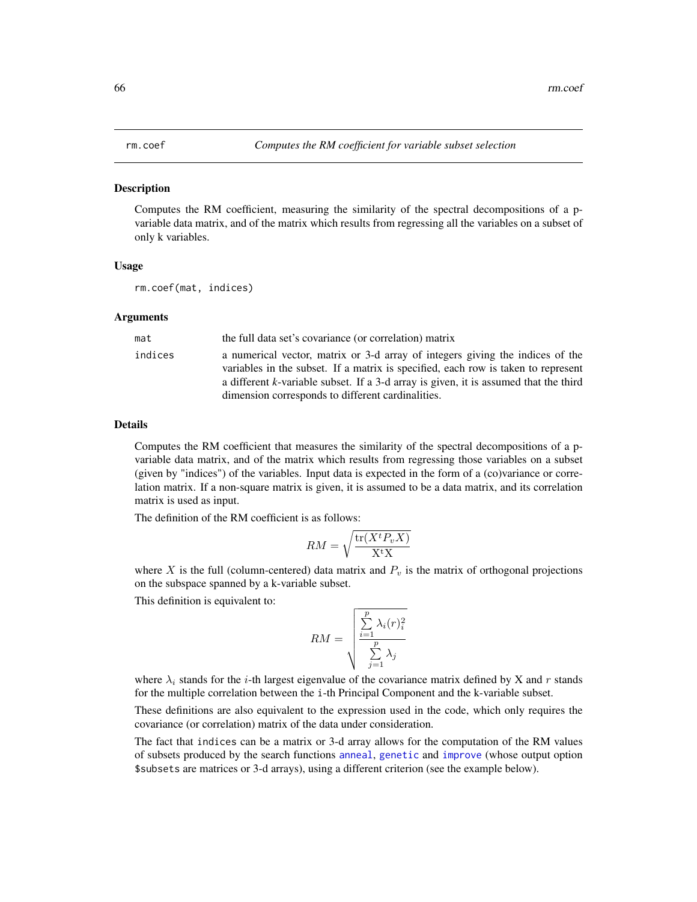rm.coef — *Computes the RM coefficient for variable subset selection*

## Description

Computes the RM coefficient, measuring the similarity of the spectral decompositions of a p-variable data matrix, and of the matrix which results from regressing all the variables on a subset of only k variables.

## Usage

```
rm.coef(mat, indices)
```

## Arguments

| | |
|---|---|
| `mat` | the full data set's covariance (or correlation) matrix |
| `indices` | a numerical vector, matrix or 3-d array of integers giving the indices of the variables in the subset. If a matrix is specified, each row is taken to represent a different *k*-variable subset. If a 3-d array is given, it is assumed that the third dimension corresponds to different cardinalities. |

## Details

Computes the RM coefficient that measures the similarity of the spectral decompositions of a p-variable data matrix, and of the matrix which results from regressing those variables on a subset (given by "indices") of the variables. Input data is expected in the form of a (co)variance or correlation matrix. If a non-square matrix is given, it is assumed to be a data matrix, and its correlation matrix is used as input.

The definition of the RM coefficient is as follows:

$$RM = \sqrt{\frac{\mathrm{tr}(X^t P_v X)}{\mathrm{X^t X}}}$$

where $X$ is the full (column-centered) data matrix and $P_v$ is the matrix of orthogonal projections on the subspace spanned by a k-variable subset.

This definition is equivalent to:

$$RM = \sqrt{\frac{\sum_{i=1}^{p} \lambda_i (r)_i^2}{\sum_{j=1}^{p} \lambda_j}}$$

where $\lambda_i$ stands for the $i$-th largest eigenvalue of the covariance matrix defined by X and $r$ stands for the multiple correlation between the `i`-th Principal Component and the k-variable subset.

These definitions are also equivalent to the expression used in the code, which only requires the covariance (or correlation) matrix of the data under consideration.

The fact that `indices` can be a matrix or 3-d array allows for the computation of the RM values of subsets produced by the search functions `anneal`, `genetic` and `improve` (whose output option `$subsets` are matrices or 3-d arrays), using a different criterion (see the example below).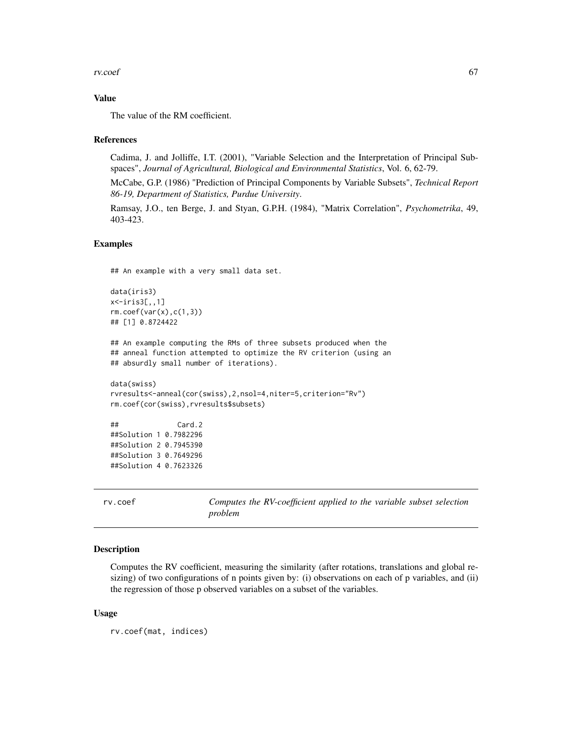### Value

The value of the RM coefficient.

### References

Cadima, J. and Jolliffe, I.T. (2001), "Variable Selection and the Interpretation of Principal Subspaces", *Journal of Agricultural, Biological and Environmental Statistics*, Vol. 6, 62-79.

McCabe, G.P. (1986) "Prediction of Principal Components by Variable Subsets", *Technical Report 86-19, Department of Statistics, Purdue University*.

Ramsay, J.O., ten Berge, J. and Styan, G.P.H. (1984), "Matrix Correlation", *Psychometrika*, 49, 403-423.

### Examples

```
## An example with a very small data set.

data(iris3)
x<-iris3[,,1]
rm.coef(var(x),c(1,3))
## [1] 0.8724422

## An example computing the RMs of three subsets produced when the
## anneal function attempted to optimize the RV criterion (using an
## absurdly small number of iterations).

data(swiss)
rvresults<-anneal(cor(swiss),2,nsol=4,niter=5,criterion="Rv")
rm.coef(cor(swiss),rvresults$subsets)

##              Card.2
##Solution 1 0.7982296
##Solution 2 0.7945390
##Solution 3 0.7649296
##Solution 4 0.7623326
```

---

## rv.coef — *Computes the RV-coefficient applied to the variable subset selection problem*

### Description

Computes the RV coefficient, measuring the similarity (after rotations, translations and global resizing) of two configurations of n points given by: (i) observations on each of p variables, and (ii) the regression of those p observed variables on a subset of the variables.

### Usage

```
rv.coef(mat, indices)
```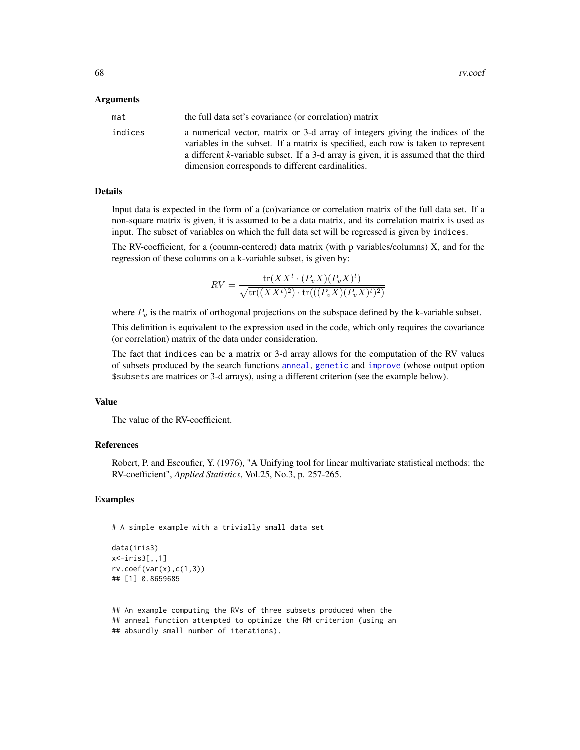### Arguments

| | |
|---|---|
| mat | the full data set's covariance (or correlation) matrix |
| indices | a numerical vector, matrix or 3-d array of integers giving the indices of the variables in the subset. If a matrix is specified, each row is taken to represent a different *k*-variable subset. If a 3-d array is given, it is assumed that the third dimension corresponds to different cardinalities. |

### Details

Input data is expected in the form of a (co)variance or correlation matrix of the full data set. If a non-square matrix is given, it is assumed to be a data matrix, and its correlation matrix is used as input. The subset of variables on which the full data set will be regressed is given by `indices`.

The RV-coefficient, for a (coumn-centered) data matrix (with p variables/columns) X, and for the regression of these columns on a k-variable subset, is given by:

$$RV = \frac{\mathrm{tr}(XX^t \cdot (P_v X)(P_v X)^t)}{\sqrt{\mathrm{tr}((XX^t)^2) \cdot \mathrm{tr}(((P_v X)(P_v X)^t)^2)}}$$

where $P_v$ is the matrix of orthogonal projections on the subspace defined by the k-variable subset.

This definition is equivalent to the expression used in the code, which only requires the covariance (or correlation) matrix of the data under consideration.

The fact that `indices` can be a matrix or 3-d array allows for the computation of the RV values of subsets produced by the search functions `anneal`, `genetic` and `improve` (whose output option `$subsets` are matrices or 3-d arrays), using a different criterion (see the example below).

### Value

The value of the RV-coefficient.

### References

Robert, P. and Escoufier, Y. (1976), "A Unifying tool for linear multivariate statistical methods: the RV-coefficient", *Applied Statistics*, Vol.25, No.3, p. 257-265.

### Examples

```
# A simple example with a trivially small data set

data(iris3)
x<-iris3[,,1]
rv.coef(var(x),c(1,3))
## [1] 0.8659685


## An example computing the RVs of three subsets produced when the
## anneal function attempted to optimize the RM criterion (using an
## absurdly small number of iterations).
```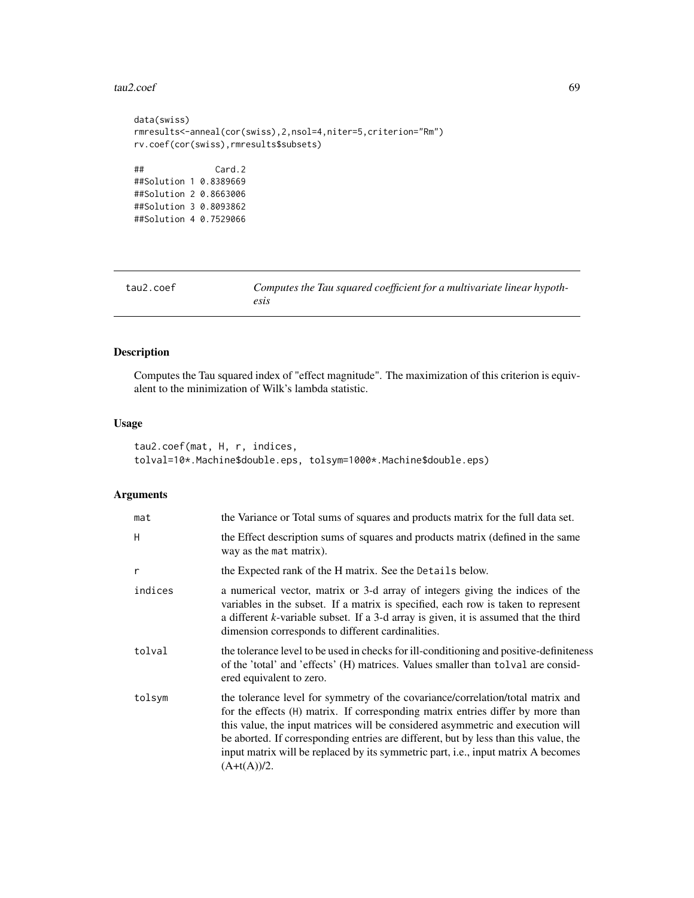```
data(swiss)
rmresults<-anneal(cor(swiss),2,nsol=4,niter=5,criterion="Rm")
rv.coef(cor(swiss),rmresults$subsets)

##             Card.2
##Solution 1 0.8389669
##Solution 2 0.8663006
##Solution 3 0.8093862
##Solution 4 0.7529066
```

---

## tau2.coef — *Computes the Tau squared coefficient for a multivariate linear hypothesis*

---

### Description

Computes the Tau squared index of "effect magnitude". The maximization of this criterion is equivalent to the minimization of Wilk's lambda statistic.

### Usage

```
tau2.coef(mat, H, r, indices,
tolval=10*.Machine$double.eps, tolsym=1000*.Machine$double.eps)
```

### Arguments

| | |
|---|---|
| `mat` | the Variance or Total sums of squares and products matrix for the full data set. |
| `H` | the Effect description sums of squares and products matrix (defined in the same way as the `mat` matrix). |
| `r` | the Expected rank of the H matrix. See the `Details` below. |
| `indices` | a numerical vector, matrix or 3-d array of integers giving the indices of the variables in the subset. If a matrix is specified, each row is taken to represent a different *k*-variable subset. If a 3-d array is given, it is assumed that the third dimension corresponds to different cardinalities. |
| `tolval` | the tolerance level to be used in checks for ill-conditioning and positive-definiteness of the 'total' and 'effects' (H) matrices. Values smaller than `tolval` are considered equivalent to zero. |
| `tolsym` | the tolerance level for symmetry of the covariance/correlation/total matrix and for the effects (`H`) matrix. If corresponding matrix entries differ by more than this value, the input matrices will be considered asymmetric and execution will be aborted. If corresponding entries are different, but by less than this value, the input matrix will be replaced by its symmetric part, i.e., input matrix A becomes (A+t(A))/2. |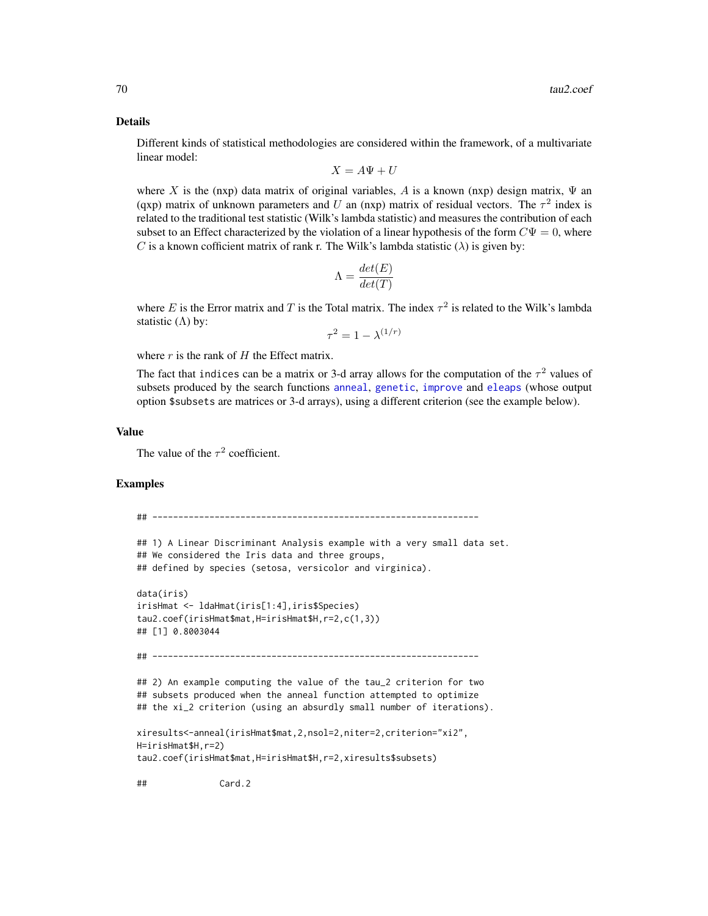### Details

Different kinds of statistical methodologies are considered within the framework, of a multivariate linear model:

$$X = A\Psi + U$$

where $X$ is the (nxp) data matrix of original variables, $A$ is a known (nxp) design matrix, $\Psi$ an (qxp) matrix of unknown parameters and $U$ an (nxp) matrix of residual vectors. The $\tau^2$ index is related to the traditional test statistic (Wilk's lambda statistic) and measures the contribution of each subset to an Effect characterized by the violation of a linear hypothesis of the form $C\Psi = 0$, where $C$ is a known cofficient matrix of rank r. The Wilk's lambda statistic ($\lambda$) is given by:

$$\Lambda = \frac{det(E)}{det(T)}$$

where $E$ is the Error matrix and $T$ is the Total matrix. The index $\tau^2$ is related to the Wilk's lambda statistic ($\Lambda$) by:

$$\tau^2 = 1 - \lambda^{(1/r)}$$

where $r$ is the rank of $H$ the Effect matrix.

The fact that indices can be a matrix or 3-d array allows for the computation of the $\tau^2$ values of subsets produced by the search functions anneal, genetic, improve and eleaps (whose output option $subsets are matrices or 3-d arrays), using a different criterion (see the example below).

### Value

The value of the $\tau^2$ coefficient.

### Examples

```
## ---------------------------------------------------------------

## 1) A Linear Discriminant Analysis example with a very small data set.
## We considered the Iris data and three groups,
## defined by species (setosa, versicolor and virginica).

data(iris)
irisHmat <- ldaHmat(iris[1:4],iris$Species)
tau2.coef(irisHmat$mat,H=irisHmat$H,r=2,c(1,3))
## [1] 0.8003044

## ---------------------------------------------------------------

## 2) An example computing the value of the tau_2 criterion for two
## subsets produced when the anneal function attempted to optimize
## the xi_2 criterion (using an absurdly small number of iterations).

xiresults<-anneal(irisHmat$mat,2,nsol=2,niter=2,criterion="xi2",
H=irisHmat$H,r=2)
tau2.coef(irisHmat$mat,H=irisHmat$H,r=2,xiresults$subsets)

##              Card.2
```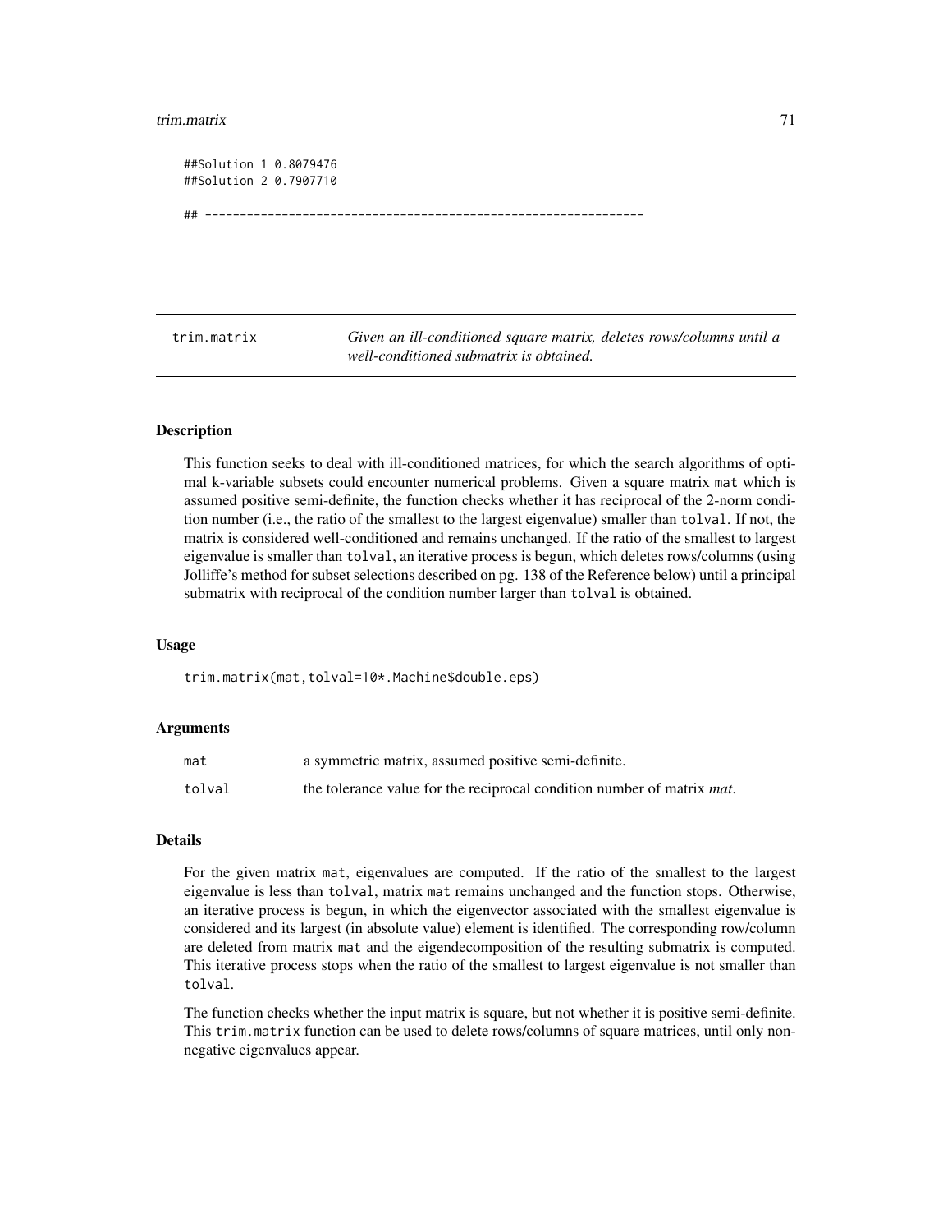```
##Solution 1 0.8079476
##Solution 2 0.7907710

## ---------------------------------------------------------------
```

## trim.matrix

*Given an ill-conditioned square matrix, deletes rows/columns until a well-conditioned submatrix is obtained.*

### Description

This function seeks to deal with ill-conditioned matrices, for which the search algorithms of optimal k-variable subsets could encounter numerical problems. Given a square matrix `mat` which is assumed positive semi-definite, the function checks whether it has reciprocal of the 2-norm condition number (i.e., the ratio of the smallest to the largest eigenvalue) smaller than `tolval`. If not, the matrix is considered well-conditioned and remains unchanged. If the ratio of the smallest to largest eigenvalue is smaller than `tolval`, an iterative process is begun, which deletes rows/columns (using Jolliffe's method for subset selections described on pg. 138 of the Reference below) until a principal submatrix with reciprocal of the condition number larger than `tolval` is obtained.

### Usage

```
trim.matrix(mat,tolval=10*.Machine$double.eps)
```

### Arguments

| | |
|---|---|
| `mat` | a symmetric matrix, assumed positive semi-definite. |
| `tolval` | the tolerance value for the reciprocal condition number of matrix *mat*. |

### Details

For the given matrix `mat`, eigenvalues are computed. If the ratio of the smallest to the largest eigenvalue is less than `tolval`, matrix `mat` remains unchanged and the function stops. Otherwise, an iterative process is begun, in which the eigenvector associated with the smallest eigenvalue is considered and its largest (in absolute value) element is identified. The corresponding row/column are deleted from matrix `mat` and the eigendecomposition of the resulting submatrix is computed. This iterative process stops when the ratio of the smallest to largest eigenvalue is not smaller than `tolval`.

The function checks whether the input matrix is square, but not whether it is positive semi-definite. This `trim.matrix` function can be used to delete rows/columns of square matrices, until only non-negative eigenvalues appear.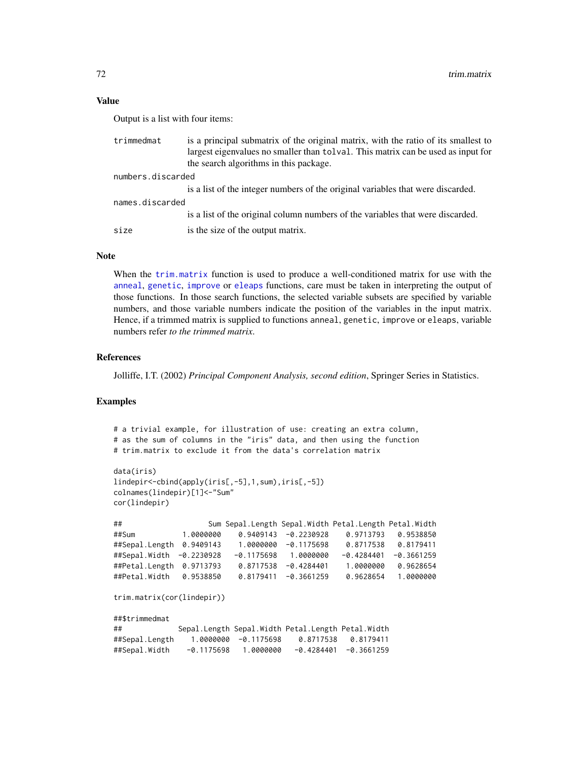## Value

Output is a list with four items:

- `trimmedmat` — is a principal submatrix of the original matrix, with the ratio of its smallest to largest eigenvalues no smaller than `tolval`. This matrix can be used as input for the search algorithms in this package.
- `numbers.discarded` — is a list of the integer numbers of the original variables that were discarded.
- `names.discarded` — is a list of the original column numbers of the variables that were discarded.
- `size` — is the size of the output matrix.

## Note

When the `trim.matrix` function is used to produce a well-conditioned matrix for use with the `anneal`, `genetic`, `improve` or `eleaps` functions, care must be taken in interpreting the output of those functions. In those search functions, the selected variable subsets are specified by variable numbers, and those variable numbers indicate the position of the variables in the input matrix. Hence, if a trimmed matrix is supplied to functions `anneal`, `genetic`, `improve` or `eleaps`, variable numbers refer *to the trimmed matrix.*

## References

Jolliffe, I.T. (2002) *Principal Component Analysis, second edition*, Springer Series in Statistics.

## Examples

```
# a trivial example, for illustration of use: creating an extra column,
# as the sum of columns in the "iris" data, and then using the function
# trim.matrix to exclude it from the data's correlation matrix

data(iris)
lindepir<-cbind(apply(iris[,-5],1,sum),iris[,-5])
colnames(lindepir)[1]<-"Sum"
cor(lindepir)

##                    Sum Sepal.Length Sepal.Width Petal.Length Petal.Width
##Sum           1.0000000    0.9409143  -0.2230928    0.9713793   0.9538850
##Sepal.Length  0.9409143    1.0000000  -0.1175698    0.8717538   0.8179411
##Sepal.Width  -0.2230928   -0.1175698   1.0000000   -0.4284401  -0.3661259
##Petal.Length  0.9713793    0.8717538  -0.4284401    1.0000000   0.9628654
##Petal.Width   0.9538850    0.8179411  -0.3661259    0.9628654   1.0000000

trim.matrix(cor(lindepir))

##$trimmedmat
##            Sepal.Length Sepal.Width Petal.Length Petal.Width
##Sepal.Length    1.0000000  -0.1175698    0.8717538   0.8179411
##Sepal.Width    -0.1175698   1.0000000   -0.4284401  -0.3661259
```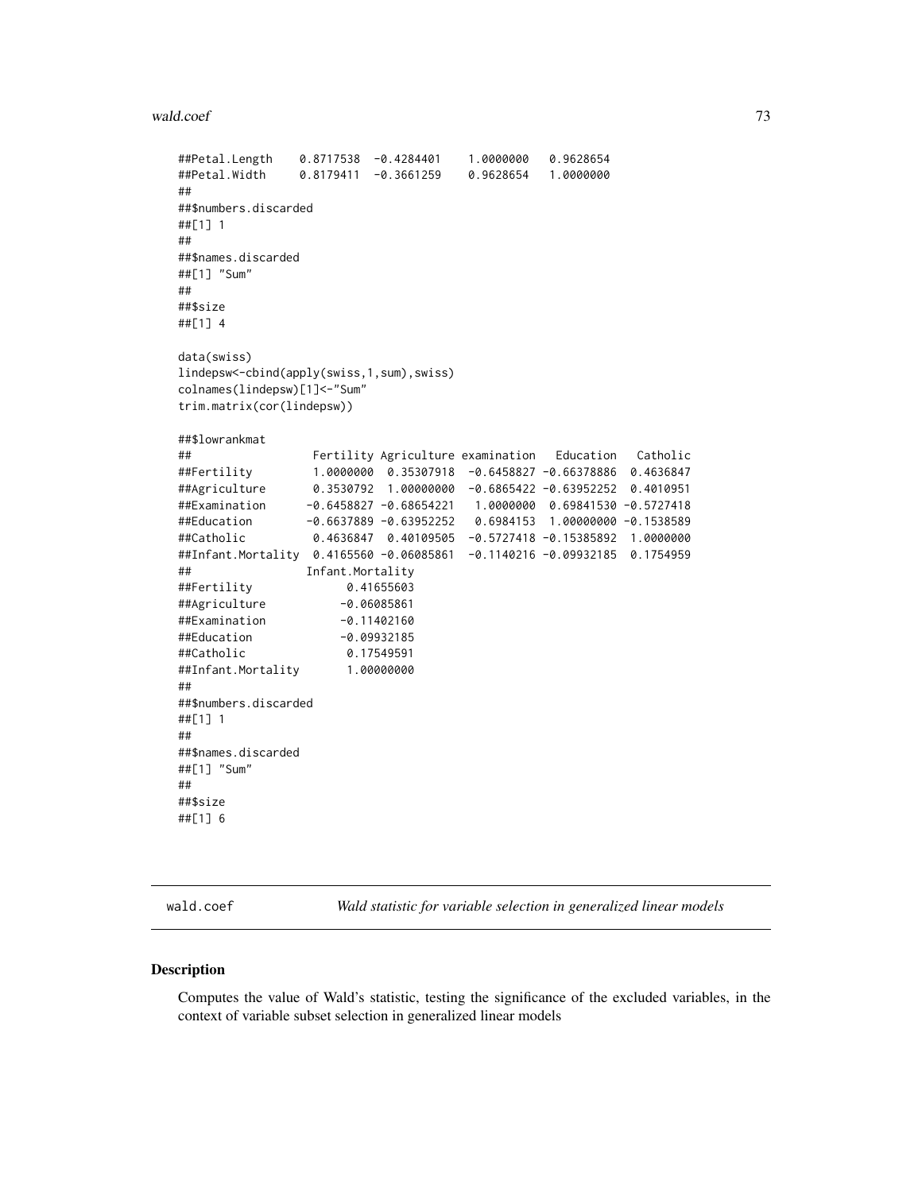```
##Petal.Length    0.8717538  -0.4284401    1.0000000   0.9628654
##Petal.Width     0.8179411  -0.3661259    0.9628654   1.0000000
##
##$numbers.discarded
##[1] 1
##
##$names.discarded
##[1] "Sum"
##
##$size
##[1] 4

data(swiss)
lindepsw<-cbind(apply(swiss,1,sum),swiss)
colnames(lindepsw)[1]<-"Sum"
trim.matrix(cor(lindepsw))

##$lowrankmat
##                  Fertility Agriculture examination   Education   Catholic
##Fertility         1.0000000  0.35307918  -0.6458827 -0.66378886  0.4636847
##Agriculture       0.3530792  1.00000000  -0.6865422 -0.63952252  0.4010951
##Examination      -0.6458827 -0.68654221   1.0000000  0.69841530 -0.5727418
##Education        -0.6637889 -0.63952252   0.6984153  1.00000000 -0.1538589
##Catholic          0.4636847  0.40109505  -0.5727418 -0.15385892  1.0000000
##Infant.Mortality  0.4165560 -0.06085861  -0.1140216 -0.09932185  0.1754959
##                 Infant.Mortality
##Fertility              0.41655603
##Agriculture           -0.06085861
##Examination           -0.11402160
##Education             -0.09932185
##Catholic               0.17549591
##Infant.Mortality       1.00000000
##
##$numbers.discarded
##[1] 1
##
##$names.discarded
##[1] "Sum"
##
##$size
##[1] 6
```

---

## wald.coef — *Wald statistic for variable selection in generalized linear models*

### Description

Computes the value of Wald's statistic, testing the significance of the excluded variables, in the context of variable subset selection in generalized linear models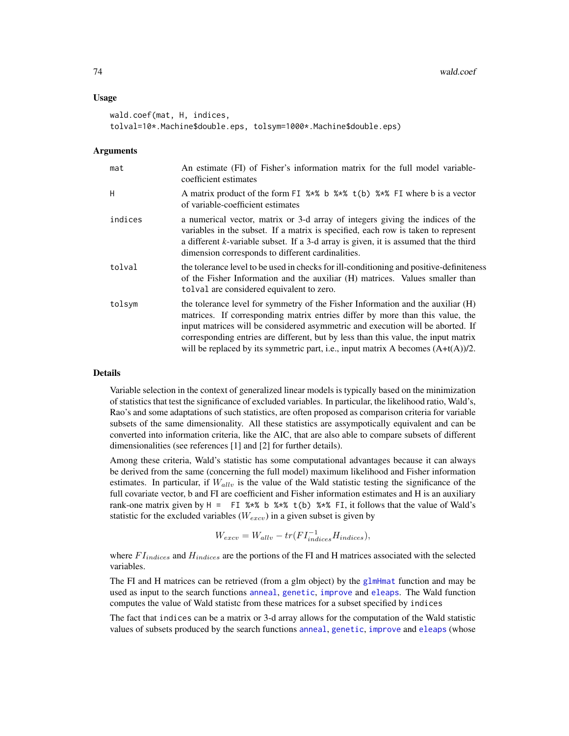## Usage

```
wald.coef(mat, H, indices,
tolval=10*.Machine$double.eps, tolsym=1000*.Machine$double.eps)
```

## Arguments

| | |
|---|---|
| mat | An estimate (FI) of Fisher's information matrix for the full model variable-coefficient estimates |
| H | A matrix product of the form FI %*% b %*% t(b) %*% FI where b is a vector of variable-coefficient estimates |
| indices | a numerical vector, matrix or 3-d array of integers giving the indices of the variables in the subset. If a matrix is specified, each row is taken to represent a different *k*-variable subset. If a 3-d array is given, it is assumed that the third dimension corresponds to different cardinalities. |
| tolval | the tolerance level to be used in checks for ill-conditioning and positive-definiteness of the Fisher Information and the auxiliar (H) matrices. Values smaller than tolval are considered equivalent to zero. |
| tolsym | the tolerance level for symmetry of the Fisher Information and the auxiliar (H) matrices. If corresponding matrix entries differ by more than this value, the input matrices will be considered asymmetric and execution will be aborted. If corresponding entries are different, but by less than this value, the input matrix will be replaced by its symmetric part, i.e., input matrix A becomes (A+t(A))/2. |

## Details

Variable selection in the context of generalized linear models is typically based on the minimization of statistics that test the significance of excluded variables. In particular, the likelihood ratio, Wald's, Rao's and some adaptations of such statistics, are often proposed as comparison criteria for variable subsets of the same dimensionality. All these statistics are assympotically equivalent and can be converted into information criteria, like the AIC, that are also able to compare subsets of different dimensionalities (see references [1] and [2] for further details).

Among these criteria, Wald's statistic has some computational advantages because it can always be derived from the same (concerning the full model) maximum likelihood and Fisher information estimates. In particular, if $W_{allv}$ is the value of the Wald statistic testing the significance of the full covariate vector, b and FI are coefficient and Fisher information estimates and H is an auxiliary rank-one matrix given by H = FI %*% b %*% t(b) %*% FI, it follows that the value of Wald's statistic for the excluded variables ($W_{excv}$) in a given subset is given by

$$W_{excv} = W_{allv} - tr(FI_{indices}^{-1} H_{indices}),$$

where $FI_{indices}$ and $H_{indices}$ are the portions of the FI and H matrices associated with the selected variables.

The FI and H matrices can be retrieved (from a glm object) by the glmHmat function and may be used as input to the search functions anneal, genetic, improve and eleaps. The Wald function computes the value of Wald statistc from these matrices for a subset specified by indices

The fact that indices can be a matrix or 3-d array allows for the computation of the Wald statistic values of subsets produced by the search functions anneal, genetic, improve and eleaps (whose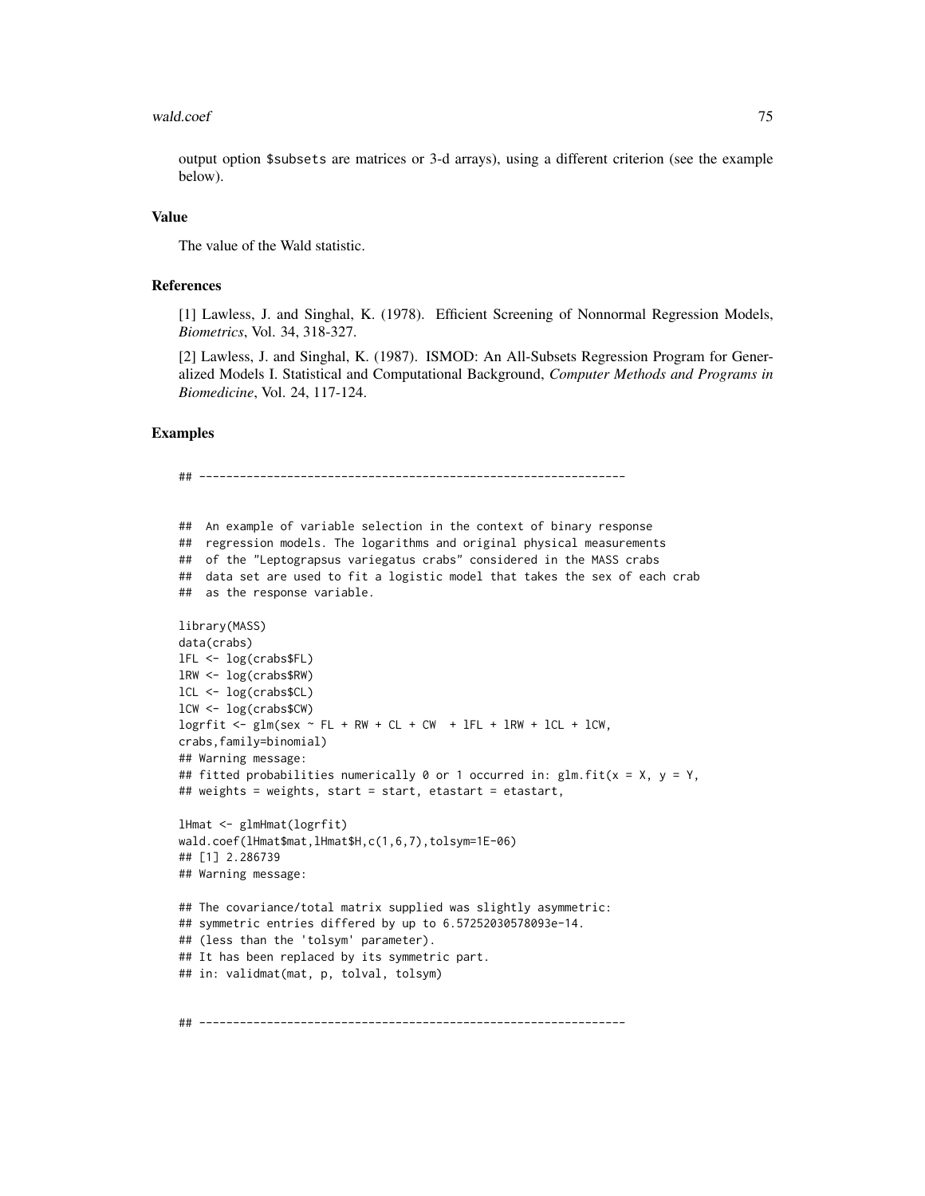output option $subsets are matrices or 3-d arrays), using a different criterion (see the example below).

## Value

The value of the Wald statistic.

## References

[1] Lawless, J. and Singhal, K. (1978). Efficient Screening of Nonnormal Regression Models, *Biometrics*, Vol. 34, 318-327.

[2] Lawless, J. and Singhal, K. (1987). ISMOD: An All-Subsets Regression Program for Generalized Models I. Statistical and Computational Background, *Computer Methods and Programs in Biomedicine*, Vol. 24, 117-124.

## Examples

```
## --------------------------------------------------------------


##  An example of variable selection in the context of binary response
##  regression models. The logarithms and original physical measurements
##  of the "Leptograpsus variegatus crabs" considered in the MASS crabs
##  data set are used to fit a logistic model that takes the sex of each crab
##  as the response variable.

library(MASS)
data(crabs)
lFL <- log(crabs$FL)
lRW <- log(crabs$RW)
lCL <- log(crabs$CL)
lCW <- log(crabs$CW)
logrfit <- glm(sex ~ FL + RW + CL + CW  + lFL + lRW + lCL + lCW,
crabs,family=binomial)
## Warning message:
## fitted probabilities numerically 0 or 1 occurred in: glm.fit(x = X, y = Y,
## weights = weights, start = start, etastart = etastart,

lHmat <- glmHmat(logrfit)
wald.coef(lHmat$mat,lHmat$H,c(1,6,7),tolsym=1E-06)
## [1] 2.286739
## Warning message:

## The covariance/total matrix supplied was slightly asymmetric:
## symmetric entries differed by up to 6.57252030578093e-14.
## (less than the 'tolsym' parameter).
## It has been replaced by its symmetric part.
## in: validmat(mat, p, tolval, tolsym)


## --------------------------------------------------------------
```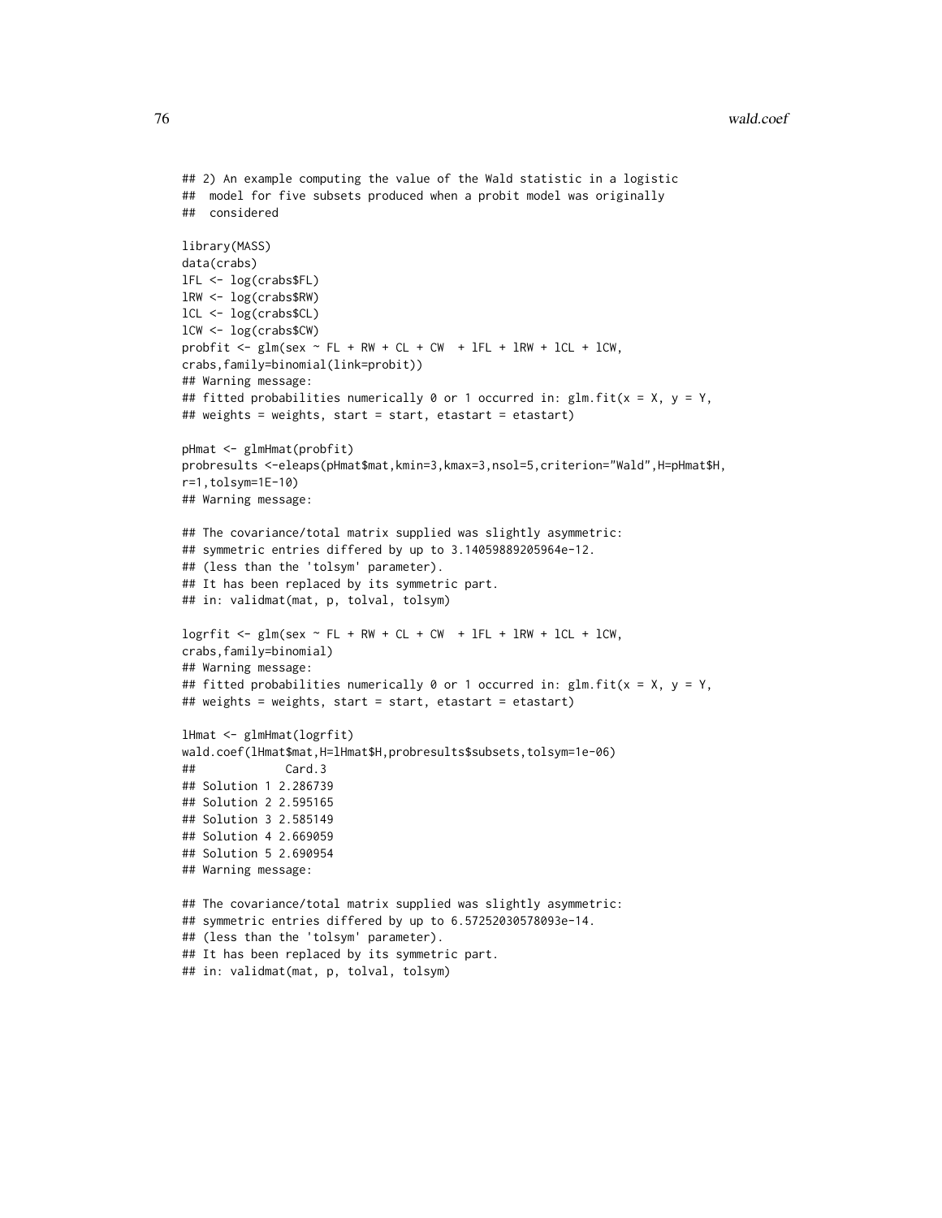```
## 2) An example computing the value of the Wald statistic in a logistic
##  model for five subsets produced when a probit model was originally
##  considered

library(MASS)
data(crabs)
lFL <- log(crabs$FL)
lRW <- log(crabs$RW)
lCL <- log(crabs$CL)
lCW <- log(crabs$CW)
probfit <- glm(sex ~ FL + RW + CL + CW  + lFL + lRW + lCL + lCW,
crabs,family=binomial(link=probit))
## Warning message:
## fitted probabilities numerically 0 or 1 occurred in: glm.fit(x = X, y = Y,
## weights = weights, start = start, etastart = etastart)

pHmat <- glmHmat(probfit)
probresults <-eleaps(pHmat$mat,kmin=3,kmax=3,nsol=5,criterion="Wald",H=pHmat$H,
r=1,tolsym=1E-10)
## Warning message:

## The covariance/total matrix supplied was slightly asymmetric:
## symmetric entries differed by up to 3.14059889205964e-12.
## (less than the 'tolsym' parameter).
## It has been replaced by its symmetric part.
## in: validmat(mat, p, tolval, tolsym)

logrfit <- glm(sex ~ FL + RW + CL + CW  + lFL + lRW + lCL + lCW,
crabs,family=binomial)
## Warning message:
## fitted probabilities numerically 0 or 1 occurred in: glm.fit(x = X, y = Y,
## weights = weights, start = start, etastart = etastart)

lHmat <- glmHmat(logrfit)
wald.coef(lHmat$mat,H=lHmat$H,probresults$subsets,tolsym=1e-06)
##             Card.3
## Solution 1 2.286739
## Solution 2 2.595165
## Solution 3 2.585149
## Solution 4 2.669059
## Solution 5 2.690954
## Warning message:

## The covariance/total matrix supplied was slightly asymmetric:
## symmetric entries differed by up to 6.57252030578093e-14.
## (less than the 'tolsym' parameter).
## It has been replaced by its symmetric part.
## in: validmat(mat, p, tolval, tolsym)
```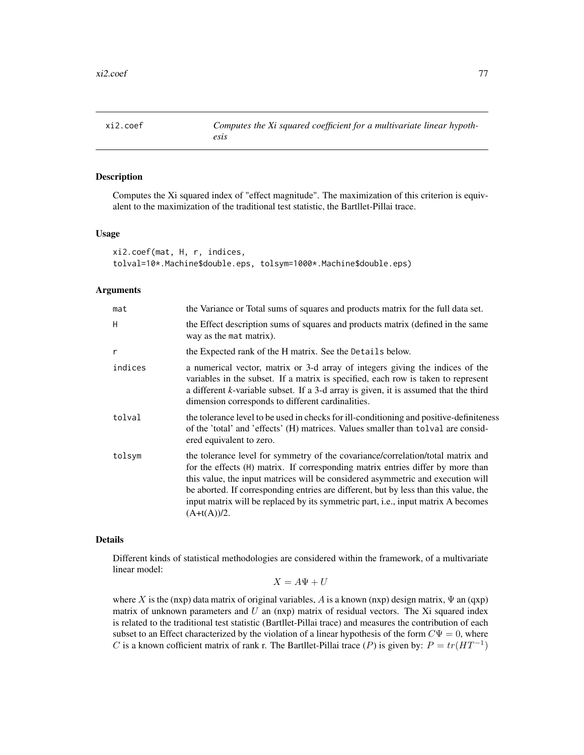## xi2.coef — *Computes the Xi squared coefficient for a multivariate linear hypothesis*

### Description

Computes the Xi squared index of "effect magnitude". The maximization of this criterion is equivalent to the maximization of the traditional test statistic, the Bartllet-Pillai trace.

### Usage

```
xi2.coef(mat, H, r, indices,
tolval=10*.Machine$double.eps, tolsym=1000*.Machine$double.eps)
```

### Arguments

| | |
|---|---|
| mat | the Variance or Total sums of squares and products matrix for the full data set. |
| H | the Effect description sums of squares and products matrix (defined in the same way as the mat matrix). |
| r | the Expected rank of the H matrix. See the Details below. |
| indices | a numerical vector, matrix or 3-d array of integers giving the indices of the variables in the subset. If a matrix is specified, each row is taken to represent a different *k*-variable subset. If a 3-d array is given, it is assumed that the third dimension corresponds to different cardinalities. |
| tolval | the tolerance level to be used in checks for ill-conditioning and positive-definiteness of the 'total' and 'effects' (H) matrices. Values smaller than tolval are considered equivalent to zero. |
| tolsym | the tolerance level for symmetry of the covariance/correlation/total matrix and for the effects (H) matrix. If corresponding matrix entries differ by more than this value, the input matrices will be considered asymmetric and execution will be aborted. If corresponding entries are different, but by less than this value, the input matrix will be replaced by its symmetric part, i.e., input matrix A becomes (A+t(A))/2. |

### Details

Different kinds of statistical methodologies are considered within the framework, of a multivariate linear model:

$$X = A\Psi + U$$

where $X$ is the (nxp) data matrix of original variables, $A$ is a known (nxp) design matrix, $\Psi$ an (qxp) matrix of unknown parameters and $U$ an (nxp) matrix of residual vectors. The Xi squared index is related to the traditional test statistic (Bartllet-Pillai trace) and measures the contribution of each subset to an Effect characterized by the violation of a linear hypothesis of the form $C\Psi = 0$, where $C$ is a known cofficient matrix of rank r. The Bartllet-Pillai trace ($P$) is given by: $P = tr(HT^{-1})$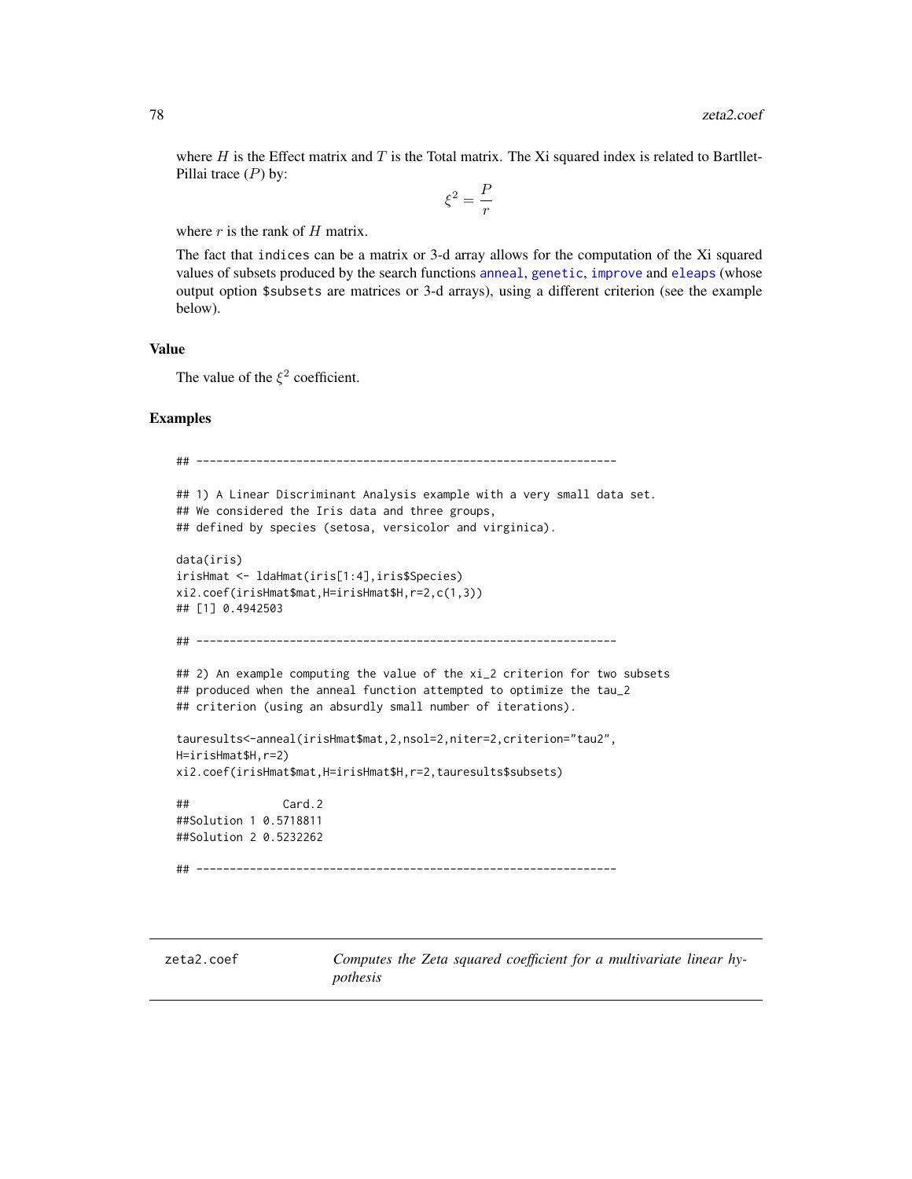where $H$ is the Effect matrix and $T$ is the Total matrix. The Xi squared index is related to Bartllet-Pillai trace ($P$) by:

$$\xi^2 = \frac{P}{r}$$

where $r$ is the rank of $H$ matrix.

The fact that `indices` can be a matrix or 3-d array allows for the computation of the Xi squared values of subsets produced by the search functions `anneal`, `genetic`, `improve` and `eleaps` (whose output option `$subsets` are matrices or 3-d arrays), using a different criterion (see the example below).

### Value

The value of the $\xi^2$ coefficient.

### Examples

```
## --------------------------------------------------------------

## 1) A Linear Discriminant Analysis example with a very small data set.
## We considered the Iris data and three groups,
## defined by species (setosa, versicolor and virginica).

data(iris)
irisHmat <- ldaHmat(iris[1:4],iris$Species)
xi2.coef(irisHmat$mat,H=irisHmat$H,r=2,c(1,3))
## [1] 0.4942503

## --------------------------------------------------------------

## 2) An example computing the value of the xi_2 criterion for two subsets
## produced when the anneal function attempted to optimize the tau_2
## criterion (using an absurdly small number of iterations).

tauresults<-anneal(irisHmat$mat,2,nsol=2,niter=2,criterion="tau2",
H=irisHmat$H,r=2)
xi2.coef(irisHmat$mat,H=irisHmat$H,r=2,tauresults$subsets)

##             Card.2
##Solution 1 0.5718811
##Solution 2 0.5232262

## --------------------------------------------------------------
```

---

`zeta2.coef` *Computes the Zeta squared coefficient for a multivariate linear hypothesis*

---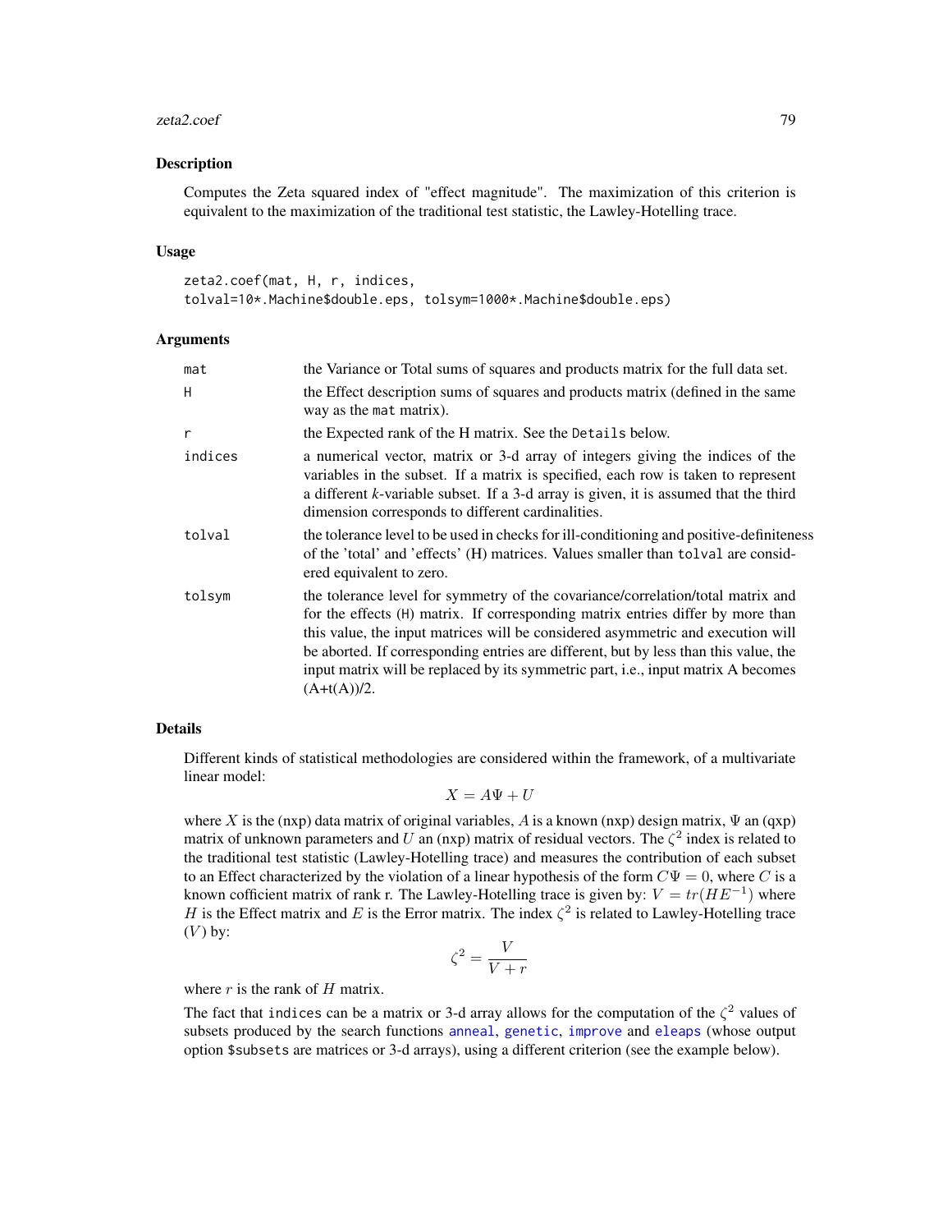## Description

Computes the Zeta squared index of "effect magnitude". The maximization of this criterion is equivalent to the maximization of the traditional test statistic, the Lawley-Hotelling trace.

## Usage

```
zeta2.coef(mat, H, r, indices,
tolval=10*.Machine$double.eps, tolsym=1000*.Machine$double.eps)
```

## Arguments

| | |
|---|---|
| `mat` | the Variance or Total sums of squares and products matrix for the full data set. |
| `H` | the Effect description sums of squares and products matrix (defined in the same way as the `mat` matrix). |
| `r` | the Expected rank of the H matrix. See the `Details` below. |
| `indices` | a numerical vector, matrix or 3-d array of integers giving the indices of the variables in the subset. If a matrix is specified, each row is taken to represent a different *k*-variable subset. If a 3-d array is given, it is assumed that the third dimension corresponds to different cardinalities. |
| `tolval` | the tolerance level to be used in checks for ill-conditioning and positive-definiteness of the 'total' and 'effects' (H) matrices. Values smaller than `tolval` are considered equivalent to zero. |
| `tolsym` | the tolerance level for symmetry of the covariance/correlation/total matrix and for the effects (`H`) matrix. If corresponding matrix entries differ by more than this value, the input matrices will be considered asymmetric and execution will be aborted. If corresponding entries are different, but by less than this value, the input matrix will be replaced by its symmetric part, i.e., input matrix A becomes (A+t(A))/2. |

## Details

Different kinds of statistical methodologies are considered within the framework, of a multivariate linear model:

$$X = A\Psi + U$$

where $X$ is the (nxp) data matrix of original variables, $A$ is a known (nxp) design matrix, $\Psi$ an (qxp) matrix of unknown parameters and $U$ an (nxp) matrix of residual vectors. The $\zeta^2$ index is related to the traditional test statistic (Lawley-Hotelling trace) and measures the contribution of each subset to an Effect characterized by the violation of a linear hypothesis of the form $C\Psi = 0$, where $C$ is a known cofficient matrix of rank r. The Lawley-Hotelling trace is given by: $V = tr(HE^{-1})$ where $H$ is the Effect matrix and $E$ is the Error matrix. The index $\zeta^2$ is related to Lawley-Hotelling trace ($V$) by:

$$\zeta^2 = \frac{V}{V + r}$$

where $r$ is the rank of $H$ matrix.

The fact that `indices` can be a matrix or 3-d array allows for the computation of the $\zeta^2$ values of subsets produced by the search functions `anneal`, `genetic`, `improve` and `eleaps` (whose output option `$subsets` are matrices or 3-d arrays), using a different criterion (see the example below).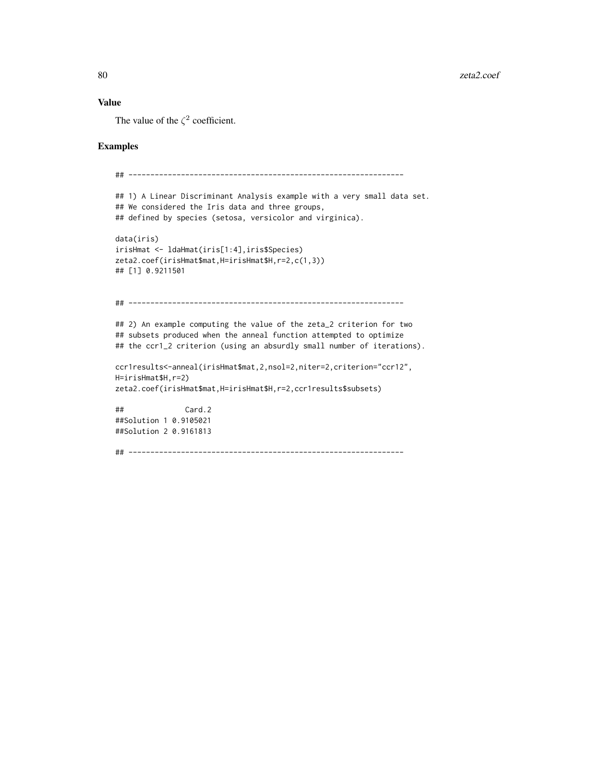## Value

The value of the $\zeta^2$ coefficient.

## Examples

```
## --------------------------------------------------------------

## 1) A Linear Discriminant Analysis example with a very small data set.
## We considered the Iris data and three groups,
## defined by species (setosa, versicolor and virginica).

data(iris)
irisHmat <- ldaHmat(iris[1:4],iris$Species)
zeta2.coef(irisHmat$mat,H=irisHmat$H,r=2,c(1,3))
## [1] 0.9211501


## --------------------------------------------------------------

## 2) An example computing the value of the zeta_2 criterion for two
## subsets produced when the anneal function attempted to optimize
## the ccr1_2 criterion (using an absurdly small number of iterations).

ccr1results<-anneal(irisHmat$mat,2,nsol=2,niter=2,criterion="ccr12",
H=irisHmat$H,r=2)
zeta2.coef(irisHmat$mat,H=irisHmat$H,r=2,ccr1results$subsets)

##              Card.2
##Solution 1 0.9105021
##Solution 2 0.9161813

## --------------------------------------------------------------
```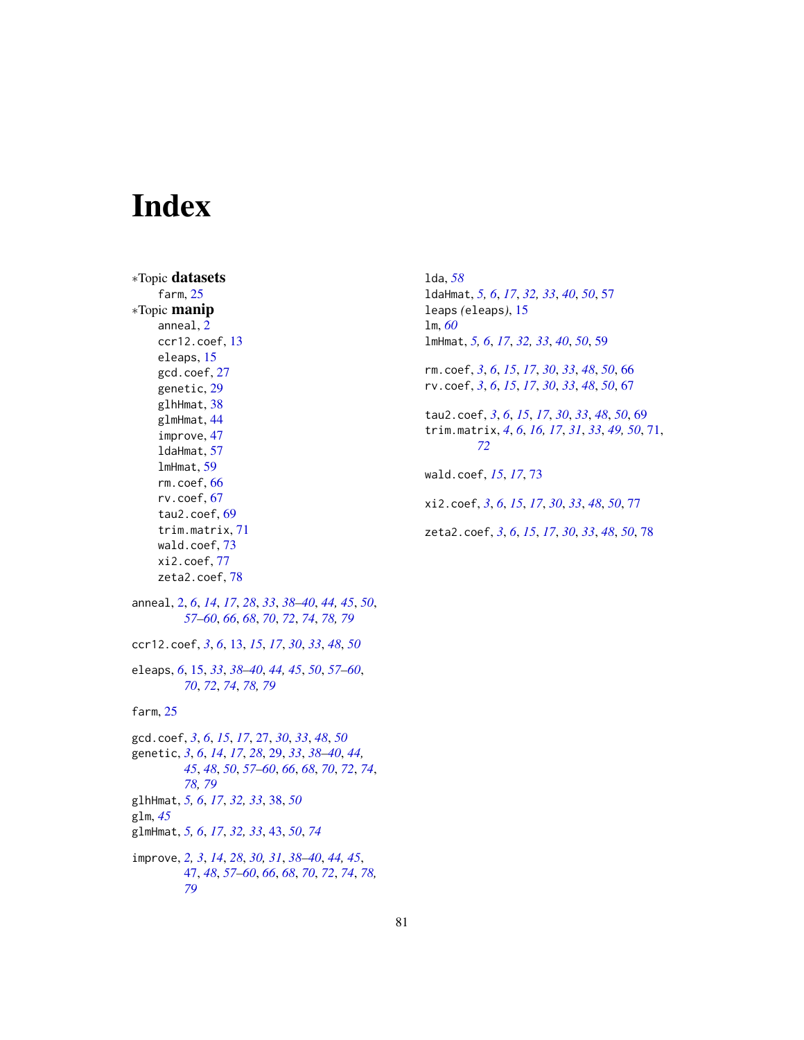# Index

*Topic **datasets**
- farm, 25

*Topic **manip**
- anneal, 2
- ccr12.coef, 13
- eleaps, 15
- gcd.coef, 27
- genetic, 29
- glhHmat, 38
- glmHmat, 44
- improve, 47
- ldaHmat, 57
- lmHmat, 59
- rm.coef, 66
- rv.coef, 67
- tau2.coef, 69
- trim.matrix, 71
- wald.coef, 73
- xi2.coef, 77
- zeta2.coef, 78

anneal, 2, *6*, *14*, *17*, *28*, *33*, *38–40*, *44*, *45*, *50*, *57–60*, *66*, *68*, *70*, *72*, *74*, *78*, *79*

ccr12.coef, *3*, *6*, 13, *15*, *17*, *30*, *33*, *48*, *50*

eleaps, *6*, 15, *33*, *38–40*, *44*, *45*, *50*, *57–60*, *70*, *72*, *74*, *78*, *79*

farm, 25

gcd.coef, *3*, *6*, *15*, *17*, 27, *30*, *33*, *48*, *50*
genetic, *3*, *6*, *14*, *17*, *28*, 29, *33*, *38–40*, *44*, *45*, *48*, *50*, *57–60*, *66*, *68*, *70*, *72*, *74*, *78*, *79*
glhHmat, *5*, *6*, *17*, *32*, *33*, 38, *50*
glm, *45*
glmHmat, *5*, *6*, *17*, *32*, *33*, 43, *50*, *74*

improve, *2*, *3*, *14*, *28*, *30*, *31*, *38–40*, *44*, *45*, 47, *48*, *57–60*, *66*, *68*, *70*, *72*, *74*, *78*, *79*

lda, *58*
ldaHmat, *5*, *6*, *17*, *32*, *33*, *40*, *50*, 57
leaps (eleaps), 15
lm, *60*
lmHmat, *5*, *6*, *17*, *32*, *33*, *40*, *50*, 59

rm.coef, *3*, *6*, *15*, *17*, *30*, *33*, *48*, *50*, 66
rv.coef, *3*, *6*, *15*, *17*, *30*, *33*, *48*, *50*, 67

tau2.coef, *3*, *6*, *15*, *17*, *30*, *33*, *48*, *50*, 69
trim.matrix, *4*, *6*, *16*, *17*, *31*, *33*, *49*, *50*, 71, *72*

wald.coef, *15*, *17*, 73

xi2.coef, *3*, *6*, *15*, *17*, *30*, *33*, *48*, *50*, 77

zeta2.coef, *3*, *6*, *15*, *17*, *30*, *33*, *48*, *50*, 78